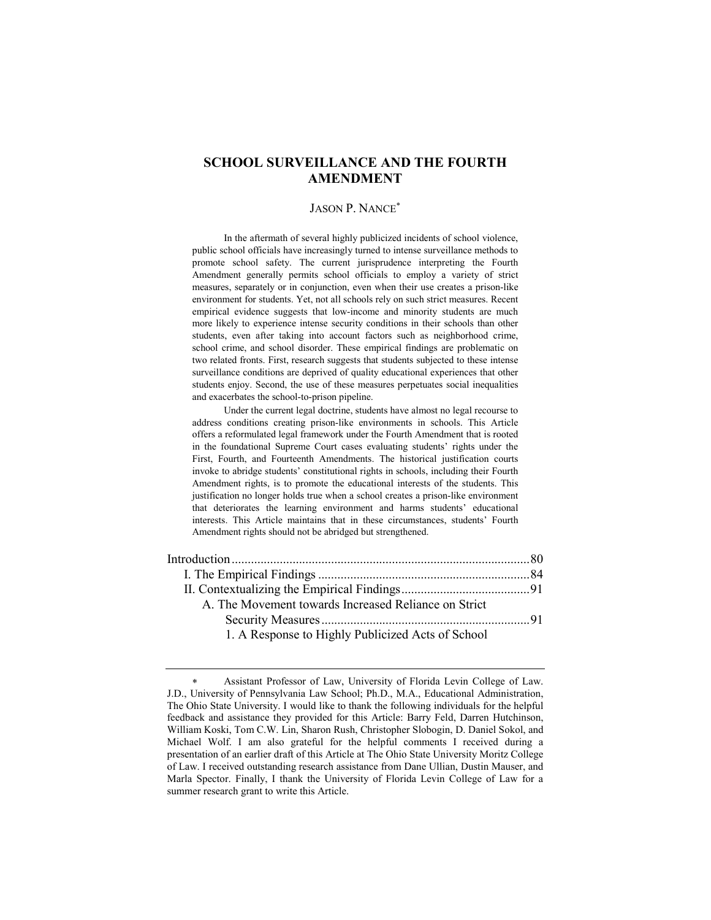# SCHOOL SURVEILLANCE AND THE FOURTH AMENDMENT

JASON P. NANCE*

In the aftermath of several highly publicized incidents of school violence, public school officials have increasingly turned to intense surveillance methods to promote school safety. The current jurisprudence interpreting the Fourth Amendment generally permits school officials to employ a variety of strict measures, separately or in conjunction, even when their use creates a prison-like environment for students. Yet, not all schools rely on such strict measures. Recent empirical evidence suggests that low-income and minority students are much more likely to experience intense security conditions in their schools than other students, even after taking into account factors such as neighborhood crime, school crime, and school disorder. These empirical findings are problematic on two related fronts. First, research suggests that students subjected to these intense surveillance conditions are deprived of quality educational experiences that other students enjoy. Second, the use of these measures perpetuates social inequalities and exacerbates the school-to-prison pipeline.

Under the current legal doctrine, students have almost no legal recourse to address conditions creating prison-like environments in schools. This Article offers a reformulated legal framework under the Fourth Amendment that is rooted in the foundational Supreme Court cases evaluating students' rights under the First, Fourth, and Fourteenth Amendments. The historical justification courts invoke to abridge students' constitutional rights in schools, including their Fourth Amendment rights, is to promote the educational interests of the students. This justification no longer holds true when a school creates a prison-like environment that deteriorates the learning environment and harms students' educational interests. This Article maintains that in these circumstances, students' Fourth Amendment rights should not be abridged but strengthened.

Introduction ........ 80
- I. The Empirical Findings ........ 84
- II. Contextualizing the Empirical Findings ........ 91
  - A. The Movement towards Increased Reliance on Strict Security Measures ........ 91
    - 1. A Response to Highly Publicized Acts of School

---

\* Assistant Professor of Law, University of Florida Levin College of Law. J.D., University of Pennsylvania Law School; Ph.D., M.A., Educational Administration, The Ohio State University. I would like to thank the following individuals for the helpful feedback and assistance they provided for this Article: Barry Feld, Darren Hutchinson, William Koski, Tom C.W. Lin, Sharon Rush, Christopher Slobogin, D. Daniel Sokol, and Michael Wolf. I am also grateful for the helpful comments I received during a presentation of an earlier draft of this Article at The Ohio State University Moritz College of Law. I received outstanding research assistance from Dane Ullian, Dustin Mauser, and Marla Spector. Finally, I thank the University of Florida Levin College of Law for a summer research grant to write this Article.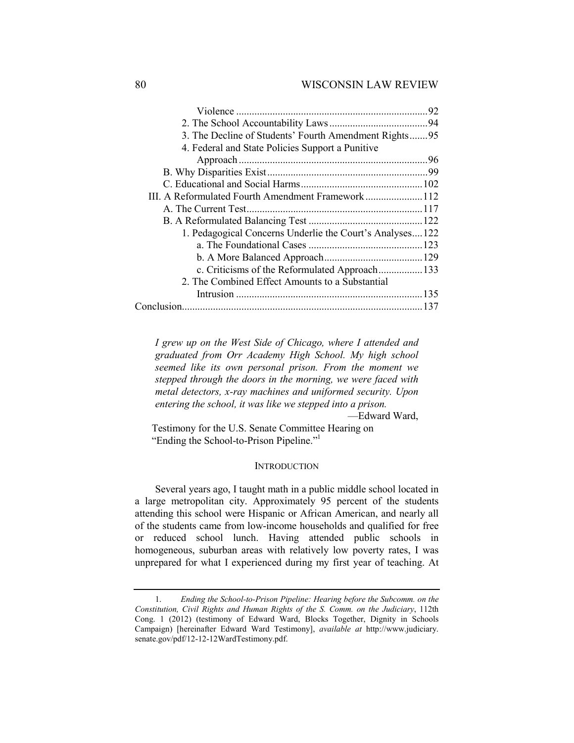Violence ........................................................................92
2. The School Accountability Laws .....................................94
3. The Decline of Students' Fourth Amendment Rights.......95
4. Federal and State Policies Support a Punitive Approach ........................................................................96
B. Why Disparities Exist .............................................................99
C. Educational and Social Harms ..............................................102
III. A Reformulated Fourth Amendment Framework ......................112
A. The Current Test ...................................................................117
B. A Reformulated Balancing Test ...........................................122
1. Pedagogical Concerns Underlie the Court's Analyses....122
a. The Foundational Cases ............................................123
b. A More Balanced Approach......................................129
c. Criticisms of the Reformulated Approach.................133
2. The Combined Effect Amounts to a Substantial Intrusion .......................................................................135
Conclusion...........................................................................................137

> *I grew up on the West Side of Chicago, where I attended and graduated from Orr Academy High School. My high school seemed like its own personal prison. From the moment we stepped through the doors in the morning, we were faced with metal detectors, x-ray machines and uniformed security. Upon entering the school, it was like we stepped into a prison.*
>
> —Edward Ward,
> Testimony for the U.S. Senate Committee Hearing on "Ending the School-to-Prison Pipeline."[1]

## INTRODUCTION

Several years ago, I taught math in a public middle school located in a large metropolitan city. Approximately 95 percent of the students attending this school were Hispanic or African American, and nearly all of the students came from low-income households and qualified for free or reduced school lunch. Having attended public schools in homogeneous, suburban areas with relatively low poverty rates, I was unprepared for what I experienced during my first year of teaching. At

1. *Ending the School-to-Prison Pipeline: Hearing before the Subcomm. on the Constitution, Civil Rights and Human Rights of the S. Comm. on the Judiciary*, 112th Cong. 1 (2012) (testimony of Edward Ward, Blocks Together, Dignity in Schools Campaign) [hereinafter Edward Ward Testimony], *available at* http://www.judiciary.senate.gov/pdf/12-12-12WardTestimony.pdf.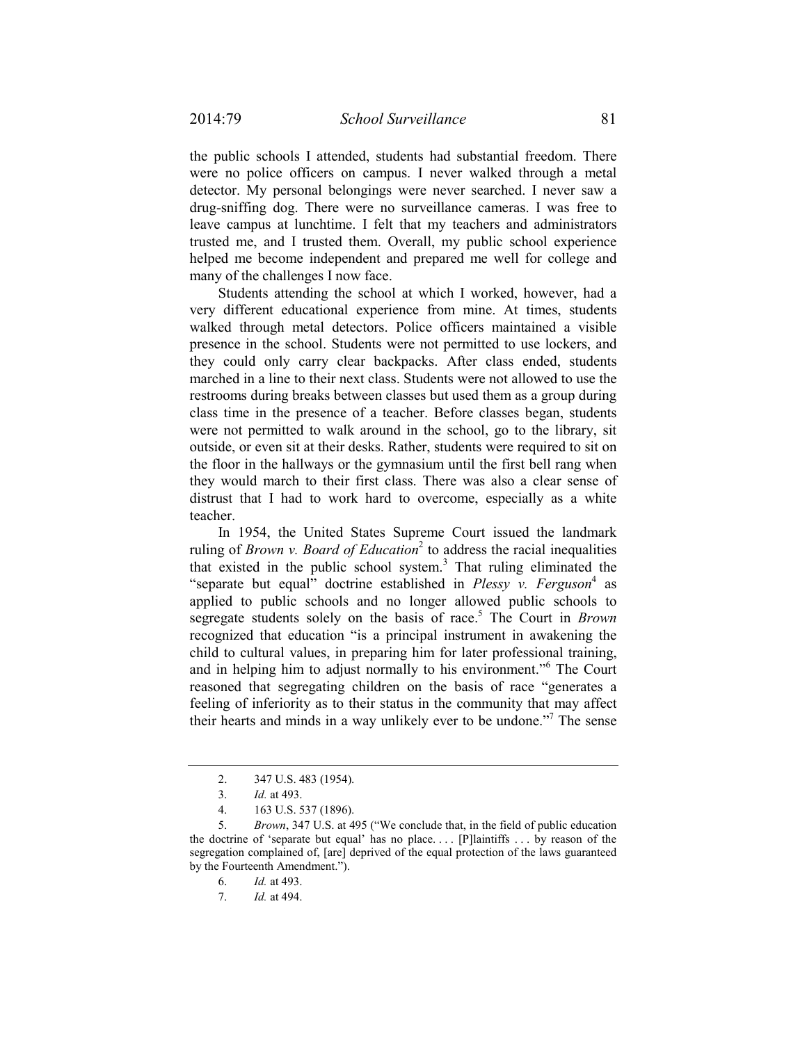the public schools I attended, students had substantial freedom. There were no police officers on campus. I never walked through a metal detector. My personal belongings were never searched. I never saw a drug-sniffing dog. There were no surveillance cameras. I was free to leave campus at lunchtime. I felt that my teachers and administrators trusted me, and I trusted them. Overall, my public school experience helped me become independent and prepared me well for college and many of the challenges I now face.

Students attending the school at which I worked, however, had a very different educational experience from mine. At times, students walked through metal detectors. Police officers maintained a visible presence in the school. Students were not permitted to use lockers, and they could only carry clear backpacks. After class ended, students marched in a line to their next class. Students were not allowed to use the restrooms during breaks between classes but used them as a group during class time in the presence of a teacher. Before classes began, students were not permitted to walk around in the school, go to the library, sit outside, or even sit at their desks. Rather, students were required to sit on the floor in the hallways or the gymnasium until the first bell rang when they would march to their first class. There was also a clear sense of distrust that I had to work hard to overcome, especially as a white teacher.

In 1954, the United States Supreme Court issued the landmark ruling of *Brown v. Board of Education*[2] to address the racial inequalities that existed in the public school system.[3] That ruling eliminated the "separate but equal" doctrine established in *Plessy v. Ferguson*[4] as applied to public schools and no longer allowed public schools to segregate students solely on the basis of race.[5] The Court in *Brown* recognized that education "is a principal instrument in awakening the child to cultural values, in preparing him for later professional training, and in helping him to adjust normally to his environment."[6] The Court reasoned that segregating children on the basis of race "generates a feeling of inferiority as to their status in the community that may affect their hearts and minds in a way unlikely ever to be undone."[7] The sense

---

2. 347 U.S. 483 (1954).

3. *Id.* at 493.

4. 163 U.S. 537 (1896).

5. *Brown*, 347 U.S. at 495 ("We conclude that, in the field of public education the doctrine of 'separate but equal' has no place. . . . [P]laintiffs . . . by reason of the segregation complained of, [are] deprived of the equal protection of the laws guaranteed by the Fourteenth Amendment.").

6. *Id.* at 493.

7. *Id.* at 494.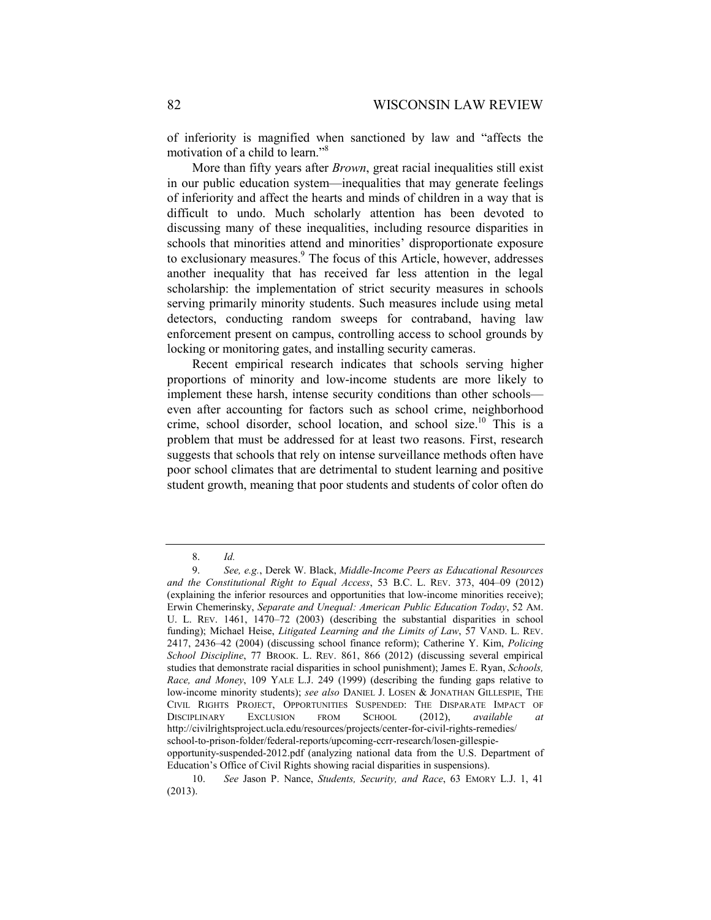of inferiority is magnified when sanctioned by law and "affects the motivation of a child to learn."[8]

More than fifty years after *Brown*, great racial inequalities still exist in our public education system—inequalities that may generate feelings of inferiority and affect the hearts and minds of children in a way that is difficult to undo. Much scholarly attention has been devoted to discussing many of these inequalities, including resource disparities in schools that minorities attend and minorities' disproportionate exposure to exclusionary measures.[9] The focus of this Article, however, addresses another inequality that has received far less attention in the legal scholarship: the implementation of strict security measures in schools serving primarily minority students. Such measures include using metal detectors, conducting random sweeps for contraband, having law enforcement present on campus, controlling access to school grounds by locking or monitoring gates, and installing security cameras.

Recent empirical research indicates that schools serving higher proportions of minority and low-income students are more likely to implement these harsh, intense security conditions than other schools—even after accounting for factors such as school crime, neighborhood crime, school disorder, school location, and school size.[10] This is a problem that must be addressed for at least two reasons. First, research suggests that schools that rely on intense surveillance methods often have poor school climates that are detrimental to student learning and positive student growth, meaning that poor students and students of color often do

---

8. *Id.*

9. *See, e.g.*, Derek W. Black, *Middle-Income Peers as Educational Resources and the Constitutional Right to Equal Access*, 53 B.C. L. REV. 373, 404–09 (2012) (explaining the inferior resources and opportunities that low-income minorities receive); Erwin Chemerinsky, *Separate and Unequal: American Public Education Today*, 52 AM. U. L. REV. 1461, 1470–72 (2003) (describing the substantial disparities in school funding); Michael Heise, *Litigated Learning and the Limits of Law*, 57 VAND. L. REV. 2417, 2436–42 (2004) (discussing school finance reform); Catherine Y. Kim, *Policing School Discipline*, 77 BROOK. L. REV. 861, 866 (2012) (discussing several empirical studies that demonstrate racial disparities in school punishment); James E. Ryan, *Schools, Race, and Money*, 109 YALE L.J. 249 (1999) (describing the funding gaps relative to low-income minority students); *see also* DANIEL J. LOSEN & JONATHAN GILLESPIE, THE CIVIL RIGHTS PROJECT, OPPORTUNITIES SUSPENDED: THE DISPARATE IMPACT OF DISCIPLINARY EXCLUSION FROM SCHOOL (2012), *available at* http://civilrightsproject.ucla.edu/resources/projects/center-for-civil-rights-remedies/school-to-prison-folder/federal-reports/upcoming-ccrr-research/losen-gillespie-opportunity-suspended-2012.pdf (analyzing national data from the U.S. Department of Education's Office of Civil Rights showing racial disparities in suspensions).

10. *See* Jason P. Nance, *Students, Security, and Race*, 63 EMORY L.J. 1, 41 (2013).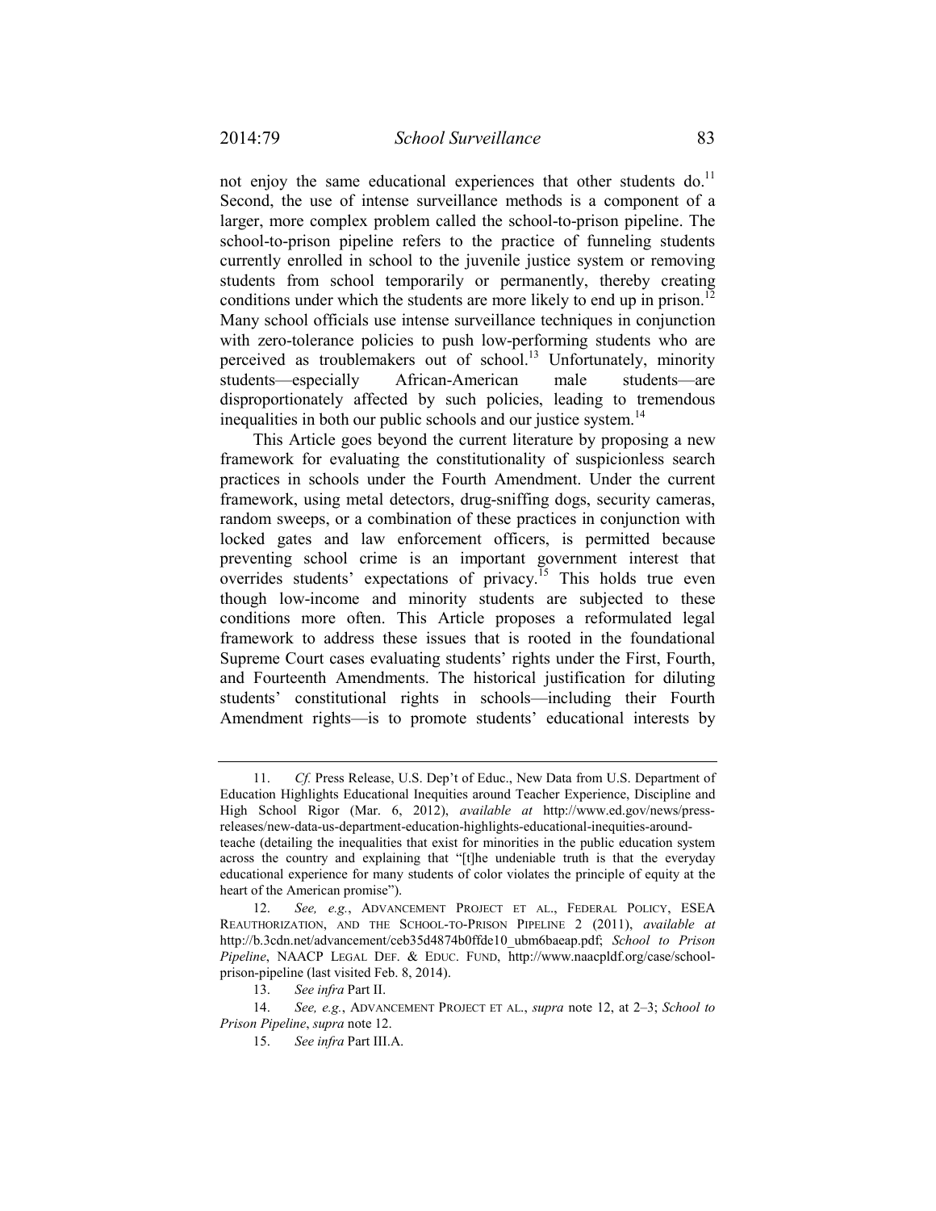not enjoy the same educational experiences that other students do.[11] Second, the use of intense surveillance methods is a component of a larger, more complex problem called the school-to-prison pipeline. The school-to-prison pipeline refers to the practice of funneling students currently enrolled in school to the juvenile justice system or removing students from school temporarily or permanently, thereby creating conditions under which the students are more likely to end up in prison.[12] Many school officials use intense surveillance techniques in conjunction with zero-tolerance policies to push low-performing students who are perceived as troublemakers out of school.[13] Unfortunately, minority students—especially African-American male students—are disproportionately affected by such policies, leading to tremendous inequalities in both our public schools and our justice system.[14]

This Article goes beyond the current literature by proposing a new framework for evaluating the constitutionality of suspicionless search practices in schools under the Fourth Amendment. Under the current framework, using metal detectors, drug-sniffing dogs, security cameras, random sweeps, or a combination of these practices in conjunction with locked gates and law enforcement officers, is permitted because preventing school crime is an important government interest that overrides students' expectations of privacy.[15] This holds true even though low-income and minority students are subjected to these conditions more often. This Article proposes a reformulated legal framework to address these issues that is rooted in the foundational Supreme Court cases evaluating students' rights under the First, Fourth, and Fourteenth Amendments. The historical justification for diluting students' constitutional rights in schools—including their Fourth Amendment rights—is to promote students' educational interests by

---

11. *Cf.* Press Release, U.S. Dep't of Educ., New Data from U.S. Department of Education Highlights Educational Inequities around Teacher Experience, Discipline and High School Rigor (Mar. 6, 2012), *available at* http://www.ed.gov/news/press-releases/new-data-us-department-education-highlights-educational-inequities-around-teache (detailing the inequalities that exist for minorities in the public education system across the country and explaining that "[t]he undeniable truth is that the everyday educational experience for many students of color violates the principle of equity at the heart of the American promise").

12. *See, e.g.*, ADVANCEMENT PROJECT ET AL., FEDERAL POLICY, ESEA REAUTHORIZATION, AND THE SCHOOL-TO-PRISON PIPELINE 2 (2011), *available at* http://b.3cdn.net/advancement/ceb35d4874b0ffde10_ubm6baeap.pdf; *School to Prison Pipeline*, NAACP LEGAL DEF. & EDUC. FUND, http://www.naacpldf.org/case/school-prison-pipeline (last visited Feb. 8, 2014).

13. *See infra* Part II.

14. *See, e.g.*, ADVANCEMENT PROJECT ET AL., *supra* note 12, at 2–3; *School to Prison Pipeline*, *supra* note 12.

15. *See infra* Part III.A.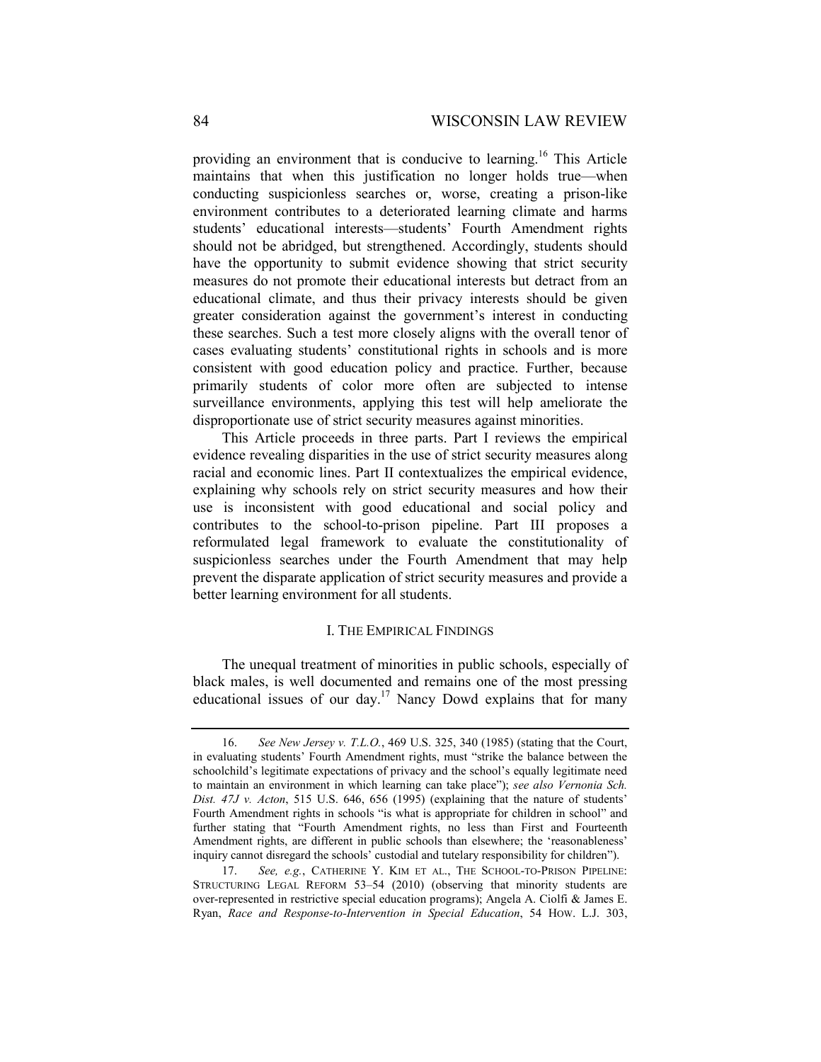providing an environment that is conducive to learning.[16] This Article maintains that when this justification no longer holds true—when conducting suspicionless searches or, worse, creating a prison-like environment contributes to a deteriorated learning climate and harms students' educational interests—students' Fourth Amendment rights should not be abridged, but strengthened. Accordingly, students should have the opportunity to submit evidence showing that strict security measures do not promote their educational interests but detract from an educational climate, and thus their privacy interests should be given greater consideration against the government's interest in conducting these searches. Such a test more closely aligns with the overall tenor of cases evaluating students' constitutional rights in schools and is more consistent with good education policy and practice. Further, because primarily students of color more often are subjected to intense surveillance environments, applying this test will help ameliorate the disproportionate use of strict security measures against minorities.

This Article proceeds in three parts. Part I reviews the empirical evidence revealing disparities in the use of strict security measures along racial and economic lines. Part II contextualizes the empirical evidence, explaining why schools rely on strict security measures and how their use is inconsistent with good educational and social policy and contributes to the school-to-prison pipeline. Part III proposes a reformulated legal framework to evaluate the constitutionality of suspicionless searches under the Fourth Amendment that may help prevent the disparate application of strict security measures and provide a better learning environment for all students.

## I. The Empirical Findings

The unequal treatment of minorities in public schools, especially of black males, is well documented and remains one of the most pressing educational issues of our day.[17] Nancy Dowd explains that for many

---

16. *See New Jersey v. T.L.O.*, 469 U.S. 325, 340 (1985) (stating that the Court, in evaluating students' Fourth Amendment rights, must "strike the balance between the schoolchild's legitimate expectations of privacy and the school's equally legitimate need to maintain an environment in which learning can take place"); *see also Vernonia Sch. Dist. 47J v. Acton*, 515 U.S. 646, 656 (1995) (explaining that the nature of students' Fourth Amendment rights in schools "is what is appropriate for children in school" and further stating that "Fourth Amendment rights, no less than First and Fourteenth Amendment rights, are different in public schools than elsewhere; the 'reasonableness' inquiry cannot disregard the schools' custodial and tutelary responsibility for children").

17. *See, e.g.*, Catherine Y. Kim et al., The School-to-Prison Pipeline: Structuring Legal Reform 53–54 (2010) (observing that minority students are over-represented in restrictive special education programs); Angela A. Ciolfi & James E. Ryan, *Race and Response-to-Intervention in Special Education*, 54 How. L.J. 303,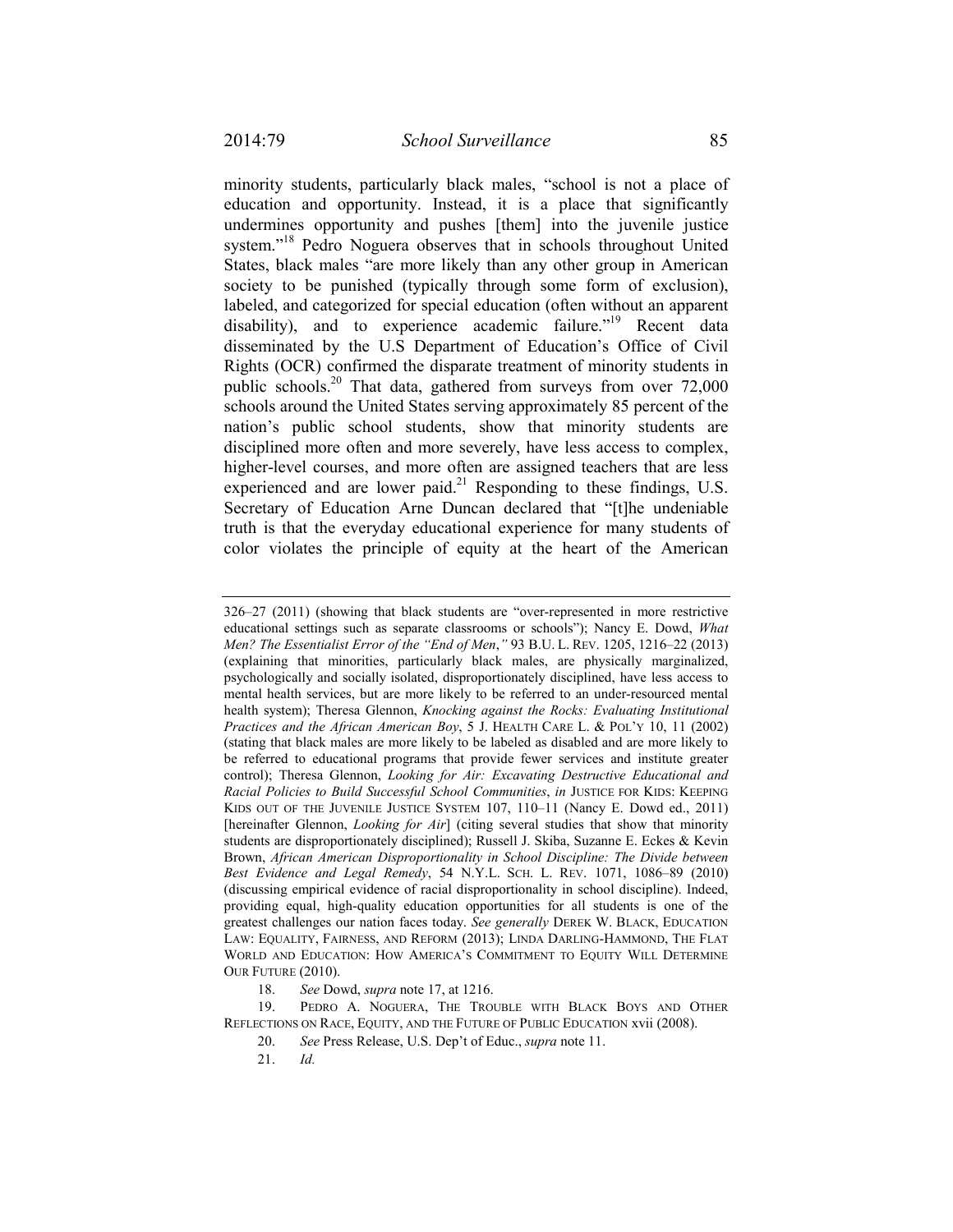minority students, particularly black males, "school is not a place of education and opportunity. Instead, it is a place that significantly undermines opportunity and pushes [them] into the juvenile justice system."[18] Pedro Noguera observes that in schools throughout United States, black males "are more likely than any other group in American society to be punished (typically through some form of exclusion), labeled, and categorized for special education (often without an apparent disability), and to experience academic failure."[19] Recent data disseminated by the U.S Department of Education's Office of Civil Rights (OCR) confirmed the disparate treatment of minority students in public schools.[20] That data, gathered from surveys from over 72,000 schools around the United States serving approximately 85 percent of the nation's public school students, show that minority students are disciplined more often and more severely, have less access to complex, higher-level courses, and more often are assigned teachers that are less experienced and are lower paid.[21] Responding to these findings, U.S. Secretary of Education Arne Duncan declared that "[t]he undeniable truth is that the everyday educational experience for many students of color violates the principle of equity at the heart of the American

---

326–27 (2011) (showing that black students are "over-represented in more restrictive educational settings such as separate classrooms or schools"); Nancy E. Dowd, *What Men? The Essentialist Error of the "End of Men*," 93 B.U. L. REV. 1205, 1216–22 (2013) (explaining that minorities, particularly black males, are physically marginalized, psychologically and socially isolated, disproportionately disciplined, have less access to mental health services, but are more likely to be referred to an under-resourced mental health system); Theresa Glennon, *Knocking against the Rocks: Evaluating Institutional Practices and the African American Boy*, 5 J. HEALTH CARE L. & POL'Y 10, 11 (2002) (stating that black males are more likely to be labeled as disabled and are more likely to be referred to educational programs that provide fewer services and institute greater control); Theresa Glennon, *Looking for Air: Excavating Destructive Educational and Racial Policies to Build Successful School Communities*, *in* JUSTICE FOR KIDS: KEEPING KIDS OUT OF THE JUVENILE JUSTICE SYSTEM 107, 110–11 (Nancy E. Dowd ed., 2011) [hereinafter Glennon, *Looking for Air*] (citing several studies that show that minority students are disproportionately disciplined); Russell J. Skiba, Suzanne E. Eckes & Kevin Brown, *African American Disproportionality in School Discipline: The Divide between Best Evidence and Legal Remedy*, 54 N.Y.L. SCH. L. REV. 1071, 1086–89 (2010) (discussing empirical evidence of racial disproportionality in school discipline). Indeed, providing equal, high-quality education opportunities for all students is one of the greatest challenges our nation faces today. *See generally* DEREK W. BLACK, EDUCATION LAW: EQUALITY, FAIRNESS, AND REFORM (2013); LINDA DARLING-HAMMOND, THE FLAT WORLD AND EDUCATION: HOW AMERICA'S COMMITMENT TO EQUITY WILL DETERMINE OUR FUTURE (2010).

18. *See* Dowd, *supra* note 17, at 1216.

19. PEDRO A. NOGUERA, THE TROUBLE WITH BLACK BOYS AND OTHER REFLECTIONS ON RACE, EQUITY, AND THE FUTURE OF PUBLIC EDUCATION xvii (2008).

20. *See* Press Release, U.S. Dep't of Educ., *supra* note 11.

21. *Id.*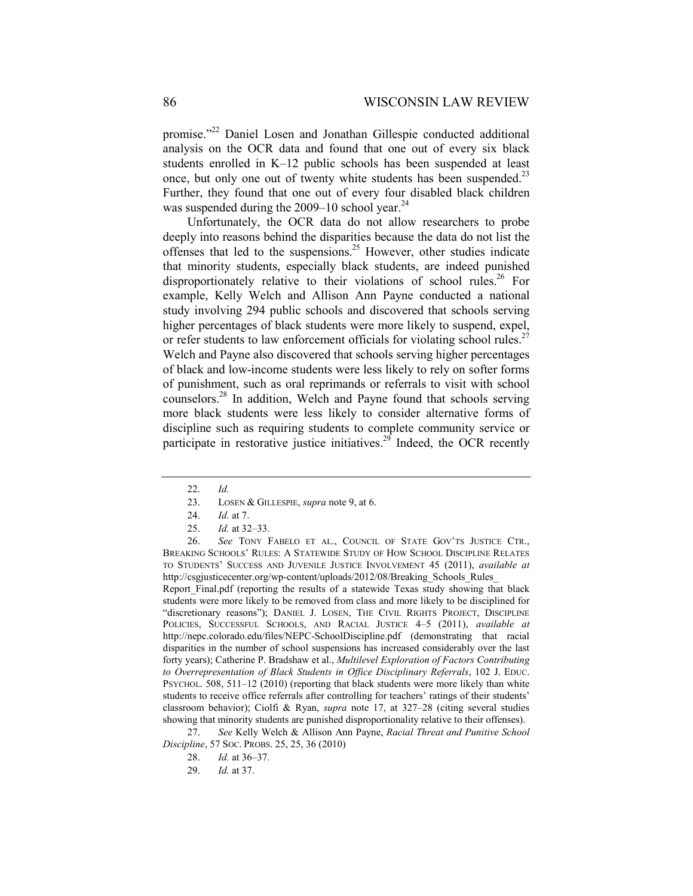promise."[22] Daniel Losen and Jonathan Gillespie conducted additional analysis on the OCR data and found that one out of every six black students enrolled in K–12 public schools has been suspended at least once, but only one out of twenty white students has been suspended.[23] Further, they found that one out of every four disabled black children was suspended during the 2009–10 school year.[24]

Unfortunately, the OCR data do not allow researchers to probe deeply into reasons behind the disparities because the data do not list the offenses that led to the suspensions.[25] However, other studies indicate that minority students, especially black students, are indeed punished disproportionately relative to their violations of school rules.[26] For example, Kelly Welch and Allison Ann Payne conducted a national study involving 294 public schools and discovered that schools serving higher percentages of black students were more likely to suspend, expel, or refer students to law enforcement officials for violating school rules.[27] Welch and Payne also discovered that schools serving higher percentages of black and low-income students were less likely to rely on softer forms of punishment, such as oral reprimands or referrals to visit with school counselors.[28] In addition, Welch and Payne found that schools serving more black students were less likely to consider alternative forms of discipline such as requiring students to complete community service or participate in restorative justice initiatives.[29] Indeed, the OCR recently

---

22. *Id.*

23. LOSEN & GILLESPIE, *supra* note 9, at 6.

24. *Id.* at 7.

25. *Id.* at 32–33.

26. *See* TONY FABELO ET AL., COUNCIL OF STATE GOV'TS JUSTICE CTR., BREAKING SCHOOLS' RULES: A STATEWIDE STUDY OF HOW SCHOOL DISCIPLINE RELATES TO STUDENTS' SUCCESS AND JUVENILE JUSTICE INVOLVEMENT 45 (2011), *available at* http://csgjusticecenter.org/wp-content/uploads/2012/08/Breaking_Schools_Rules_Report_Final.pdf (reporting the results of a statewide Texas study showing that black students were more likely to be removed from class and more likely to be disciplined for "discretionary reasons"); DANIEL J. LOSEN, THE CIVIL RIGHTS PROJECT, DISCIPLINE POLICIES, SUCCESSFUL SCHOOLS, AND RACIAL JUSTICE 4–5 (2011), *available at* http://nepc.colorado.edu/files/NEPC-SchoolDiscipline.pdf (demonstrating that racial disparities in the number of school suspensions has increased considerably over the last forty years); Catherine P. Bradshaw et al., *Multilevel Exploration of Factors Contributing to Overrepresentation of Black Students in Office Disciplinary Referrals*, 102 J. EDUC. PSYCHOL. 508, 511–12 (2010) (reporting that black students were more likely than white students to receive office referrals after controlling for teachers' ratings of their students' classroom behavior); Ciolfi & Ryan, *supra* note 17, at 327–28 (citing several studies showing that minority students are punished disproportionality relative to their offenses).

27. *See* Kelly Welch & Allison Ann Payne, *Racial Threat and Punitive School Discipline*, 57 SOC. PROBS. 25, 25, 36 (2010)

28. *Id.* at 36–37.

29. *Id.* at 37.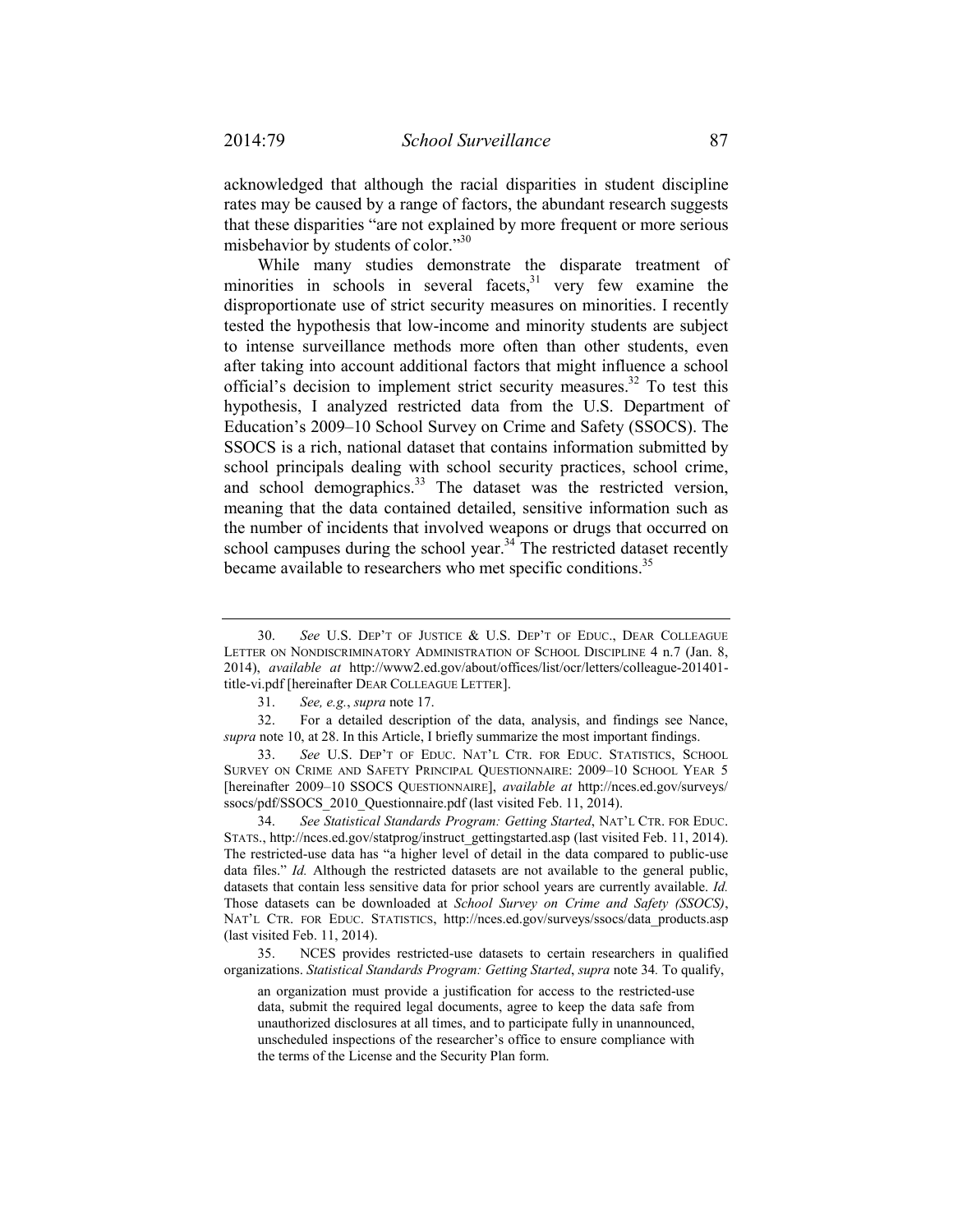acknowledged that although the racial disparities in student discipline rates may be caused by a range of factors, the abundant research suggests that these disparities "are not explained by more frequent or more serious misbehavior by students of color."[30]

While many studies demonstrate the disparate treatment of minorities in schools in several facets,[31] very few examine the disproportionate use of strict security measures on minorities. I recently tested the hypothesis that low-income and minority students are subject to intense surveillance methods more often than other students, even after taking into account additional factors that might influence a school official's decision to implement strict security measures.[32] To test this hypothesis, I analyzed restricted data from the U.S. Department of Education's 2009–10 School Survey on Crime and Safety (SSOCS). The SSOCS is a rich, national dataset that contains information submitted by school principals dealing with school security practices, school crime, and school demographics.[33] The dataset was the restricted version, meaning that the data contained detailed, sensitive information such as the number of incidents that involved weapons or drugs that occurred on school campuses during the school year.[34] The restricted dataset recently became available to researchers who met specific conditions.[35]

---

30. *See* U.S. DEP'T OF JUSTICE & U.S. DEP'T OF EDUC., DEAR COLLEAGUE LETTER ON NONDISCRIMINATORY ADMINISTRATION OF SCHOOL DISCIPLINE 4 n.7 (Jan. 8, 2014), *available at* http://www2.ed.gov/about/offices/list/ocr/letters/colleague-201401-title-vi.pdf [hereinafter DEAR COLLEAGUE LETTER].

31. *See, e.g.*, *supra* note 17.

32. For a detailed description of the data, analysis, and findings see Nance, *supra* note 10, at 28. In this Article, I briefly summarize the most important findings.

33. *See* U.S. DEP'T OF EDUC. NAT'L CTR. FOR EDUC. STATISTICS, SCHOOL SURVEY ON CRIME AND SAFETY PRINCIPAL QUESTIONNAIRE: 2009–10 SCHOOL YEAR 5 [hereinafter 2009–10 SSOCS QUESTIONNAIRE], *available at* http://nces.ed.gov/surveys/ssocs/pdf/SSOCS_2010_Questionnaire.pdf (last visited Feb. 11, 2014).

34. *See Statistical Standards Program: Getting Started*, NAT'L CTR. FOR EDUC. STATS., http://nces.ed.gov/statprog/instruct_gettingstarted.asp (last visited Feb. 11, 2014). The restricted-use data has "a higher level of detail in the data compared to public-use data files." *Id.* Although the restricted datasets are not available to the general public, datasets that contain less sensitive data for prior school years are currently available. *Id.* Those datasets can be downloaded at *School Survey on Crime and Safety (SSOCS)*, NAT'L CTR. FOR EDUC. STATISTICS, http://nces.ed.gov/surveys/ssocs/data_products.asp (last visited Feb. 11, 2014).

35. NCES provides restricted-use datasets to certain researchers in qualified organizations. *Statistical Standards Program: Getting Started*, *supra* note 34. To qualify,

> an organization must provide a justification for access to the restricted-use data, submit the required legal documents, agree to keep the data safe from unauthorized disclosures at all times, and to participate fully in unannounced, unscheduled inspections of the researcher's office to ensure compliance with the terms of the License and the Security Plan form.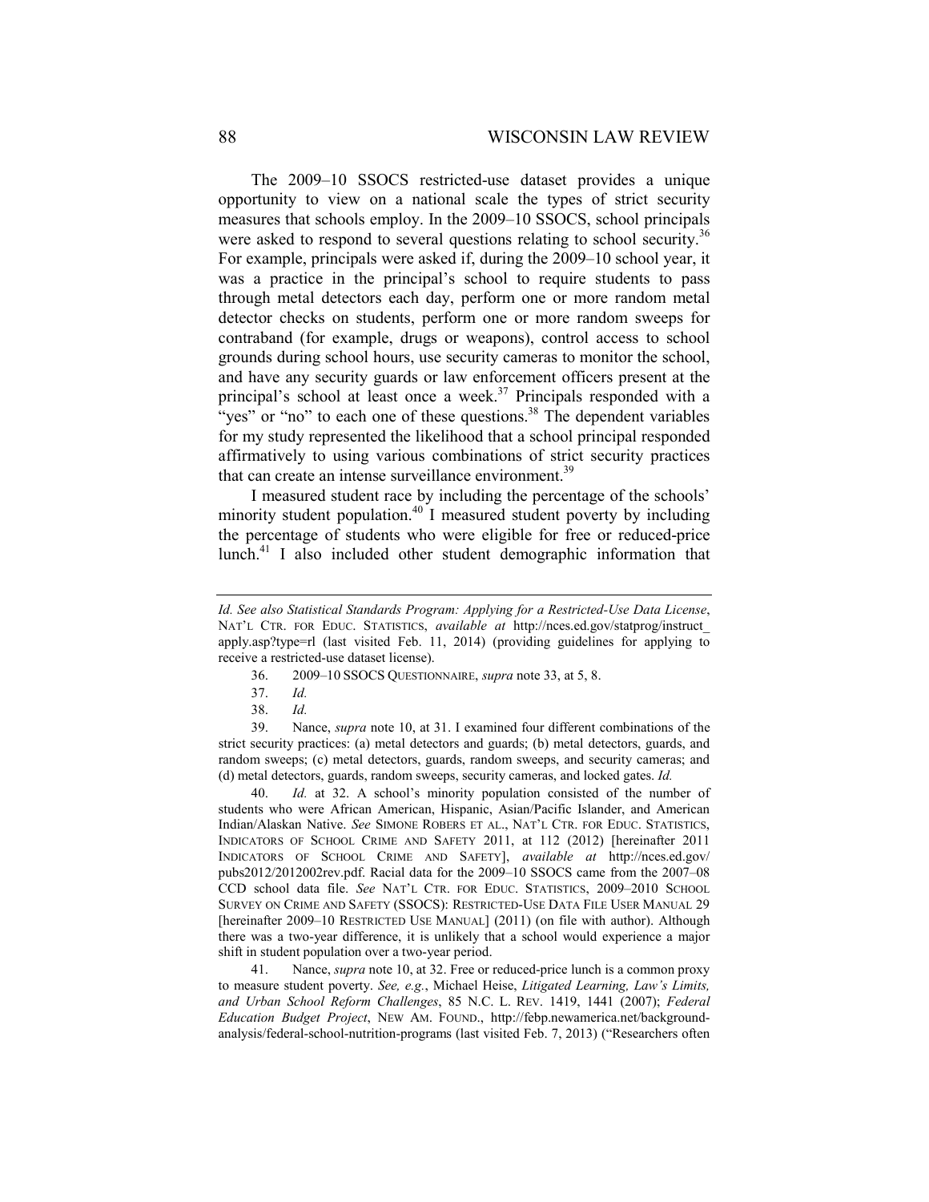The 2009–10 SSOCS restricted-use dataset provides a unique opportunity to view on a national scale the types of strict security measures that schools employ. In the 2009–10 SSOCS, school principals were asked to respond to several questions relating to school security.[36] For example, principals were asked if, during the 2009–10 school year, it was a practice in the principal's school to require students to pass through metal detectors each day, perform one or more random metal detector checks on students, perform one or more random sweeps for contraband (for example, drugs or weapons), control access to school grounds during school hours, use security cameras to monitor the school, and have any security guards or law enforcement officers present at the principal's school at least once a week.[37] Principals responded with a "yes" or "no" to each one of these questions.[38] The dependent variables for my study represented the likelihood that a school principal responded affirmatively to using various combinations of strict security practices that can create an intense surveillance environment.[39]

I measured student race by including the percentage of the schools' minority student population.[40] I measured student poverty by including the percentage of students who were eligible for free or reduced-price lunch.[41] I also included other student demographic information that

---

*Id. See also Statistical Standards Program: Applying for a Restricted-Use Data License*, NAT'L CTR. FOR EDUC. STATISTICS, *available at* http://nces.ed.gov/statprog/instruct_apply.asp?type=rl (last visited Feb. 11, 2014) (providing guidelines for applying to receive a restricted-use dataset license).

36. 2009–10 SSOCS QUESTIONNAIRE, *supra* note 33, at 5, 8.

37. *Id.*

38. *Id.*

39. Nance, *supra* note 10, at 31. I examined four different combinations of the strict security practices: (a) metal detectors and guards; (b) metal detectors, guards, and random sweeps; (c) metal detectors, guards, random sweeps, and security cameras; and (d) metal detectors, guards, random sweeps, security cameras, and locked gates. *Id.*

40. *Id.* at 32. A school's minority population consisted of the number of students who were African American, Hispanic, Asian/Pacific Islander, and American Indian/Alaskan Native. *See* SIMONE ROBERS ET AL., NAT'L CTR. FOR EDUC. STATISTICS, INDICATORS OF SCHOOL CRIME AND SAFETY 2011, at 112 (2012) [hereinafter 2011 INDICATORS OF SCHOOL CRIME AND SAFETY], *available at* http://nces.ed.gov/pubs2012/2012002rev.pdf. Racial data for the 2009–10 SSOCS came from the 2007–08 CCD school data file. *See* NAT'L CTR. FOR EDUC. STATISTICS, 2009–2010 SCHOOL SURVEY ON CRIME AND SAFETY (SSOCS): RESTRICTED-USE DATA FILE USER MANUAL 29 [hereinafter 2009–10 RESTRICTED USE MANUAL] (2011) (on file with author). Although there was a two-year difference, it is unlikely that a school would experience a major shift in student population over a two-year period.

41. Nance, *supra* note 10, at 32. Free or reduced-price lunch is a common proxy to measure student poverty. *See, e.g.*, Michael Heise, *Litigated Learning, Law's Limits, and Urban School Reform Challenges*, 85 N.C. L. REV. 1419, 1441 (2007); *Federal Education Budget Project*, NEW AM. FOUND., http://febp.newamerica.net/background-analysis/federal-school-nutrition-programs (last visited Feb. 7, 2013) ("Researchers often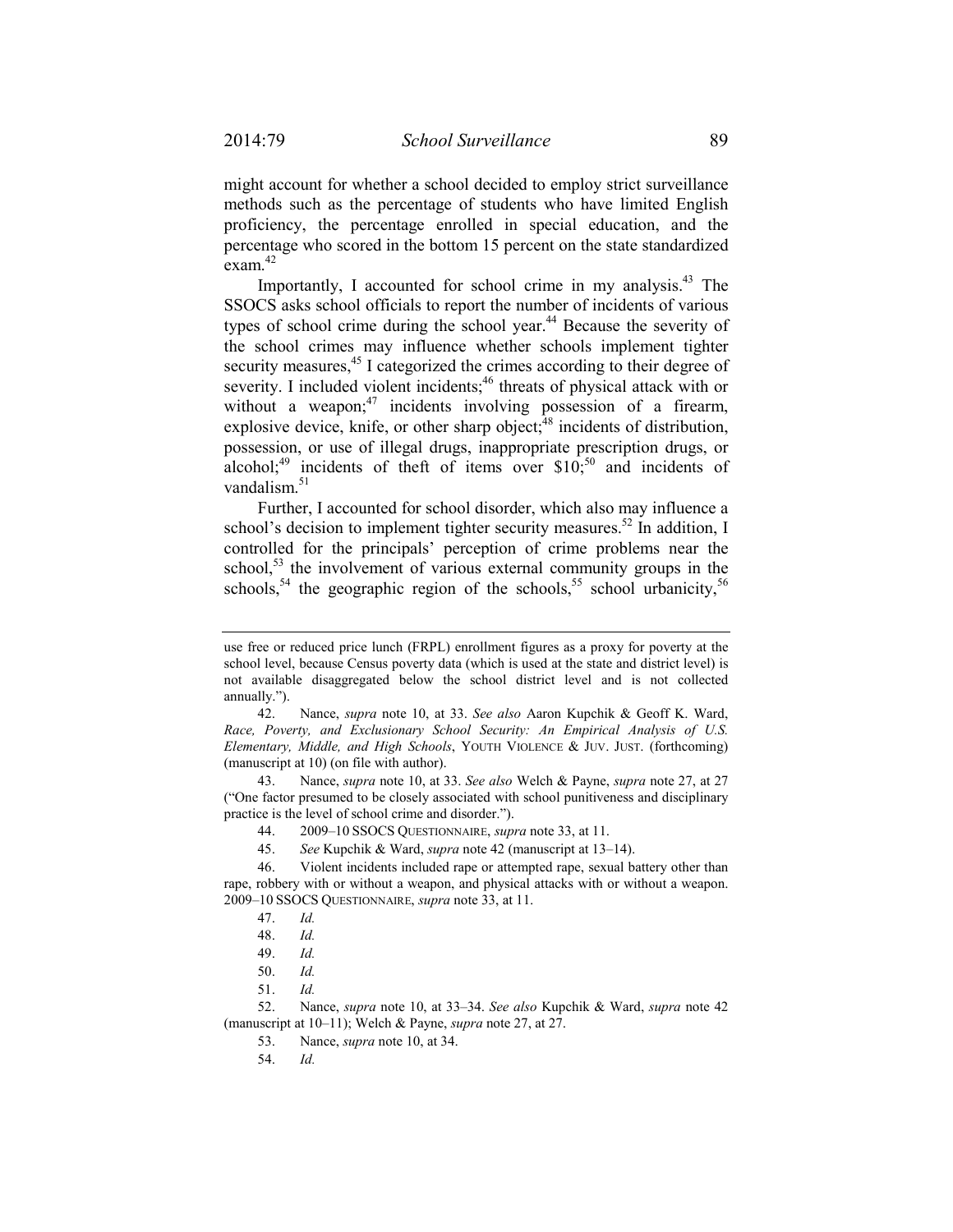might account for whether a school decided to employ strict surveillance methods such as the percentage of students who have limited English proficiency, the percentage enrolled in special education, and the percentage who scored in the bottom 15 percent on the state standardized exam.[42]

Importantly, I accounted for school crime in my analysis.[43] The SSOCS asks school officials to report the number of incidents of various types of school crime during the school year.[44] Because the severity of the school crimes may influence whether schools implement tighter security measures,[45] I categorized the crimes according to their degree of severity. I included violent incidents;[46] threats of physical attack with or without a weapon;[47] incidents involving possession of a firearm, explosive device, knife, or other sharp object;[48] incidents of distribution, possession, or use of illegal drugs, inappropriate prescription drugs, or alcohol;[49] incidents of theft of items over $10;[50] and incidents of vandalism.[51]

Further, I accounted for school disorder, which also may influence a school's decision to implement tighter security measures.[52] In addition, I controlled for the principals' perception of crime problems near the school,[53] the involvement of various external community groups in the schools,[54] the geographic region of the schools,[55] school urbanicity,[56]

---

use free or reduced price lunch (FRPL) enrollment figures as a proxy for poverty at the school level, because Census poverty data (which is used at the state and district level) is not available disaggregated below the school district level and is not collected annually.").

42. Nance, *supra* note 10, at 33. *See also* Aaron Kupchik & Geoff K. Ward, *Race, Poverty, and Exclusionary School Security: An Empirical Analysis of U.S. Elementary, Middle, and High Schools*, YOUTH VIOLENCE & JUV. JUST. (forthcoming) (manuscript at 10) (on file with author).

43. Nance, *supra* note 10, at 33. *See also* Welch & Payne, *supra* note 27, at 27 ("One factor presumed to be closely associated with school punitiveness and disciplinary practice is the level of school crime and disorder.").

44. 2009–10 SSOCS QUESTIONNAIRE, *supra* note 33, at 11.

45. *See* Kupchik & Ward, *supra* note 42 (manuscript at 13–14).

46. Violent incidents included rape or attempted rape, sexual battery other than rape, robbery with or without a weapon, and physical attacks with or without a weapon. 2009–10 SSOCS QUESTIONNAIRE, *supra* note 33, at 11.

47. *Id.*

48. *Id.*

49. *Id.*

50. *Id.*

51. *Id.*

52. Nance, *supra* note 10, at 33–34. *See also* Kupchik & Ward, *supra* note 42 (manuscript at 10–11); Welch & Payne, *supra* note 27, at 27.

53. Nance, *supra* note 10, at 34.

54. *Id.*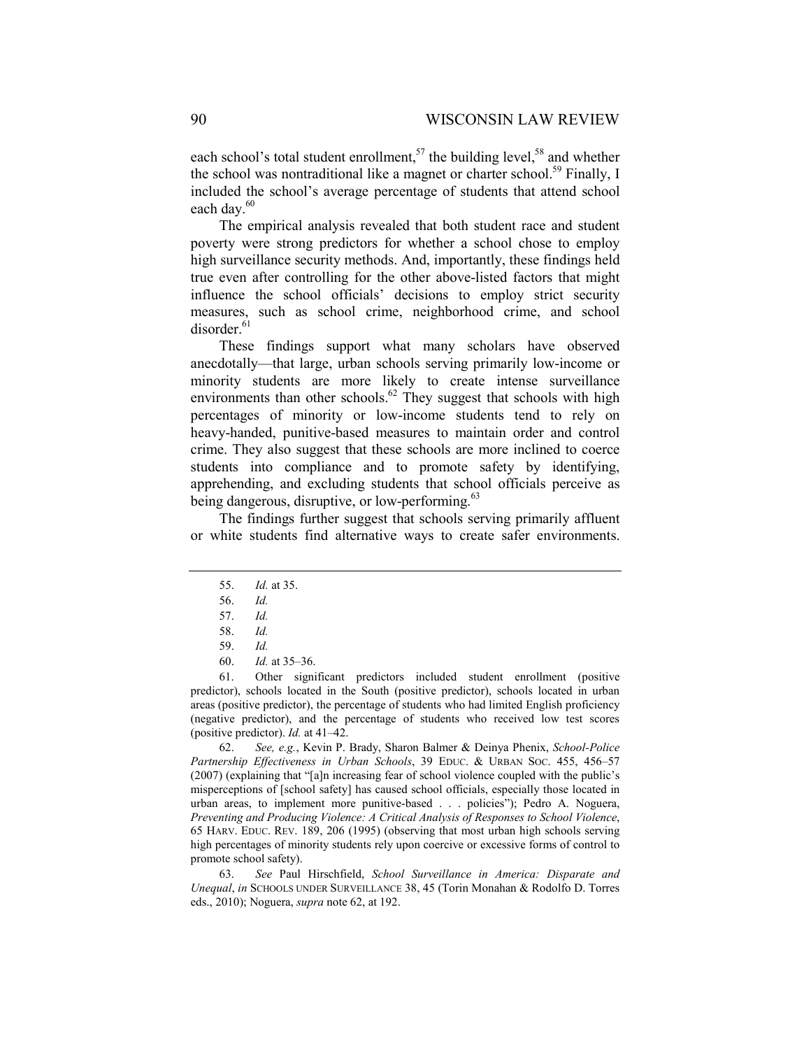each school's total student enrollment,[57] the building level,[58] and whether the school was nontraditional like a magnet or charter school.[59] Finally, I included the school's average percentage of students that attend school each day.[60]

The empirical analysis revealed that both student race and student poverty were strong predictors for whether a school chose to employ high surveillance security methods. And, importantly, these findings held true even after controlling for the other above-listed factors that might influence the school officials' decisions to employ strict security measures, such as school crime, neighborhood crime, and school disorder.[61]

These findings support what many scholars have observed anecdotally—that large, urban schools serving primarily low-income or minority students are more likely to create intense surveillance environments than other schools.[62] They suggest that schools with high percentages of minority or low-income students tend to rely on heavy-handed, punitive-based measures to maintain order and control crime. They also suggest that these schools are more inclined to coerce students into compliance and to promote safety by identifying, apprehending, and excluding students that school officials perceive as being dangerous, disruptive, or low-performing.[63]

The findings further suggest that schools serving primarily affluent or white students find alternative ways to create safer environments.

---

55. *Id.* at 35.

56. *Id.*

57. *Id.*

58. *Id.*

59. *Id.*

60. *Id.* at 35–36.

61. Other significant predictors included student enrollment (positive predictor), schools located in the South (positive predictor), schools located in urban areas (positive predictor), the percentage of students who had limited English proficiency (negative predictor), and the percentage of students who received low test scores (positive predictor). *Id.* at 41–42.

62. *See, e.g.*, Kevin P. Brady, Sharon Balmer & Deinya Phenix, *School-Police Partnership Effectiveness in Urban Schools*, 39 EDUC. & URBAN SOC. 455, 456–57 (2007) (explaining that "[a]n increasing fear of school violence coupled with the public's misperceptions of [school safety] has caused school officials, especially those located in urban areas, to implement more punitive-based . . . policies"); Pedro A. Noguera, *Preventing and Producing Violence: A Critical Analysis of Responses to School Violence*, 65 HARV. EDUC. REV. 189, 206 (1995) (observing that most urban high schools serving high percentages of minority students rely upon coercive or excessive forms of control to promote school safety).

63. *See* Paul Hirschfield, *School Surveillance in America: Disparate and Unequal*, *in* SCHOOLS UNDER SURVEILLANCE 38, 45 (Torin Monahan & Rodolfo D. Torres eds., 2010); Noguera, *supra* note 62, at 192.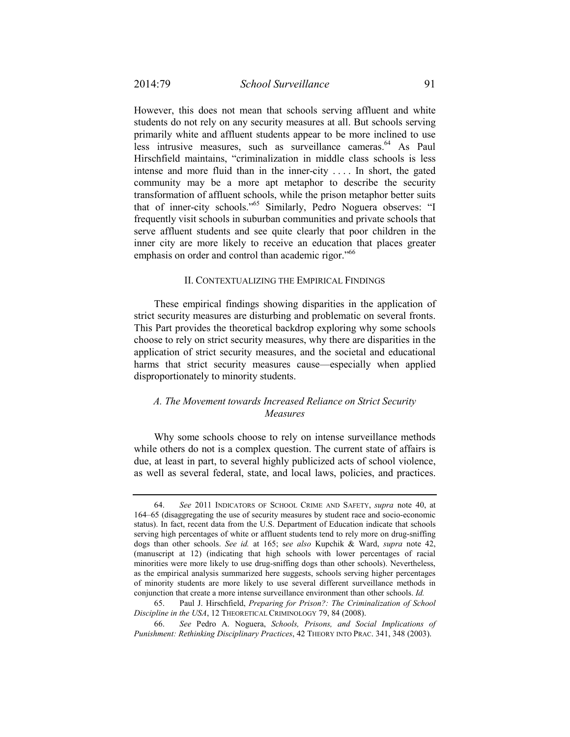However, this does not mean that schools serving affluent and white students do not rely on any security measures at all. But schools serving primarily white and affluent students appear to be more inclined to use less intrusive measures, such as surveillance cameras.[64] As Paul Hirschfield maintains, "criminalization in middle class schools is less intense and more fluid than in the inner-city . . . . In short, the gated community may be a more apt metaphor to describe the security transformation of affluent schools, while the prison metaphor better suits that of inner-city schools."[65] Similarly, Pedro Noguera observes: "I frequently visit schools in suburban communities and private schools that serve affluent students and see quite clearly that poor children in the inner city are more likely to receive an education that places greater emphasis on order and control than academic rigor."[66]

## II. CONTEXTUALIZING THE EMPIRICAL FINDINGS

These empirical findings showing disparities in the application of strict security measures are disturbing and problematic on several fronts. This Part provides the theoretical backdrop exploring why some schools choose to rely on strict security measures, why there are disparities in the application of strict security measures, and the societal and educational harms that strict security measures cause—especially when applied disproportionately to minority students.

### *A. The Movement towards Increased Reliance on Strict Security Measures*

Why some schools choose to rely on intense surveillance methods while others do not is a complex question. The current state of affairs is due, at least in part, to several highly publicized acts of school violence, as well as several federal, state, and local laws, policies, and practices.

---

64. *See* 2011 INDICATORS OF SCHOOL CRIME AND SAFETY, *supra* note 40, at 164–65 (disaggregating the use of security measures by student race and socio-economic status). In fact, recent data from the U.S. Department of Education indicate that schools serving high percentages of white or affluent students tend to rely more on drug-sniffing dogs than other schools. *See id.* at 165; s*ee also* Kupchik & Ward, *supra* note 42, (manuscript at 12) (indicating that high schools with lower percentages of racial minorities were more likely to use drug-sniffing dogs than other schools). Nevertheless, as the empirical analysis summarized here suggests, schools serving higher percentages of minority students are more likely to use several different surveillance methods in conjunction that create a more intense surveillance environment than other schools. *Id.*

65. Paul J. Hirschfield, *Preparing for Prison?: The Criminalization of School Discipline in the USA*, 12 THEORETICAL CRIMINOLOGY 79, 84 (2008).

66. *See* Pedro A. Noguera, *Schools, Prisons, and Social Implications of Punishment: Rethinking Disciplinary Practices*, 42 THEORY INTO PRAC. 341, 348 (2003).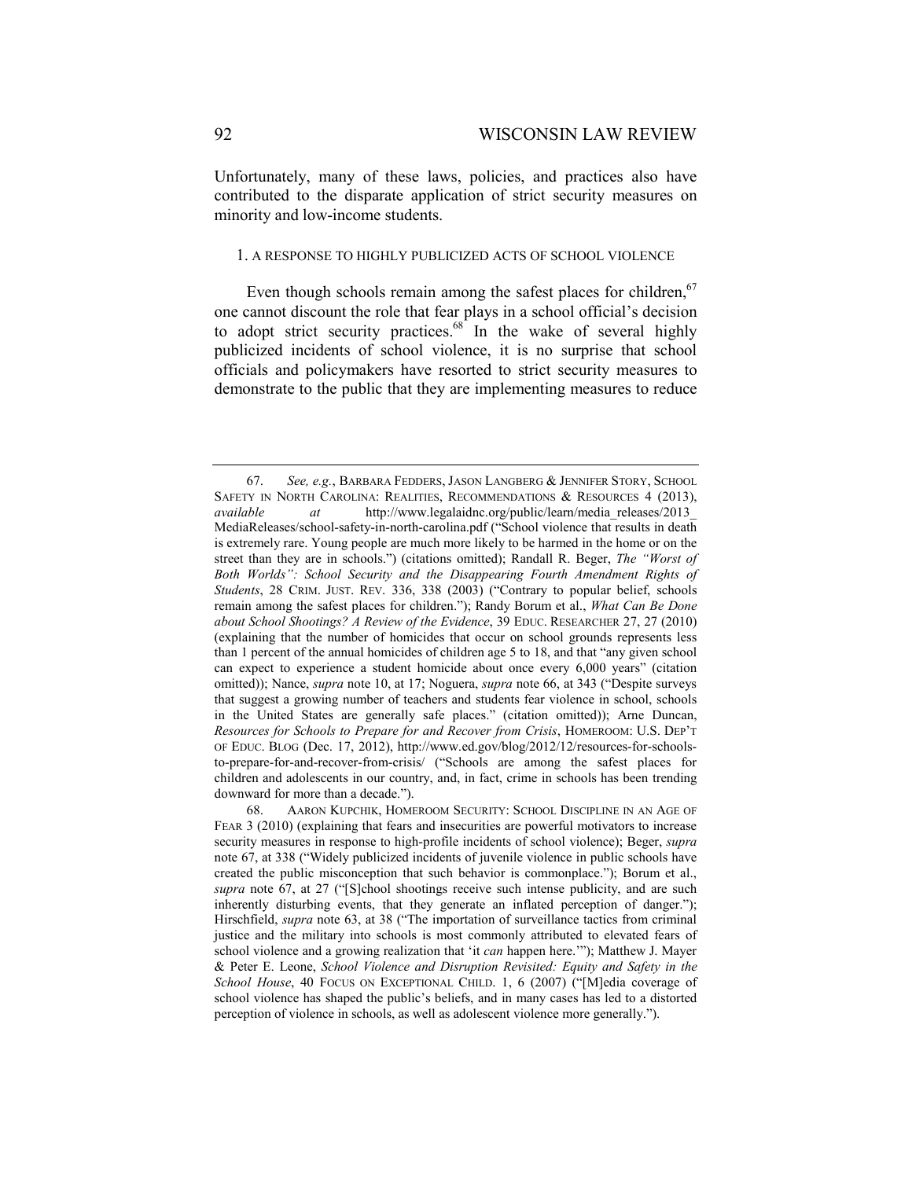Unfortunately, many of these laws, policies, and practices also have contributed to the disparate application of strict security measures on minority and low-income students.

### 1. A RESPONSE TO HIGHLY PUBLICIZED ACTS OF SCHOOL VIOLENCE

Even though schools remain among the safest places for children,[67] one cannot discount the role that fear plays in a school official's decision to adopt strict security practices.[68] In the wake of several highly publicized incidents of school violence, it is no surprise that school officials and policymakers have resorted to strict security measures to demonstrate to the public that they are implementing measures to reduce

---

67. *See, e.g.*, BARBARA FEDDERS, JASON LANGBERG & JENNIFER STORY, SCHOOL SAFETY IN NORTH CAROLINA: REALITIES, RECOMMENDATIONS & RESOURCES 4 (2013), *available at* http://www.legalaidnc.org/public/learn/media_releases/2013_MediaReleases/school-safety-in-north-carolina.pdf ("School violence that results in death is extremely rare. Young people are much more likely to be harmed in the home or on the street than they are in schools.") (citations omitted); Randall R. Beger, *The "Worst of Both Worlds": School Security and the Disappearing Fourth Amendment Rights of Students*, 28 CRIM. JUST. REV. 336, 338 (2003) ("Contrary to popular belief, schools remain among the safest places for children."); Randy Borum et al., *What Can Be Done about School Shootings? A Review of the Evidence*, 39 EDUC. RESEARCHER 27, 27 (2010) (explaining that the number of homicides that occur on school grounds represents less than 1 percent of the annual homicides of children age 5 to 18, and that "any given school can expect to experience a student homicide about once every 6,000 years" (citation omitted)); Nance, *supra* note 10, at 17; Noguera, *supra* note 66, at 343 ("Despite surveys that suggest a growing number of teachers and students fear violence in school, schools in the United States are generally safe places." (citation omitted)); Arne Duncan, *Resources for Schools to Prepare for and Recover from Crisis*, HOMEROOM: U.S. DEP'T OF EDUC. BLOG (Dec. 17, 2012), http://www.ed.gov/blog/2012/12/resources-for-schools-to-prepare-for-and-recover-from-crisis/ ("Schools are among the safest places for children and adolescents in our country, and, in fact, crime in schools has been trending downward for more than a decade.").

68. AARON KUPCHIK, HOMEROOM SECURITY: SCHOOL DISCIPLINE IN AN AGE OF FEAR 3 (2010) (explaining that fears and insecurities are powerful motivators to increase security measures in response to high-profile incidents of school violence); Beger, *supra* note 67, at 338 ("Widely publicized incidents of juvenile violence in public schools have created the public misconception that such behavior is commonplace."); Borum et al., *supra* note 67, at 27 ("[S]chool shootings receive such intense publicity, and are such inherently disturbing events, that they generate an inflated perception of danger."); Hirschfield, *supra* note 63, at 38 ("The importation of surveillance tactics from criminal justice and the military into schools is most commonly attributed to elevated fears of school violence and a growing realization that 'it *can* happen here.'"); Matthew J. Mayer & Peter E. Leone, *School Violence and Disruption Revisited: Equity and Safety in the School House*, 40 FOCUS ON EXCEPTIONAL CHILD. 1, 6 (2007) ("[M]edia coverage of school violence has shaped the public's beliefs, and in many cases has led to a distorted perception of violence in schools, as well as adolescent violence more generally.").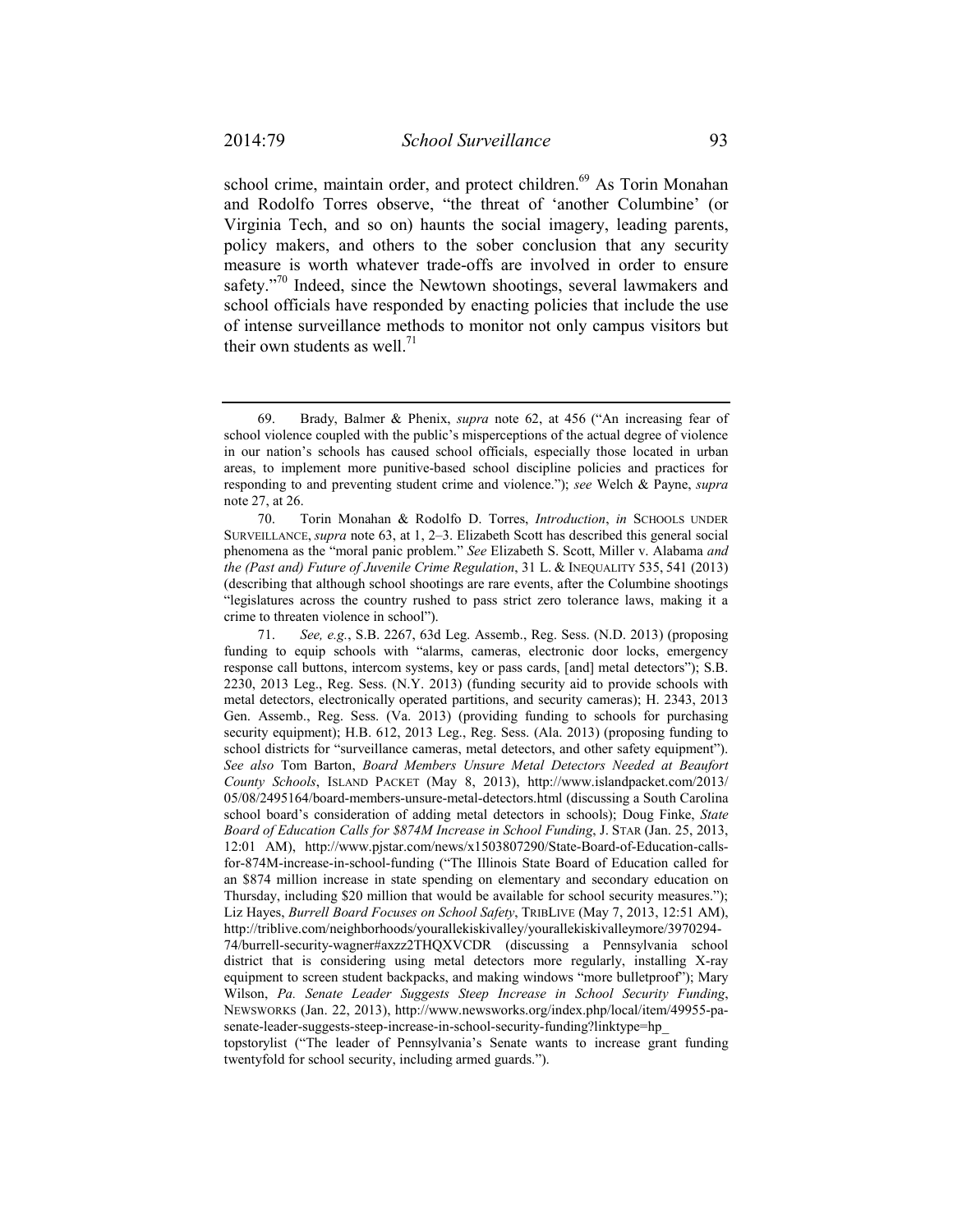school crime, maintain order, and protect children.[69] As Torin Monahan and Rodolfo Torres observe, "the threat of 'another Columbine' (or Virginia Tech, and so on) haunts the social imagery, leading parents, policy makers, and others to the sober conclusion that any security measure is worth whatever trade-offs are involved in order to ensure safety."[70] Indeed, since the Newtown shootings, several lawmakers and school officials have responded by enacting policies that include the use of intense surveillance methods to monitor not only campus visitors but their own students as well.[71]

---

69. Brady, Balmer & Phenix, *supra* note 62, at 456 ("An increasing fear of school violence coupled with the public's misperceptions of the actual degree of violence in our nation's schools has caused school officials, especially those located in urban areas, to implement more punitive-based school discipline policies and practices for responding to and preventing student crime and violence."); *see* Welch & Payne, *supra* note 27, at 26.

70. Torin Monahan & Rodolfo D. Torres, *Introduction*, *in* SCHOOLS UNDER SURVEILLANCE, *supra* note 63, at 1, 2–3. Elizabeth Scott has described this general social phenomena as the "moral panic problem." *See* Elizabeth S. Scott, Miller v. Alabama *and the (Past and) Future of Juvenile Crime Regulation*, 31 L. & INEQUALITY 535, 541 (2013) (describing that although school shootings are rare events, after the Columbine shootings "legislatures across the country rushed to pass strict zero tolerance laws, making it a crime to threaten violence in school").

71. *See, e.g.*, S.B. 2267, 63d Leg. Assemb., Reg. Sess. (N.D. 2013) (proposing funding to equip schools with "alarms, cameras, electronic door locks, emergency response call buttons, intercom systems, key or pass cards, [and] metal detectors"); S.B. 2230, 2013 Leg., Reg. Sess. (N.Y. 2013) (funding security aid to provide schools with metal detectors, electronically operated partitions, and security cameras); H. 2343, 2013 Gen. Assemb., Reg. Sess. (Va. 2013) (providing funding to schools for purchasing security equipment); H.B. 612, 2013 Leg., Reg. Sess. (Ala. 2013) (proposing funding to school districts for "surveillance cameras, metal detectors, and other safety equipment"). *See also* Tom Barton, *Board Members Unsure Metal Detectors Needed at Beaufort County Schools*, ISLAND PACKET (May 8, 2013), http://www.islandpacket.com/2013/05/08/2495164/board-members-unsure-metal-detectors.html (discussing a South Carolina school board's consideration of adding metal detectors in schools); Doug Finke, *State Board of Education Calls for $874M Increase in School Funding*, J. STAR (Jan. 25, 2013, 12:01 AM), http://www.pjstar.com/news/x1503807290/State-Board-of-Education-calls-for-874M-increase-in-school-funding ("The Illinois State Board of Education called for an $874 million increase in state spending on elementary and secondary education on Thursday, including $20 million that would be available for school security measures."); Liz Hayes, *Burrell Board Focuses on School Safety*, TRIBLIVE (May 7, 2013, 12:51 AM), http://triblive.com/neighborhoods/yourallekiskivalley/yourallekiskivalleymore/3970294-74/burrell-security-wagner#axzz2THQXVCDR (discussing a Pennsylvania school district that is considering using metal detectors more regularly, installing X-ray equipment to screen student backpacks, and making windows "more bulletproof"); Mary Wilson, *Pa. Senate Leader Suggests Steep Increase in School Security Funding*, NEWSWORKS (Jan. 22, 2013), http://www.newsworks.org/index.php/local/item/49955-pa-senate-leader-suggests-steep-increase-in-school-security-funding?linktype=hp_topstorylist ("The leader of Pennsylvania's Senate wants to increase grant funding twentyfold for school security, including armed guards.").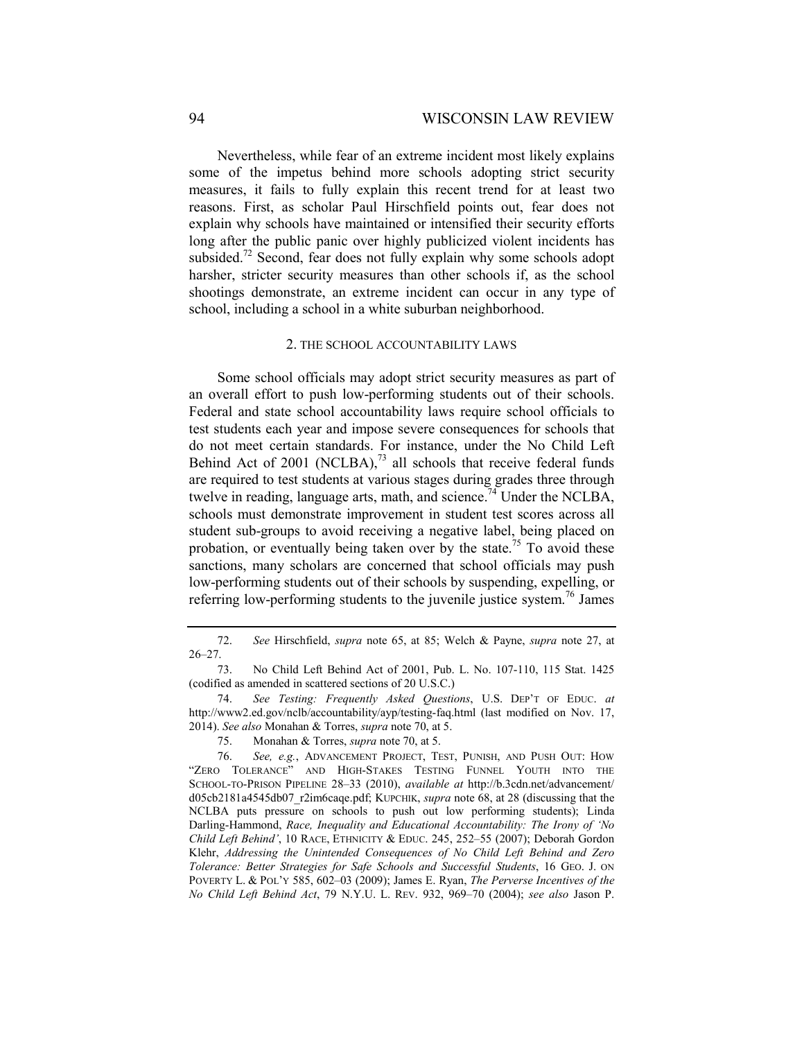Nevertheless, while fear of an extreme incident most likely explains some of the impetus behind more schools adopting strict security measures, it fails to fully explain this recent trend for at least two reasons. First, as scholar Paul Hirschfield points out, fear does not explain why schools have maintained or intensified their security efforts long after the public panic over highly publicized violent incidents has subsided.[72] Second, fear does not fully explain why some schools adopt harsher, stricter security measures than other schools if, as the school shootings demonstrate, an extreme incident can occur in any type of school, including a school in a white suburban neighborhood.

### 2. THE SCHOOL ACCOUNTABILITY LAWS

Some school officials may adopt strict security measures as part of an overall effort to push low-performing students out of their schools. Federal and state school accountability laws require school officials to test students each year and impose severe consequences for schools that do not meet certain standards. For instance, under the No Child Left Behind Act of 2001 (NCLBA),[73] all schools that receive federal funds are required to test students at various stages during grades three through twelve in reading, language arts, math, and science.[74] Under the NCLBA, schools must demonstrate improvement in student test scores across all student sub-groups to avoid receiving a negative label, being placed on probation, or eventually being taken over by the state.[75] To avoid these sanctions, many scholars are concerned that school officials may push low-performing students out of their schools by suspending, expelling, or referring low-performing students to the juvenile justice system.[76] James

---

72. *See* Hirschfield, *supra* note 65, at 85; Welch & Payne, *supra* note 27, at 26–27.

73. No Child Left Behind Act of 2001, Pub. L. No. 107-110, 115 Stat. 1425 (codified as amended in scattered sections of 20 U.S.C.)

74. *See Testing: Frequently Asked Questions*, U.S. DEP'T OF EDUC. *at* http://www2.ed.gov/nclb/accountability/ayp/testing-faq.html (last modified on Nov. 17, 2014). *See also* Monahan & Torres, *supra* note 70, at 5.

75. Monahan & Torres, *supra* note 70, at 5.

76. *See, e.g.*, ADVANCEMENT PROJECT, TEST, PUNISH, AND PUSH OUT: HOW "ZERO TOLERANCE" AND HIGH-STAKES TESTING FUNNEL YOUTH INTO THE SCHOOL-TO-PRISON PIPELINE 28–33 (2010), *available at* http://b.3cdn.net/advancement/d05cb2181a4545db07_r2im6caqe.pdf; KUPCHIK, *supra* note 68, at 28 (discussing that the NCLBA puts pressure on schools to push out low performing students); Linda Darling-Hammond, *Race, Inequality and Educational Accountability: The Irony of 'No Child Left Behind'*, 10 RACE, ETHNICITY & EDUC. 245, 252–55 (2007); Deborah Gordon Klehr, *Addressing the Unintended Consequences of No Child Left Behind and Zero Tolerance: Better Strategies for Safe Schools and Successful Students*, 16 GEO. J. ON POVERTY L. & POL'Y 585, 602–03 (2009); James E. Ryan, *The Perverse Incentives of the No Child Left Behind Act*, 79 N.Y.U. L. REV. 932, 969–70 (2004); *see also* Jason P.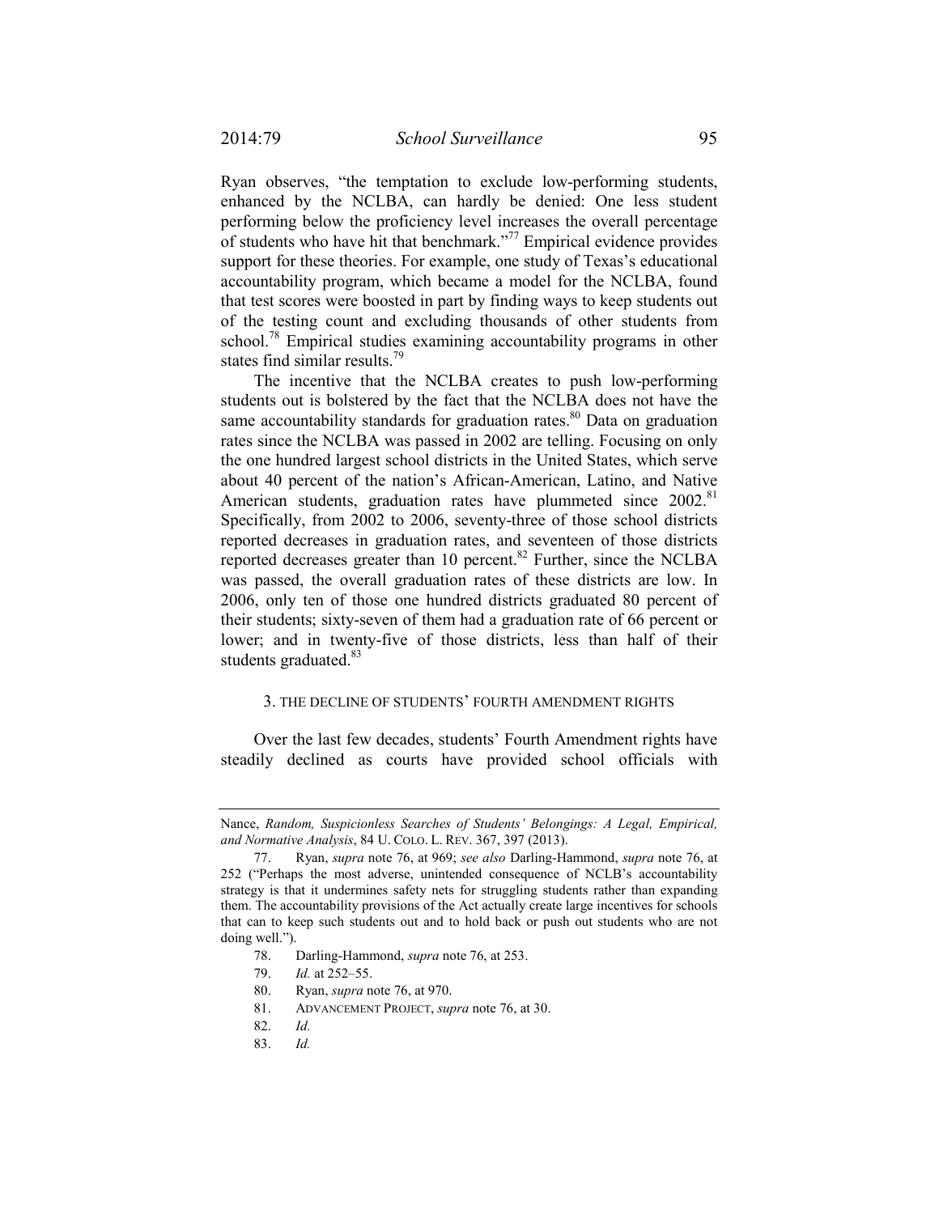Ryan observes, "the temptation to exclude low-performing students, enhanced by the NCLBA, can hardly be denied: One less student performing below the proficiency level increases the overall percentage of students who have hit that benchmark."[77] Empirical evidence provides support for these theories. For example, one study of Texas's educational accountability program, which became a model for the NCLBA, found that test scores were boosted in part by finding ways to keep students out of the testing count and excluding thousands of other students from school.[78] Empirical studies examining accountability programs in other states find similar results.[79]

The incentive that the NCLBA creates to push low-performing students out is bolstered by the fact that the NCLBA does not have the same accountability standards for graduation rates.[80] Data on graduation rates since the NCLBA was passed in 2002 are telling. Focusing on only the one hundred largest school districts in the United States, which serve about 40 percent of the nation's African-American, Latino, and Native American students, graduation rates have plummeted since 2002.[81] Specifically, from 2002 to 2006, seventy-three of those school districts reported decreases in graduation rates, and seventeen of those districts reported decreases greater than 10 percent.[82] Further, since the NCLBA was passed, the overall graduation rates of these districts are low. In 2006, only ten of those one hundred districts graduated 80 percent of their students; sixty-seven of them had a graduation rate of 66 percent or lower; and in twenty-five of those districts, less than half of their students graduated.[83]

### 3. THE DECLINE OF STUDENTS' FOURTH AMENDMENT RIGHTS

Over the last few decades, students' Fourth Amendment rights have steadily declined as courts have provided school officials with

---

Nance, *Random, Suspicionless Searches of Students' Belongings: A Legal, Empirical, and Normative Analysis*, 84 U. COLO. L. REV. 367, 397 (2013).

77. Ryan, *supra* note 76, at 969; *see also* Darling-Hammond, *supra* note 76, at 252 ("Perhaps the most adverse, unintended consequence of NCLB's accountability strategy is that it undermines safety nets for struggling students rather than expanding them. The accountability provisions of the Act actually create large incentives for schools that can to keep such students out and to hold back or push out students who are not doing well.").

78. Darling-Hammond, *supra* note 76, at 253.

79. *Id.* at 252–55.

80. Ryan, *supra* note 76, at 970.

81. ADVANCEMENT PROJECT, *supra* note 76, at 30.

82. *Id.*

83. *Id.*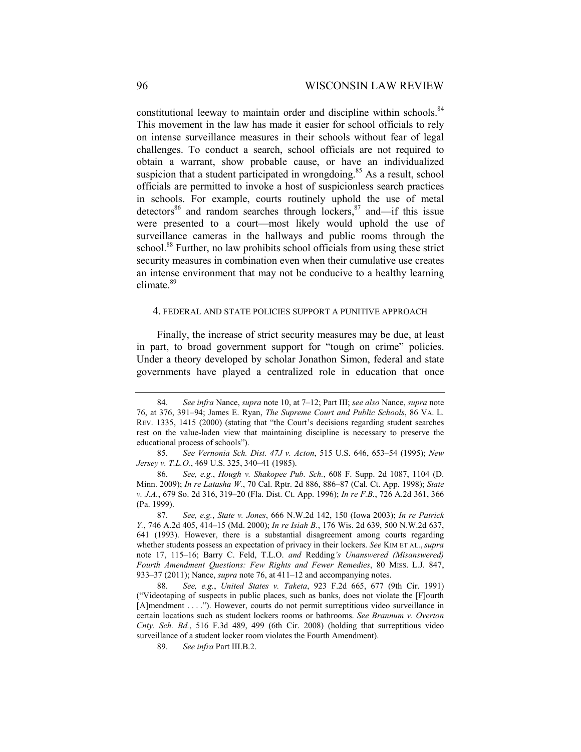constitutional leeway to maintain order and discipline within schools.[84] This movement in the law has made it easier for school officials to rely on intense surveillance measures in their schools without fear of legal challenges. To conduct a search, school officials are not required to obtain a warrant, show probable cause, or have an individualized suspicion that a student participated in wrongdoing.[85] As a result, school officials are permitted to invoke a host of suspicionless search practices in schools. For example, courts routinely uphold the use of metal detectors[86] and random searches through lockers,[87] and—if this issue were presented to a court—most likely would uphold the use of surveillance cameras in the hallways and public rooms through the school.[88] Further, no law prohibits school officials from using these strict security measures in combination even when their cumulative use creates an intense environment that may not be conducive to a healthy learning climate.[89]

#### 4. FEDERAL AND STATE POLICIES SUPPORT A PUNITIVE APPROACH

Finally, the increase of strict security measures may be due, at least in part, to broad government support for "tough on crime" policies. Under a theory developed by scholar Jonathon Simon, federal and state governments have played a centralized role in education that once

---

84. *See infra* Nance, *supra* note 10, at 7–12; Part III; *see also* Nance, *supra* note 76, at 376, 391–94; James E. Ryan, *The Supreme Court and Public Schools*, 86 VA. L. REV. 1335, 1415 (2000) (stating that "the Court's decisions regarding student searches rest on the value-laden view that maintaining discipline is necessary to preserve the educational process of schools").

85. *See Vernonia Sch. Dist. 47J v. Acton*, 515 U.S. 646, 653–54 (1995); *New Jersey v. T.L.O.*, 469 U.S. 325, 340–41 (1985).

86. *See, e.g.*, *Hough v. Shakopee Pub. Sch.*, 608 F. Supp. 2d 1087, 1104 (D. Minn. 2009); *In re Latasha W.*, 70 Cal. Rptr. 2d 886, 886–87 (Cal. Ct. App. 1998); *State v. J.A.*, 679 So. 2d 316, 319–20 (Fla. Dist. Ct. App. 1996); *In re F.B.*, 726 A.2d 361, 366 (Pa. 1999).

87. *See, e.g.*, *State v. Jones*, 666 N.W.2d 142, 150 (Iowa 2003); *In re Patrick Y.*, 746 A.2d 405, 414–15 (Md. 2000); *In re Isiah B.*, 176 Wis. 2d 639, 500 N.W.2d 637, 641 (1993). However, there is a substantial disagreement among courts regarding whether students possess an expectation of privacy in their lockers. *See* KIM ET AL., *supra* note 17, 115–16; Barry C. Feld, T.L.O. *and* Redding*'s Unanswered (Misanswered) Fourth Amendment Questions: Few Rights and Fewer Remedies*, 80 MISS. L.J. 847, 933–37 (2011); Nance, *supra* note 76, at 411–12 and accompanying notes.

88. *See, e.g.*, *United States v. Taketa*, 923 F.2d 665, 677 (9th Cir. 1991) ("Videotaping of suspects in public places, such as banks, does not violate the [F]ourth [A]mendment . . . ."). However, courts do not permit surreptitious video surveillance in certain locations such as student lockers rooms or bathrooms. *See Brannum v. Overton Cnty. Sch. Bd.*, 516 F.3d 489, 499 (6th Cir. 2008) (holding that surreptitious video surveillance of a student locker room violates the Fourth Amendment).

89. *See infra* Part III.B.2.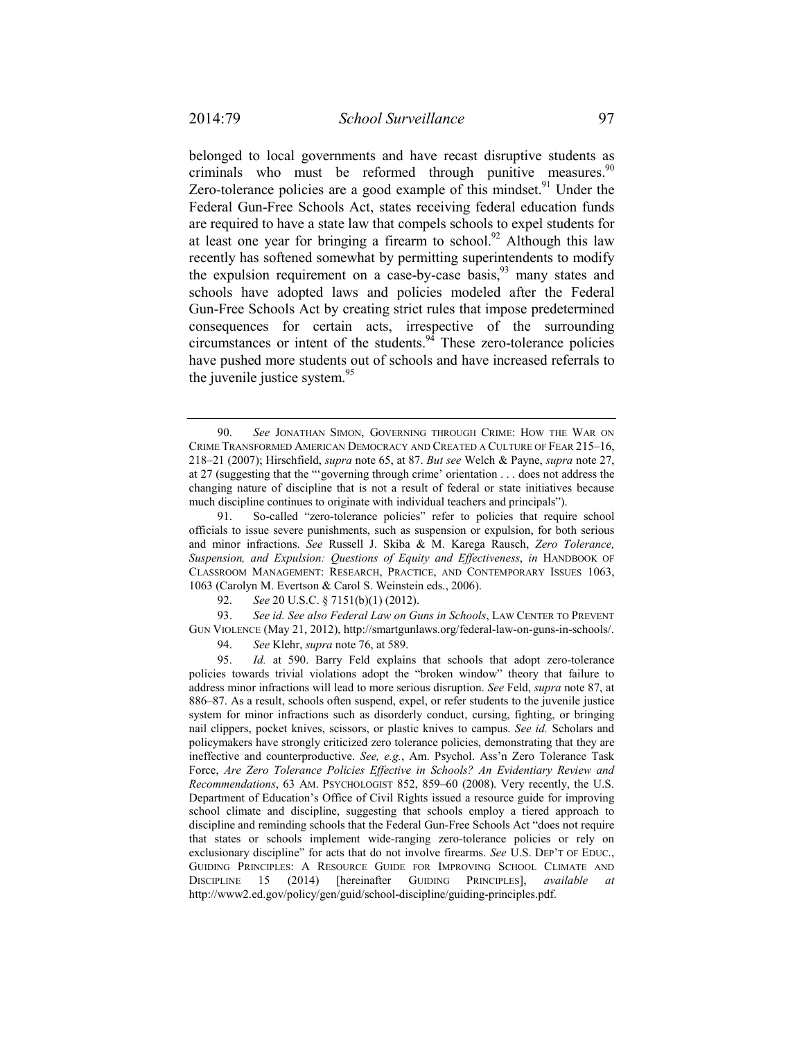belonged to local governments and have recast disruptive students as criminals who must be reformed through punitive measures.[90] Zero-tolerance policies are a good example of this mindset.[91] Under the Federal Gun-Free Schools Act, states receiving federal education funds are required to have a state law that compels schools to expel students for at least one year for bringing a firearm to school.[92] Although this law recently has softened somewhat by permitting superintendents to modify the expulsion requirement on a case-by-case basis,[93] many states and schools have adopted laws and policies modeled after the Federal Gun-Free Schools Act by creating strict rules that impose predetermined consequences for certain acts, irrespective of the surrounding circumstances or intent of the students.[94] These zero-tolerance policies have pushed more students out of schools and have increased referrals to the juvenile justice system.[95]

---

90. *See* JONATHAN SIMON, GOVERNING THROUGH CRIME: HOW THE WAR ON CRIME TRANSFORMED AMERICAN DEMOCRACY AND CREATED A CULTURE OF FEAR 215–16, 218–21 (2007); Hirschfield, *supra* note 65, at 87. *But see* Welch & Payne, *supra* note 27, at 27 (suggesting that the "'governing through crime' orientation . . . does not address the changing nature of discipline that is not a result of federal or state initiatives because much discipline continues to originate with individual teachers and principals").

91. So-called "zero-tolerance policies" refer to policies that require school officials to issue severe punishments, such as suspension or expulsion, for both serious and minor infractions. *See* Russell J. Skiba & M. Karega Rausch, *Zero Tolerance, Suspension, and Expulsion: Questions of Equity and Effectiveness*, *in* HANDBOOK OF CLASSROOM MANAGEMENT: RESEARCH, PRACTICE, AND CONTEMPORARY ISSUES 1063, 1063 (Carolyn M. Evertson & Carol S. Weinstein eds., 2006).

92. *See* 20 U.S.C. § 7151(b)(1) (2012).

93. *See id. See also Federal Law on Guns in Schools*, LAW CENTER TO PREVENT GUN VIOLENCE (May 21, 2012), http://smartgunlaws.org/federal-law-on-guns-in-schools/.

94. *See* Klehr, *supra* note 76, at 589.

95. *Id.* at 590. Barry Feld explains that schools that adopt zero-tolerance policies towards trivial violations adopt the "broken window" theory that failure to address minor infractions will lead to more serious disruption. *See* Feld, *supra* note 87, at 886–87. As a result, schools often suspend, expel, or refer students to the juvenile justice system for minor infractions such as disorderly conduct, cursing, fighting, or bringing nail clippers, pocket knives, scissors, or plastic knives to campus. *See id.* Scholars and policymakers have strongly criticized zero tolerance policies, demonstrating that they are ineffective and counterproductive. *See, e.g.*, Am. Psychol. Ass'n Zero Tolerance Task Force, *Are Zero Tolerance Policies Effective in Schools? An Evidentiary Review and Recommendations*, 63 AM. PSYCHOLOGIST 852, 859–60 (2008). Very recently, the U.S. Department of Education's Office of Civil Rights issued a resource guide for improving school climate and discipline, suggesting that schools employ a tiered approach to discipline and reminding schools that the Federal Gun-Free Schools Act "does not require that states or schools implement wide-ranging zero-tolerance policies or rely on exclusionary discipline" for acts that do not involve firearms. *See* U.S. DEP'T OF EDUC., GUIDING PRINCIPLES: A RESOURCE GUIDE FOR IMPROVING SCHOOL CLIMATE AND DISCIPLINE 15 (2014) [hereinafter GUIDING PRINCIPLES], *available at* http://www2.ed.gov/policy/gen/guid/school-discipline/guiding-principles.pdf.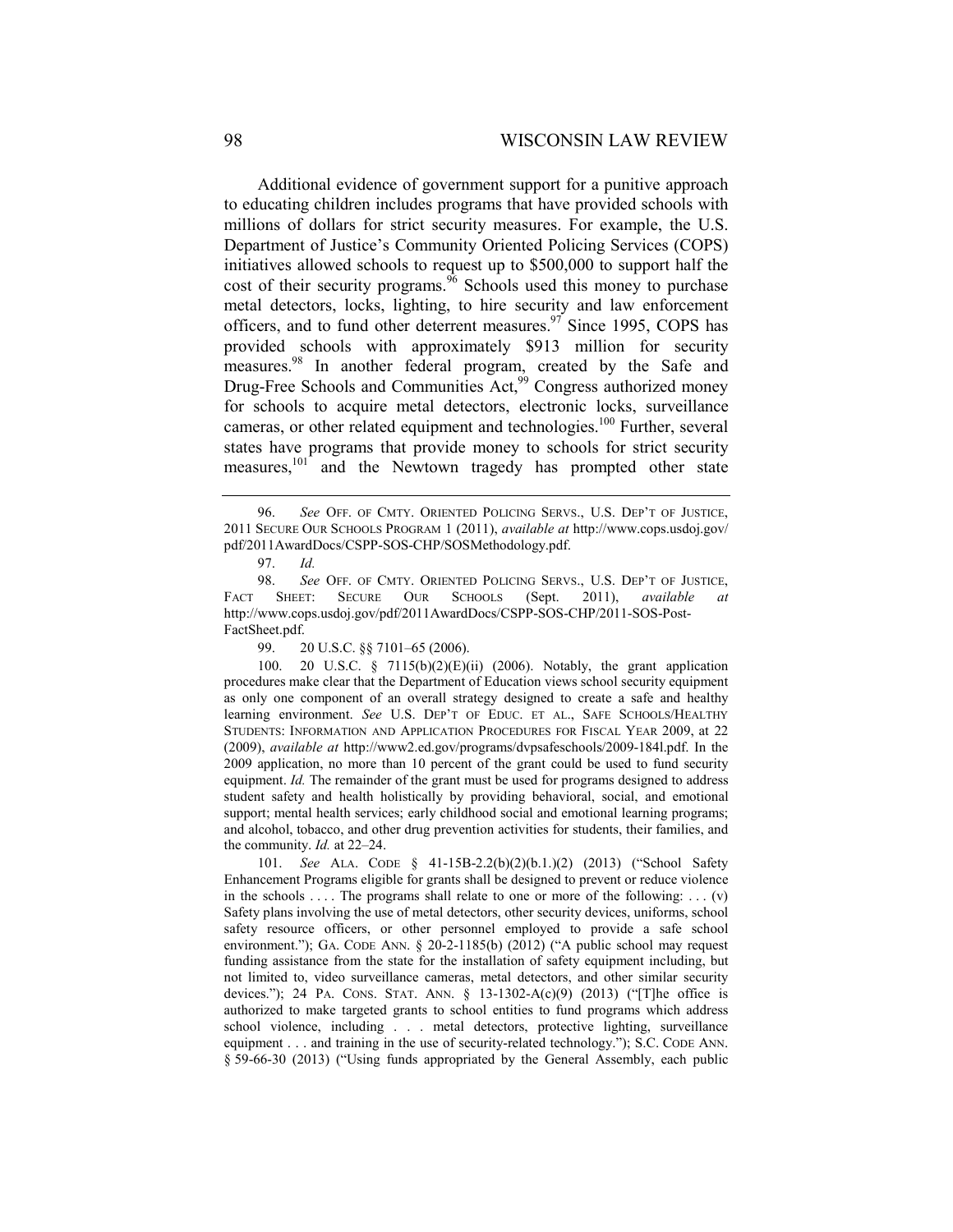Additional evidence of government support for a punitive approach to educating children includes programs that have provided schools with millions of dollars for strict security measures. For example, the U.S. Department of Justice's Community Oriented Policing Services (COPS) initiatives allowed schools to request up to \$500,000 to support half the cost of their security programs.[96] Schools used this money to purchase metal detectors, locks, lighting, to hire security and law enforcement officers, and to fund other deterrent measures.[97] Since 1995, COPS has provided schools with approximately \$913 million for security measures.[98] In another federal program, created by the Safe and Drug-Free Schools and Communities Act,[99] Congress authorized money for schools to acquire metal detectors, electronic locks, surveillance cameras, or other related equipment and technologies.[100] Further, several states have programs that provide money to schools for strict security measures,[101] and the Newtown tragedy has prompted other state

---

96. *See* OFF. OF CMTY. ORIENTED POLICING SERVS., U.S. DEP'T OF JUSTICE, 2011 SECURE OUR SCHOOLS PROGRAM 1 (2011), *available at* http://www.cops.usdoj.gov/pdf/2011AwardDocs/CSPP-SOS-CHP/SOSMethodology.pdf.

97. *Id.*

98. *See* OFF. OF CMTY. ORIENTED POLICING SERVS., U.S. DEP'T OF JUSTICE, FACT SHEET: SECURE OUR SCHOOLS (Sept. 2011), *available at* http://www.cops.usdoj.gov/pdf/2011AwardDocs/CSPP-SOS-CHP/2011-SOS-Post-FactSheet.pdf.

99. 20 U.S.C. §§ 7101–65 (2006).

100. 20 U.S.C. § 7115(b)(2)(E)(ii) (2006). Notably, the grant application procedures make clear that the Department of Education views school security equipment as only one component of an overall strategy designed to create a safe and healthy learning environment. *See* U.S. DEP'T OF EDUC. ET AL., SAFE SCHOOLS/HEALTHY STUDENTS: INFORMATION AND APPLICATION PROCEDURES FOR FISCAL YEAR 2009, at 22 (2009), *available at* http://www2.ed.gov/programs/dvpsafeschools/2009-184l.pdf. In the 2009 application, no more than 10 percent of the grant could be used to fund security equipment. *Id.* The remainder of the grant must be used for programs designed to address student safety and health holistically by providing behavioral, social, and emotional support; mental health services; early childhood social and emotional learning programs; and alcohol, tobacco, and other drug prevention activities for students, their families, and the community. *Id.* at 22–24.

101. *See* ALA. CODE § 41-15B-2.2(b)(2)(b.1.)(2) (2013) ("School Safety Enhancement Programs eligible for grants shall be designed to prevent or reduce violence in the schools . . . . The programs shall relate to one or more of the following: . . . (v) Safety plans involving the use of metal detectors, other security devices, uniforms, school safety resource officers, or other personnel employed to provide a safe school environment."); GA. CODE ANN. § 20-2-1185(b) (2012) ("A public school may request funding assistance from the state for the installation of safety equipment including, but not limited to, video surveillance cameras, metal detectors, and other similar security devices."); 24 PA. CONS. STAT. ANN. § 13-1302-A(c)(9) (2013) ("[T]he office is authorized to make targeted grants to school entities to fund programs which address school violence, including . . . metal detectors, protective lighting, surveillance equipment . . . and training in the use of security-related technology."); S.C. CODE ANN. § 59-66-30 (2013) ("Using funds appropriated by the General Assembly, each public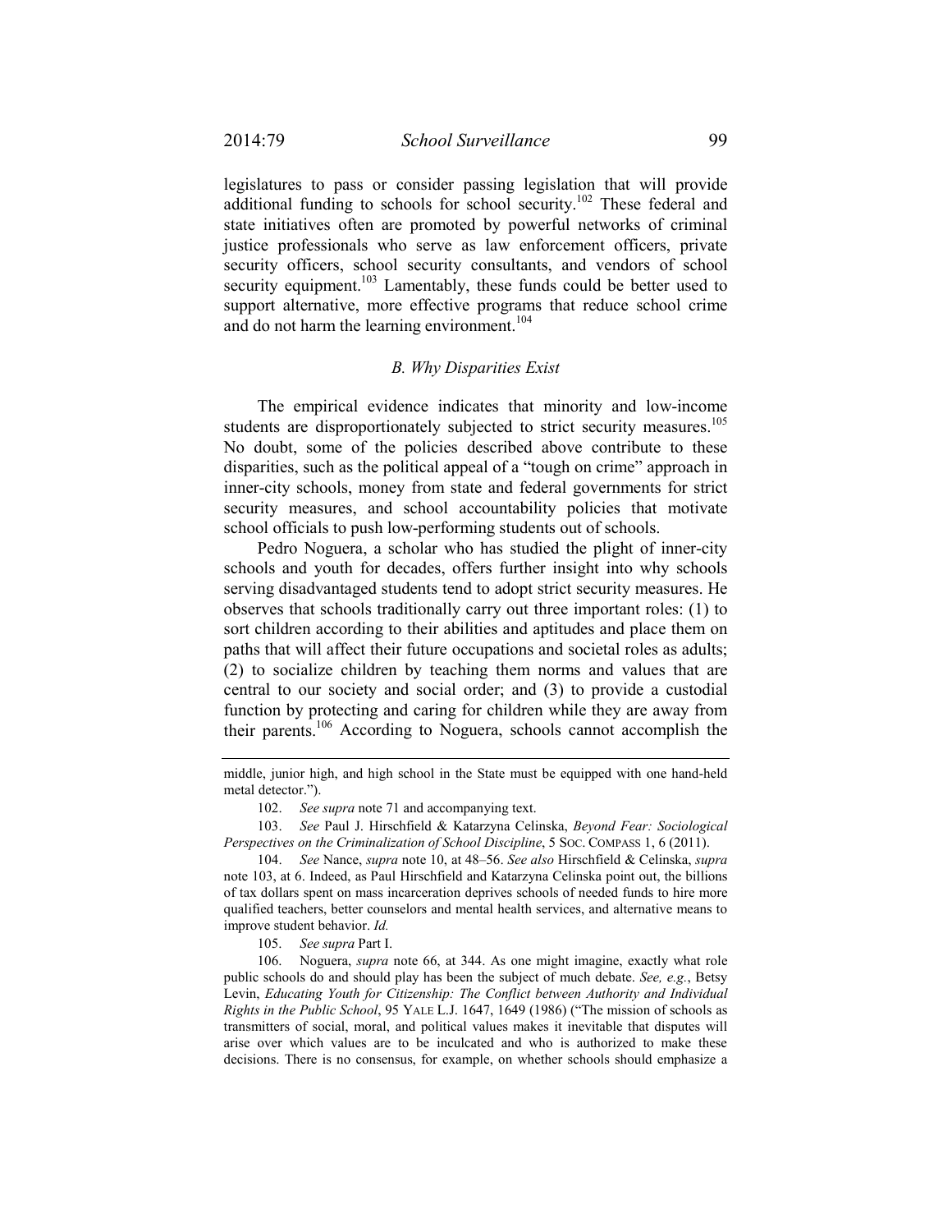legislatures to pass or consider passing legislation that will provide additional funding to schools for school security.[102] These federal and state initiatives often are promoted by powerful networks of criminal justice professionals who serve as law enforcement officers, private security officers, school security consultants, and vendors of school security equipment.[103] Lamentably, these funds could be better used to support alternative, more effective programs that reduce school crime and do not harm the learning environment.[104]

### *B. Why Disparities Exist*

The empirical evidence indicates that minority and low-income students are disproportionately subjected to strict security measures.[105] No doubt, some of the policies described above contribute to these disparities, such as the political appeal of a "tough on crime" approach in inner-city schools, money from state and federal governments for strict security measures, and school accountability policies that motivate school officials to push low-performing students out of schools.

Pedro Noguera, a scholar who has studied the plight of inner-city schools and youth for decades, offers further insight into why schools serving disadvantaged students tend to adopt strict security measures. He observes that schools traditionally carry out three important roles: (1) to sort children according to their abilities and aptitudes and place them on paths that will affect their future occupations and societal roles as adults; (2) to socialize children by teaching them norms and values that are central to our society and social order; and (3) to provide a custodial function by protecting and caring for children while they are away from their parents.[106] According to Noguera, schools cannot accomplish the

---

middle, junior high, and high school in the State must be equipped with one hand-held metal detector.").

102. *See supra* note 71 and accompanying text.

103. *See* Paul J. Hirschfield & Katarzyna Celinska, *Beyond Fear: Sociological Perspectives on the Criminalization of School Discipline*, 5 SOC. COMPASS 1, 6 (2011).

104. *See* Nance, *supra* note 10, at 48–56. *See also* Hirschfield & Celinska, *supra* note 103, at 6. Indeed, as Paul Hirschfield and Katarzyna Celinska point out, the billions of tax dollars spent on mass incarceration deprives schools of needed funds to hire more qualified teachers, better counselors and mental health services, and alternative means to improve student behavior. *Id.*

105. *See supra* Part I.

106. Noguera, *supra* note 66, at 344. As one might imagine, exactly what role public schools do and should play has been the subject of much debate. *See, e.g.*, Betsy Levin, *Educating Youth for Citizenship: The Conflict between Authority and Individual Rights in the Public School*, 95 YALE L.J. 1647, 1649 (1986) ("The mission of schools as transmitters of social, moral, and political values makes it inevitable that disputes will arise over which values are to be inculcated and who is authorized to make these decisions. There is no consensus, for example, on whether schools should emphasize a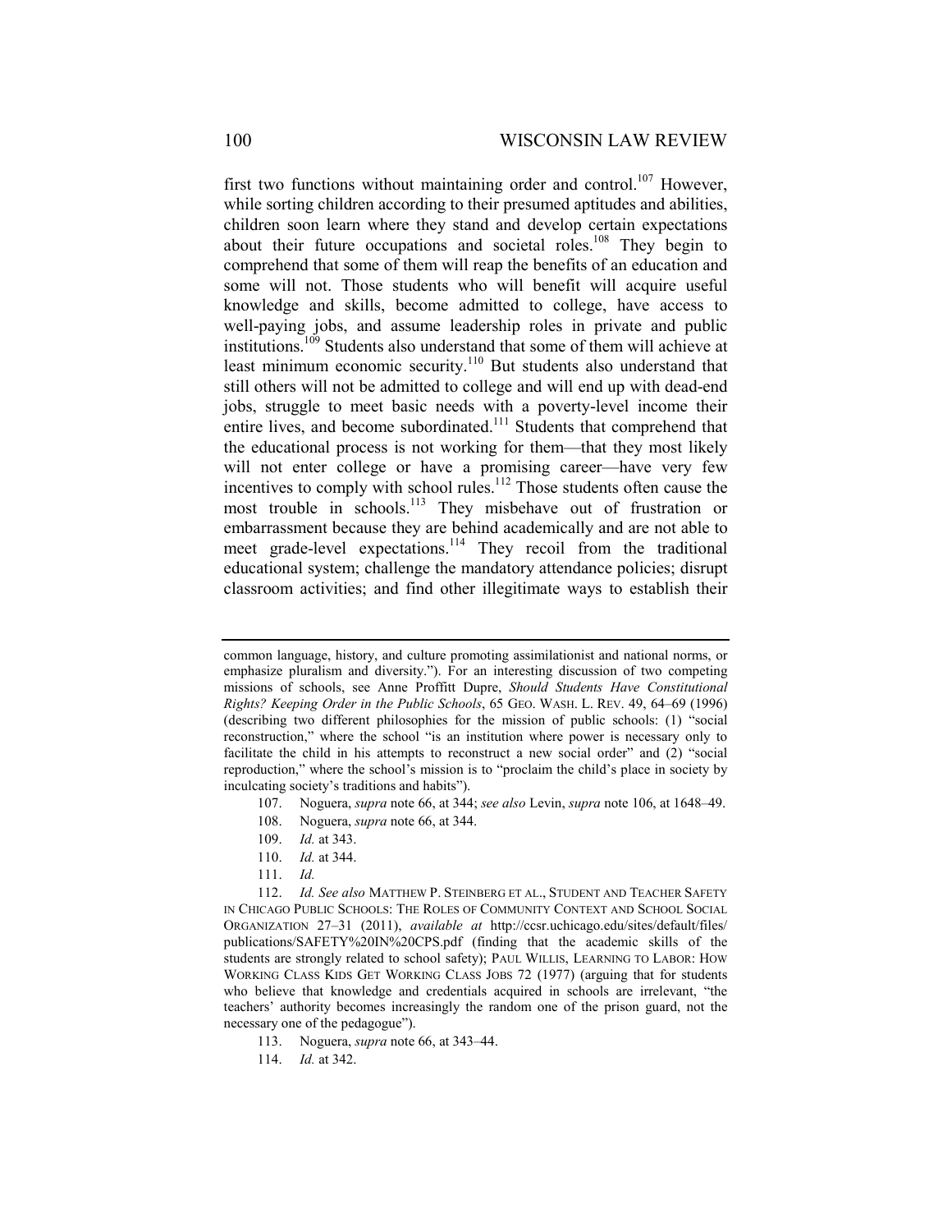first two functions without maintaining order and control.[107] However, while sorting children according to their presumed aptitudes and abilities, children soon learn where they stand and develop certain expectations about their future occupations and societal roles.[108] They begin to comprehend that some of them will reap the benefits of an education and some will not. Those students who will benefit will acquire useful knowledge and skills, become admitted to college, have access to well-paying jobs, and assume leadership roles in private and public institutions.[109] Students also understand that some of them will achieve at least minimum economic security.[110] But students also understand that still others will not be admitted to college and will end up with dead-end jobs, struggle to meet basic needs with a poverty-level income their entire lives, and become subordinated.[111] Students that comprehend that the educational process is not working for them—that they most likely will not enter college or have a promising career—have very few incentives to comply with school rules.[112] Those students often cause the most trouble in schools.[113] They misbehave out of frustration or embarrassment because they are behind academically and are not able to meet grade-level expectations.[114] They recoil from the traditional educational system; challenge the mandatory attendance policies; disrupt classroom activities; and find other illegitimate ways to establish their

---

common language, history, and culture promoting assimilationist and national norms, or emphasize pluralism and diversity."). For an interesting discussion of two competing missions of schools, see Anne Proffitt Dupre, *Should Students Have Constitutional Rights? Keeping Order in the Public Schools*, 65 GEO. WASH. L. REV. 49, 64–69 (1996) (describing two different philosophies for the mission of public schools: (1) "social reconstruction," where the school "is an institution where power is necessary only to facilitate the child in his attempts to reconstruct a new social order" and (2) "social reproduction," where the school's mission is to "proclaim the child's place in society by inculcating society's traditions and habits").

107. Noguera, *supra* note 66, at 344; *see also* Levin, *supra* note 106, at 1648–49.

108. Noguera, *supra* note 66, at 344.

109. *Id.* at 343.

110. *Id.* at 344.

111. *Id.*

112. *Id. See also* MATTHEW P. STEINBERG ET AL., STUDENT AND TEACHER SAFETY IN CHICAGO PUBLIC SCHOOLS: THE ROLES OF COMMUNITY CONTEXT AND SCHOOL SOCIAL ORGANIZATION 27–31 (2011), *available at* http://ccsr.uchicago.edu/sites/default/files/publications/SAFETY%20IN%20CPS.pdf (finding that the academic skills of the students are strongly related to school safety); PAUL WILLIS, LEARNING TO LABOR: HOW WORKING CLASS KIDS GET WORKING CLASS JOBS 72 (1977) (arguing that for students who believe that knowledge and credentials acquired in schools are irrelevant, "the teachers' authority becomes increasingly the random one of the prison guard, not the necessary one of the pedagogue").

113. Noguera, *supra* note 66, at 343–44.

114. *Id.* at 342.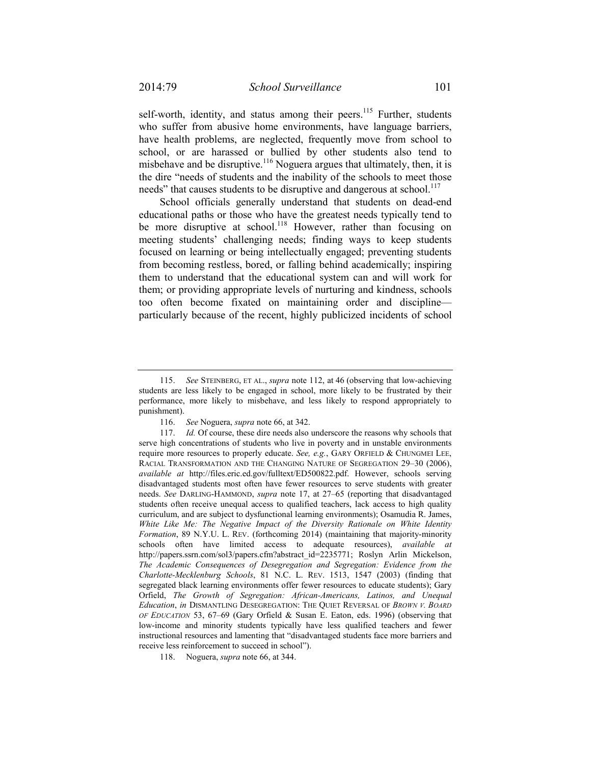self-worth, identity, and status among their peers.[115] Further, students who suffer from abusive home environments, have language barriers, have health problems, are neglected, frequently move from school to school, or are harassed or bullied by other students also tend to misbehave and be disruptive.[116] Noguera argues that ultimately, then, it is the dire "needs of students and the inability of the schools to meet those needs" that causes students to be disruptive and dangerous at school.[117]

School officials generally understand that students on dead-end educational paths or those who have the greatest needs typically tend to be more disruptive at school.[118] However, rather than focusing on meeting students' challenging needs; finding ways to keep students focused on learning or being intellectually engaged; preventing students from becoming restless, bored, or falling behind academically; inspiring them to understand that the educational system can and will work for them; or providing appropriate levels of nurturing and kindness, schools too often become fixated on maintaining order and discipline—particularly because of the recent, highly publicized incidents of school

---

115. *See* STEINBERG, ET AL., *supra* note 112, at 46 (observing that low-achieving students are less likely to be engaged in school, more likely to be frustrated by their performance, more likely to misbehave, and less likely to respond appropriately to punishment).

116. *See* Noguera, *supra* note 66, at 342.

117. *Id.* Of course, these dire needs also underscore the reasons why schools that serve high concentrations of students who live in poverty and in unstable environments require more resources to properly educate. *See, e.g.*, GARY ORFIELD & CHUNGMEI LEE, RACIAL TRANSFORMATION AND THE CHANGING NATURE OF SEGREGATION 29–30 (2006), *available at* http://files.eric.ed.gov/fulltext/ED500822.pdf. However, schools serving disadvantaged students most often have fewer resources to serve students with greater needs. *See* DARLING-HAMMOND, *supra* note 17, at 27–65 (reporting that disadvantaged students often receive unequal access to qualified teachers, lack access to high quality curriculum, and are subject to dysfunctional learning environments); Osamudia R. James, *White Like Me: The Negative Impact of the Diversity Rationale on White Identity Formation*, 89 N.Y.U. L. REV. (forthcoming 2014) (maintaining that majority-minority schools often have limited access to adequate resources), *available at* http://papers.ssrn.com/sol3/papers.cfm?abstract_id=2235771; Roslyn Arlin Mickelson, *The Academic Consequences of Desegregation and Segregation: Evidence from the Charlotte-Mecklenburg Schools*, 81 N.C. L. REV. 1513, 1547 (2003) (finding that segregated black learning environments offer fewer resources to educate students); Gary Orfield, *The Growth of Segregation: African-Americans, Latinos, and Unequal Education*, *in* DISMANTLING DESEGREGATION: THE QUIET REVERSAL OF *BROWN V. BOARD OF EDUCATION* 53, 67–69 (Gary Orfield & Susan E. Eaton, eds. 1996) (observing that low-income and minority students typically have less qualified teachers and fewer instructional resources and lamenting that "disadvantaged students face more barriers and receive less reinforcement to succeed in school").

118. Noguera, *supra* note 66, at 344.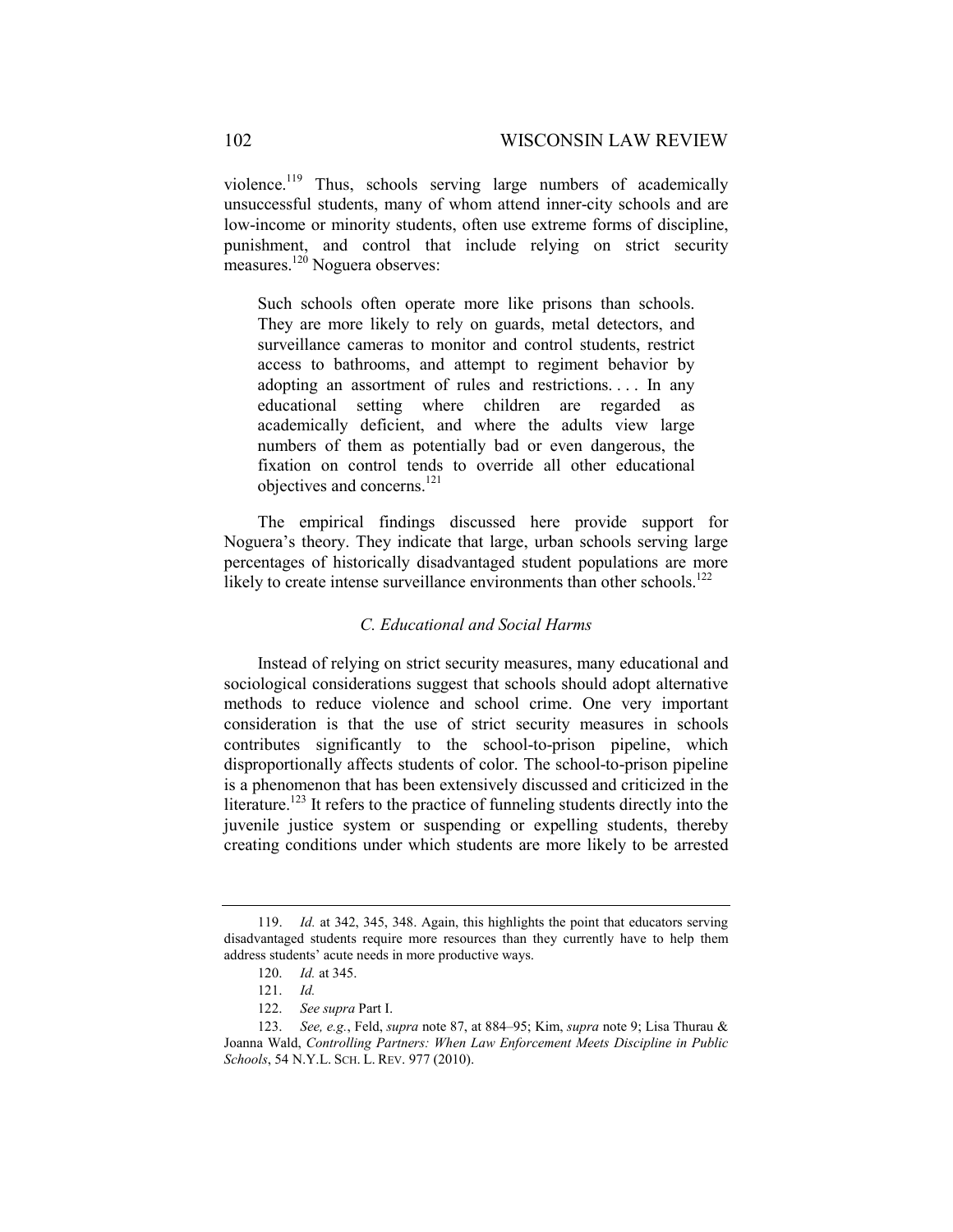violence.[119] Thus, schools serving large numbers of academically unsuccessful students, many of whom attend inner-city schools and are low-income or minority students, often use extreme forms of discipline, punishment, and control that include relying on strict security measures.[120] Noguera observes:

> Such schools often operate more like prisons than schools. They are more likely to rely on guards, metal detectors, and surveillance cameras to monitor and control students, restrict access to bathrooms, and attempt to regiment behavior by adopting an assortment of rules and restrictions. . . . In any educational setting where children are regarded as academically deficient, and where the adults view large numbers of them as potentially bad or even dangerous, the fixation on control tends to override all other educational objectives and concerns.[121]

The empirical findings discussed here provide support for Noguera's theory. They indicate that large, urban schools serving large percentages of historically disadvantaged student populations are more likely to create intense surveillance environments than other schools.[122]

### *C. Educational and Social Harms*

Instead of relying on strict security measures, many educational and sociological considerations suggest that schools should adopt alternative methods to reduce violence and school crime. One very important consideration is that the use of strict security measures in schools contributes significantly to the school-to-prison pipeline, which disproportionally affects students of color. The school-to-prison pipeline is a phenomenon that has been extensively discussed and criticized in the literature.[123] It refers to the practice of funneling students directly into the juvenile justice system or suspending or expelling students, thereby creating conditions under which students are more likely to be arrested

---

119. *Id.* at 342, 345, 348. Again, this highlights the point that educators serving disadvantaged students require more resources than they currently have to help them address students' acute needs in more productive ways.

120. *Id.* at 345.

121. *Id.*

122. *See supra* Part I.

123. *See, e.g.*, Feld, *supra* note 87, at 884–95; Kim, *supra* note 9; Lisa Thurau & Joanna Wald, *Controlling Partners: When Law Enforcement Meets Discipline in Public Schools*, 54 N.Y.L. SCH. L. REV. 977 (2010).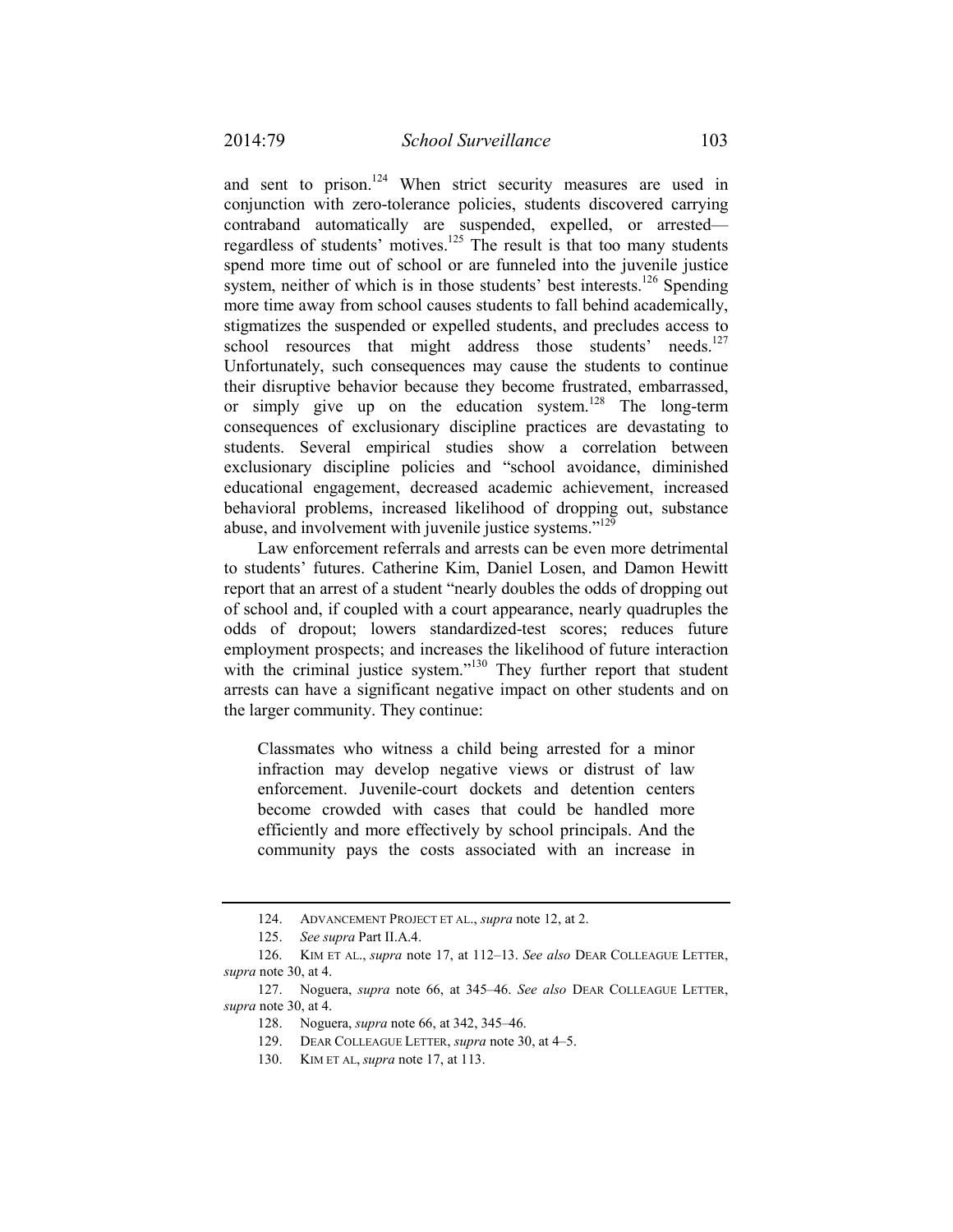and sent to prison.[124] When strict security measures are used in conjunction with zero-tolerance policies, students discovered carrying contraband automatically are suspended, expelled, or arrested—regardless of students' motives.[125] The result is that too many students spend more time out of school or are funneled into the juvenile justice system, neither of which is in those students' best interests.[126] Spending more time away from school causes students to fall behind academically, stigmatizes the suspended or expelled students, and precludes access to school resources that might address those students' needs.[127] Unfortunately, such consequences may cause the students to continue their disruptive behavior because they become frustrated, embarrassed, or simply give up on the education system.[128] The long-term consequences of exclusionary discipline practices are devastating to students. Several empirical studies show a correlation between exclusionary discipline policies and "school avoidance, diminished educational engagement, decreased academic achievement, increased behavioral problems, increased likelihood of dropping out, substance abuse, and involvement with juvenile justice systems."[129]

Law enforcement referrals and arrests can be even more detrimental to students' futures. Catherine Kim, Daniel Losen, and Damon Hewitt report that an arrest of a student "nearly doubles the odds of dropping out of school and, if coupled with a court appearance, nearly quadruples the odds of dropout; lowers standardized-test scores; reduces future employment prospects; and increases the likelihood of future interaction with the criminal justice system."[130] They further report that student arrests can have a significant negative impact on other students and on the larger community. They continue:

> Classmates who witness a child being arrested for a minor infraction may develop negative views or distrust of law enforcement. Juvenile-court dockets and detention centers become crowded with cases that could be handled more efficiently and more effectively by school principals. And the community pays the costs associated with an increase in

---

124. ADVANCEMENT PROJECT ET AL., *supra* note 12, at 2.

125. *See supra* Part II.A.4.

126. KIM ET AL., *supra* note 17, at 112–13. *See also* DEAR COLLEAGUE LETTER, *supra* note 30, at 4.

127. Noguera, *supra* note 66, at 345–46. *See also* DEAR COLLEAGUE LETTER, *supra* note 30, at 4.

128. Noguera, *supra* note 66, at 342, 345–46.

129. DEAR COLLEAGUE LETTER, *supra* note 30, at 4–5.

130. KIM ET AL, *supra* note 17, at 113.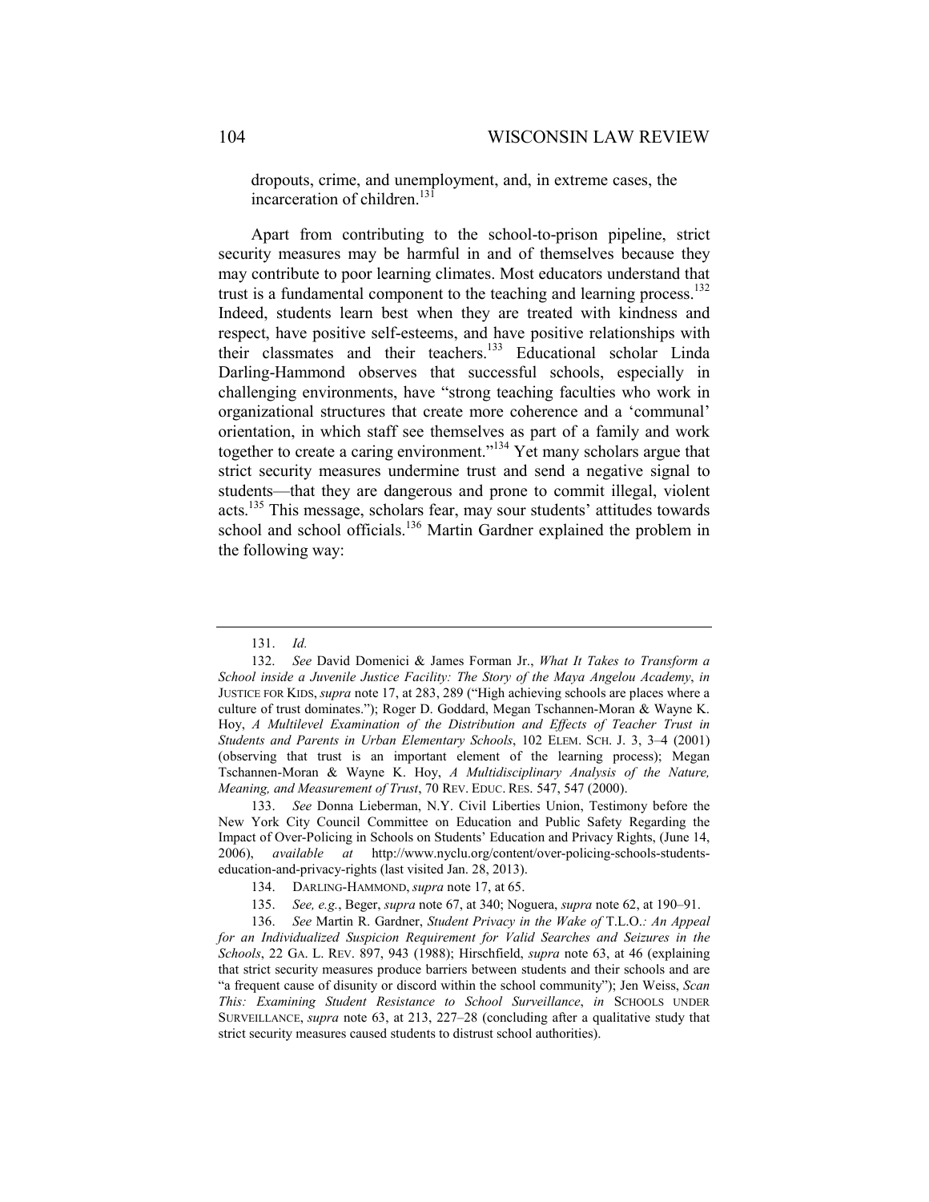dropouts, crime, and unemployment, and, in extreme cases, the incarceration of children.[131]

Apart from contributing to the school-to-prison pipeline, strict security measures may be harmful in and of themselves because they may contribute to poor learning climates. Most educators understand that trust is a fundamental component to the teaching and learning process.[132] Indeed, students learn best when they are treated with kindness and respect, have positive self-esteems, and have positive relationships with their classmates and their teachers.[133] Educational scholar Linda Darling-Hammond observes that successful schools, especially in challenging environments, have "strong teaching faculties who work in organizational structures that create more coherence and a 'communal' orientation, in which staff see themselves as part of a family and work together to create a caring environment."[134] Yet many scholars argue that strict security measures undermine trust and send a negative signal to students—that they are dangerous and prone to commit illegal, violent acts.[135] This message, scholars fear, may sour students' attitudes towards school and school officials.[136] Martin Gardner explained the problem in the following way:

---

131. *Id.*

132. *See* David Domenici & James Forman Jr., *What It Takes to Transform a School inside a Juvenile Justice Facility: The Story of the Maya Angelou Academy*, *in* JUSTICE FOR KIDS, *supra* note 17, at 283, 289 ("High achieving schools are places where a culture of trust dominates."); Roger D. Goddard, Megan Tschannen-Moran & Wayne K. Hoy, *A Multilevel Examination of the Distribution and Effects of Teacher Trust in Students and Parents in Urban Elementary Schools*, 102 ELEM. SCH. J. 3, 3–4 (2001) (observing that trust is an important element of the learning process); Megan Tschannen-Moran & Wayne K. Hoy, *A Multidisciplinary Analysis of the Nature, Meaning, and Measurement of Trust*, 70 REV. EDUC. RES. 547, 547 (2000).

133. *See* Donna Lieberman, N.Y. Civil Liberties Union, Testimony before the New York City Council Committee on Education and Public Safety Regarding the Impact of Over-Policing in Schools on Students' Education and Privacy Rights, (June 14, 2006), *available at* http://www.nyclu.org/content/over-policing-schools-students-education-and-privacy-rights (last visited Jan. 28, 2013).

134. DARLING-HAMMOND, *supra* note 17, at 65.

135. *See, e.g.*, Beger, *supra* note 67, at 340; Noguera, *supra* note 62, at 190–91.

136. *See* Martin R. Gardner, *Student Privacy in the Wake of* T.L.O.*: An Appeal for an Individualized Suspicion Requirement for Valid Searches and Seizures in the Schools*, 22 GA. L. REV. 897, 943 (1988); Hirschfield, *supra* note 63, at 46 (explaining that strict security measures produce barriers between students and their schools and are "a frequent cause of disunity or discord within the school community"); Jen Weiss, *Scan This: Examining Student Resistance to School Surveillance*, *in* SCHOOLS UNDER SURVEILLANCE, *supra* note 63, at 213, 227–28 (concluding after a qualitative study that strict security measures caused students to distrust school authorities).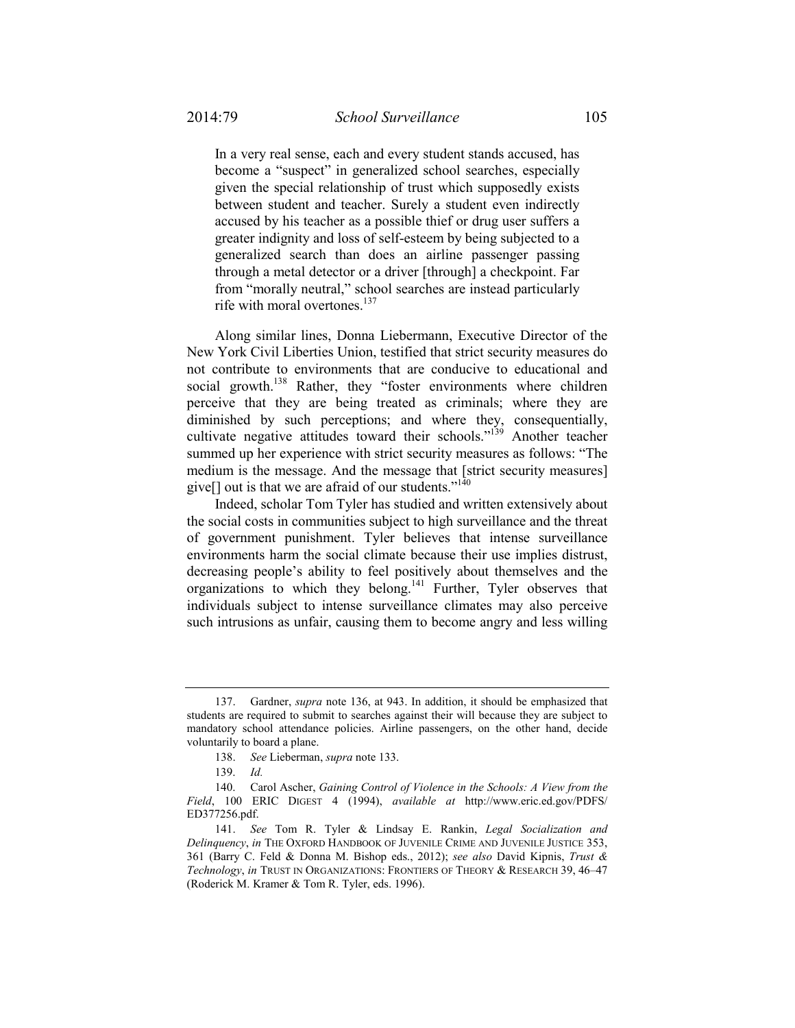> In a very real sense, each and every student stands accused, has become a "suspect" in generalized school searches, especially given the special relationship of trust which supposedly exists between student and teacher. Surely a student even indirectly accused by his teacher as a possible thief or drug user suffers a greater indignity and loss of self-esteem by being subjected to a generalized search than does an airline passenger passing through a metal detector or a driver [through] a checkpoint. Far from "morally neutral," school searches are instead particularly rife with moral overtones.[137]

Along similar lines, Donna Liebermann, Executive Director of the New York Civil Liberties Union, testified that strict security measures do not contribute to environments that are conducive to educational and social growth.[138] Rather, they "foster environments where children perceive that they are being treated as criminals; where they are diminished by such perceptions; and where they, consequentially, cultivate negative attitudes toward their schools."[139] Another teacher summed up her experience with strict security measures as follows: "The medium is the message. And the message that [strict security measures] give[] out is that we are afraid of our students."[140]

Indeed, scholar Tom Tyler has studied and written extensively about the social costs in communities subject to high surveillance and the threat of government punishment. Tyler believes that intense surveillance environments harm the social climate because their use implies distrust, decreasing people's ability to feel positively about themselves and the organizations to which they belong.[141] Further, Tyler observes that individuals subject to intense surveillance climates may also perceive such intrusions as unfair, causing them to become angry and less willing

---

137. Gardner, *supra* note 136, at 943. In addition, it should be emphasized that students are required to submit to searches against their will because they are subject to mandatory school attendance policies. Airline passengers, on the other hand, decide voluntarily to board a plane.

138. *See* Lieberman, *supra* note 133.

139. *Id.*

140. Carol Ascher, *Gaining Control of Violence in the Schools: A View from the Field*, 100 ERIC DIGEST 4 (1994), *available at* http://www.eric.ed.gov/PDFS/ED377256.pdf.

141. *See* Tom R. Tyler & Lindsay E. Rankin, *Legal Socialization and Delinquency*, *in* THE OXFORD HANDBOOK OF JUVENILE CRIME AND JUVENILE JUSTICE 353, 361 (Barry C. Feld & Donna M. Bishop eds., 2012); *see also* David Kipnis, *Trust & Technology*, *in* TRUST IN ORGANIZATIONS: FRONTIERS OF THEORY & RESEARCH 39, 46–47 (Roderick M. Kramer & Tom R. Tyler, eds. 1996).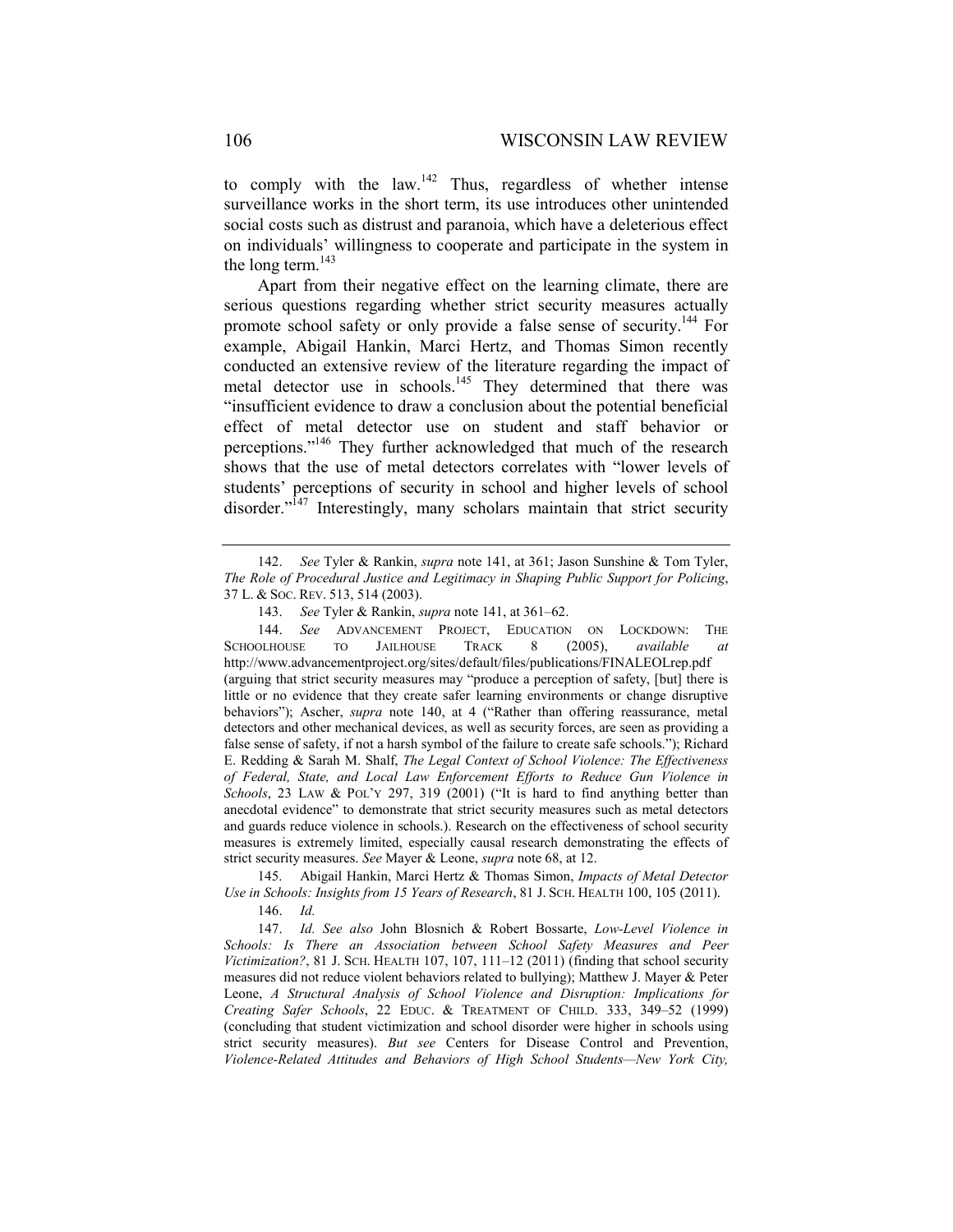to comply with the law.[142] Thus, regardless of whether intense surveillance works in the short term, its use introduces other unintended social costs such as distrust and paranoia, which have a deleterious effect on individuals' willingness to cooperate and participate in the system in the long term.[143]

Apart from their negative effect on the learning climate, there are serious questions regarding whether strict security measures actually promote school safety or only provide a false sense of security.[144] For example, Abigail Hankin, Marci Hertz, and Thomas Simon recently conducted an extensive review of the literature regarding the impact of metal detector use in schools.[145] They determined that there was "insufficient evidence to draw a conclusion about the potential beneficial effect of metal detector use on student and staff behavior or perceptions."[146] They further acknowledged that much of the research shows that the use of metal detectors correlates with "lower levels of students' perceptions of security in school and higher levels of school disorder."[147] Interestingly, many scholars maintain that strict security

---

142. *See* Tyler & Rankin, *supra* note 141, at 361; Jason Sunshine & Tom Tyler, *The Role of Procedural Justice and Legitimacy in Shaping Public Support for Policing*, 37 L. & SOC. REV. 513, 514 (2003).

143. *See* Tyler & Rankin, *supra* note 141, at 361–62.

144. *See* ADVANCEMENT PROJECT, EDUCATION ON LOCKDOWN: THE SCHOOLHOUSE TO JAILHOUSE TRACK 8 (2005), *available at* http://www.advancementproject.org/sites/default/files/publications/FINALEOLrep.pdf (arguing that strict security measures may "produce a perception of safety, [but] there is little or no evidence that they create safer learning environments or change disruptive behaviors"); Ascher, *supra* note 140, at 4 ("Rather than offering reassurance, metal detectors and other mechanical devices, as well as security forces, are seen as providing a false sense of safety, if not a harsh symbol of the failure to create safe schools."); Richard E. Redding & Sarah M. Shalf, *The Legal Context of School Violence: The Effectiveness of Federal, State, and Local Law Enforcement Efforts to Reduce Gun Violence in Schools*, 23 LAW & POL'Y 297, 319 (2001) ("It is hard to find anything better than anecdotal evidence" to demonstrate that strict security measures such as metal detectors and guards reduce violence in schools.). Research on the effectiveness of school security measures is extremely limited, especially causal research demonstrating the effects of strict security measures. *See* Mayer & Leone, *supra* note 68, at 12.

145. Abigail Hankin, Marci Hertz & Thomas Simon, *Impacts of Metal Detector Use in Schools: Insights from 15 Years of Research*, 81 J. SCH. HEALTH 100, 105 (2011).

146. *Id.*

147. *Id. See also* John Blosnich & Robert Bossarte, *Low-Level Violence in Schools: Is There an Association between School Safety Measures and Peer Victimization?*, 81 J. SCH. HEALTH 107, 107, 111–12 (2011) (finding that school security measures did not reduce violent behaviors related to bullying); Matthew J. Mayer & Peter Leone, *A Structural Analysis of School Violence and Disruption: Implications for Creating Safer Schools*, 22 EDUC. & TREATMENT OF CHILD. 333, 349–52 (1999) (concluding that student victimization and school disorder were higher in schools using strict security measures). *But see* Centers for Disease Control and Prevention, *Violence-Related Attitudes and Behaviors of High School Students—New York City,*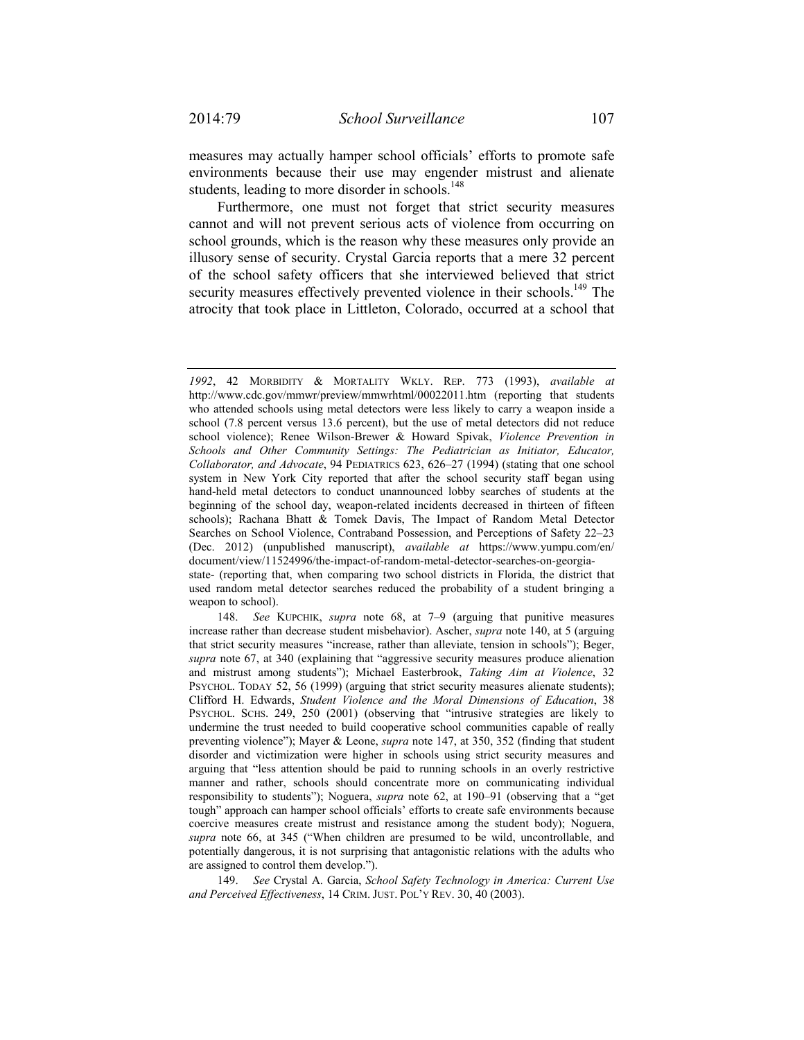measures may actually hamper school officials' efforts to promote safe environments because their use may engender mistrust and alienate students, leading to more disorder in schools.[148]

Furthermore, one must not forget that strict security measures cannot and will not prevent serious acts of violence from occurring on school grounds, which is the reason why these measures only provide an illusory sense of security. Crystal Garcia reports that a mere 32 percent of the school safety officers that she interviewed believed that strict security measures effectively prevented violence in their schools.[149] The atrocity that took place in Littleton, Colorado, occurred at a school that

---

*1992*, 42 MORBIDITY & MORTALITY WKLY. REP. 773 (1993), *available at* http://www.cdc.gov/mmwr/preview/mmwrhtml/00022011.htm (reporting that students who attended schools using metal detectors were less likely to carry a weapon inside a school (7.8 percent versus 13.6 percent), but the use of metal detectors did not reduce school violence); Renee Wilson-Brewer & Howard Spivak, *Violence Prevention in Schools and Other Community Settings: The Pediatrician as Initiator, Educator, Collaborator, and Advocate*, 94 PEDIATRICS 623, 626–27 (1994) (stating that one school system in New York City reported that after the school security staff began using hand-held metal detectors to conduct unannounced lobby searches of students at the beginning of the school day, weapon-related incidents decreased in thirteen of fifteen schools); Rachana Bhatt & Tomek Davis, The Impact of Random Metal Detector Searches on School Violence, Contraband Possession, and Perceptions of Safety 22–23 (Dec. 2012) (unpublished manuscript), *available at* https://www.yumpu.com/en/document/view/11524996/the-impact-of-random-metal-detector-searches-on-georgia-state- (reporting that, when comparing two school districts in Florida, the district that used random metal detector searches reduced the probability of a student bringing a weapon to school).

148. *See* KUPCHIK, *supra* note 68, at 7–9 (arguing that punitive measures increase rather than decrease student misbehavior). Ascher, *supra* note 140, at 5 (arguing that strict security measures "increase, rather than alleviate, tension in schools"); Beger, *supra* note 67, at 340 (explaining that "aggressive security measures produce alienation and mistrust among students"); Michael Easterbrook, *Taking Aim at Violence*, 32 PSYCHOL. TODAY 52, 56 (1999) (arguing that strict security measures alienate students); Clifford H. Edwards, *Student Violence and the Moral Dimensions of Education*, 38 PSYCHOL. SCHS. 249, 250 (2001) (observing that "intrusive strategies are likely to undermine the trust needed to build cooperative school communities capable of really preventing violence"); Mayer & Leone, *supra* note 147, at 350, 352 (finding that student disorder and victimization were higher in schools using strict security measures and arguing that "less attention should be paid to running schools in an overly restrictive manner and rather, schools should concentrate more on communicating individual responsibility to students"); Noguera, *supra* note 62, at 190–91 (observing that a "get tough" approach can hamper school officials' efforts to create safe environments because coercive measures create mistrust and resistance among the student body); Noguera, *supra* note 66, at 345 ("When children are presumed to be wild, uncontrollable, and potentially dangerous, it is not surprising that antagonistic relations with the adults who are assigned to control them develop.").

149. *See* Crystal A. Garcia, *School Safety Technology in America: Current Use and Perceived Effectiveness*, 14 CRIM. JUST. POL'Y REV. 30, 40 (2003).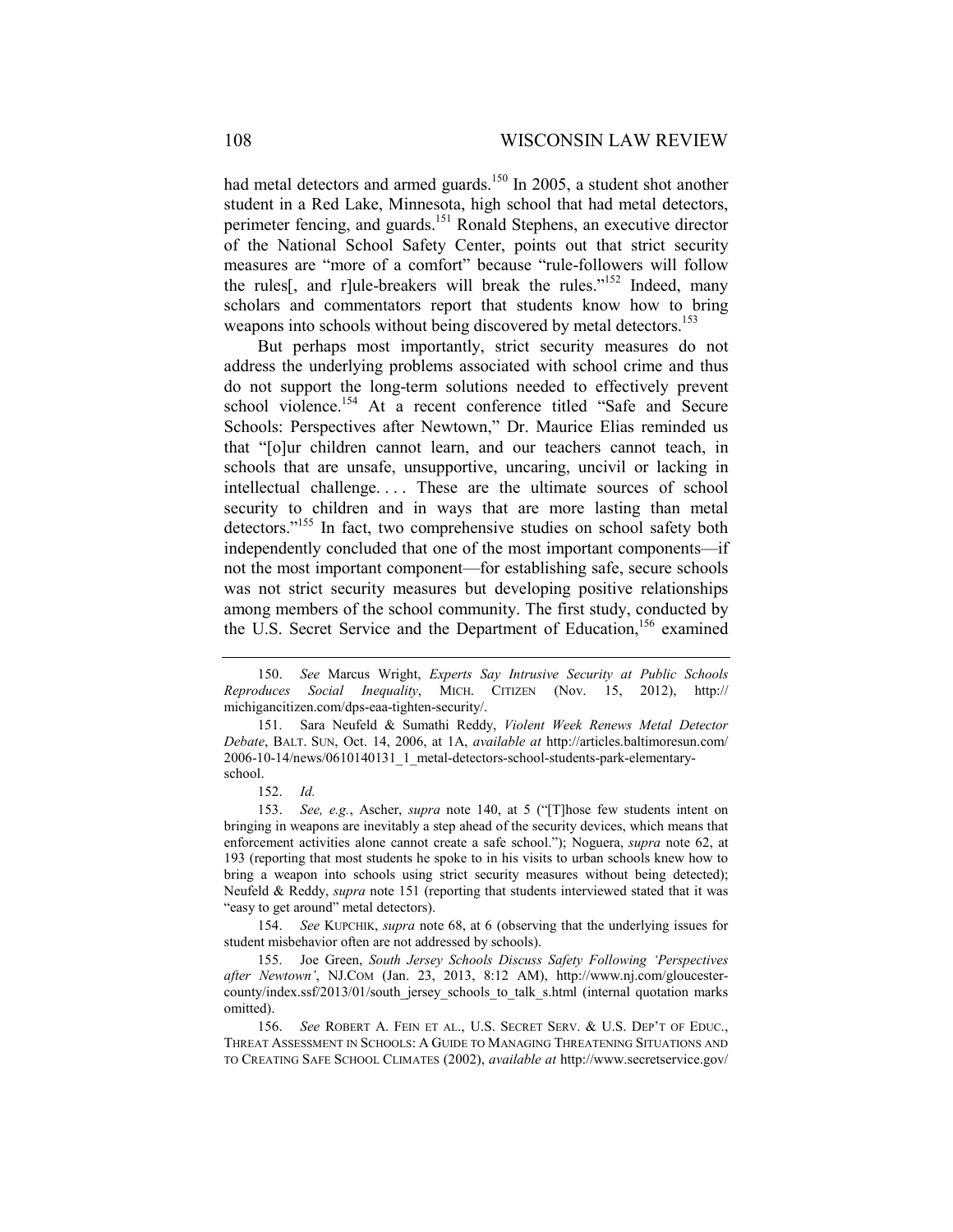had metal detectors and armed guards.[150] In 2005, a student shot another student in a Red Lake, Minnesota, high school that had metal detectors, perimeter fencing, and guards.[151] Ronald Stephens, an executive director of the National School Safety Center, points out that strict security measures are "more of a comfort" because "rule-followers will follow the rules[, and r]ule-breakers will break the rules."[152] Indeed, many scholars and commentators report that students know how to bring weapons into schools without being discovered by metal detectors.[153]

But perhaps most importantly, strict security measures do not address the underlying problems associated with school crime and thus do not support the long-term solutions needed to effectively prevent school violence.[154] At a recent conference titled "Safe and Secure Schools: Perspectives after Newtown," Dr. Maurice Elias reminded us that "[o]ur children cannot learn, and our teachers cannot teach, in schools that are unsafe, unsupportive, uncaring, uncivil or lacking in intellectual challenge. . . . These are the ultimate sources of school security to children and in ways that are more lasting than metal detectors."[155] In fact, two comprehensive studies on school safety both independently concluded that one of the most important components—if not the most important component—for establishing safe, secure schools was not strict security measures but developing positive relationships among members of the school community. The first study, conducted by the U.S. Secret Service and the Department of Education,[156] examined

---

150. *See* Marcus Wright, *Experts Say Intrusive Security at Public Schools Reproduces Social Inequality*, MICH. CITIZEN (Nov. 15, 2012), http://michigancitizen.com/dps-eaa-tighten-security/.

151. Sara Neufeld & Sumathi Reddy, *Violent Week Renews Metal Detector Debate*, BALT. SUN, Oct. 14, 2006, at 1A, *available at* http://articles.baltimoresun.com/2006-10-14/news/0610140131_1_metal-detectors-school-students-park-elementary-school.

152. *Id.*

153. *See, e.g.*, Ascher, *supra* note 140, at 5 ("[T]hose few students intent on bringing in weapons are inevitably a step ahead of the security devices, which means that enforcement activities alone cannot create a safe school."); Noguera, *supra* note 62, at 193 (reporting that most students he spoke to in his visits to urban schools knew how to bring a weapon into schools using strict security measures without being detected); Neufeld & Reddy, *supra* note 151 (reporting that students interviewed stated that it was "easy to get around" metal detectors).

154. *See* KUPCHIK, *supra* note 68, at 6 (observing that the underlying issues for student misbehavior often are not addressed by schools).

155. Joe Green, *South Jersey Schools Discuss Safety Following 'Perspectives after Newtown'*, NJ.COM (Jan. 23, 2013, 8:12 AM), http://www.nj.com/gloucester-county/index.ssf/2013/01/south_jersey_schools_to_talk_s.html (internal quotation marks omitted).

156. *See* ROBERT A. FEIN ET AL., U.S. SECRET SERV. & U.S. DEP'T OF EDUC., THREAT ASSESSMENT IN SCHOOLS: A GUIDE TO MANAGING THREATENING SITUATIONS AND TO CREATING SAFE SCHOOL CLIMATES (2002), *available at* http://www.secretservice.gov/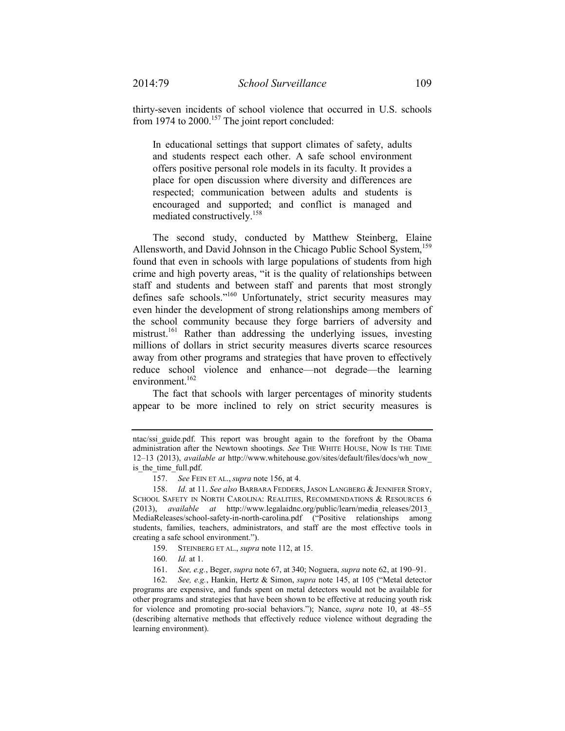thirty-seven incidents of school violence that occurred in U.S. schools from 1974 to 2000.[157] The joint report concluded:

> In educational settings that support climates of safety, adults and students respect each other. A safe school environment offers positive personal role models in its faculty. It provides a place for open discussion where diversity and differences are respected; communication between adults and students is encouraged and supported; and conflict is managed and mediated constructively.[158]

The second study, conducted by Matthew Steinberg, Elaine Allensworth, and David Johnson in the Chicago Public School System,[159] found that even in schools with large populations of students from high crime and high poverty areas, "it is the quality of relationships between staff and students and between staff and parents that most strongly defines safe schools."[160] Unfortunately, strict security measures may even hinder the development of strong relationships among members of the school community because they forge barriers of adversity and mistrust.[161] Rather than addressing the underlying issues, investing millions of dollars in strict security measures diverts scarce resources away from other programs and strategies that have proven to effectively reduce school violence and enhance—not degrade—the learning environment.[162]

The fact that schools with larger percentages of minority students appear to be more inclined to rely on strict security measures is

---

ntac/ssi_guide.pdf. This report was brought again to the forefront by the Obama administration after the Newtown shootings. *See* THE WHITE HOUSE, NOW IS THE TIME 12–13 (2013), *available at* http://www.whitehouse.gov/sites/default/files/docs/wh_now_is_the_time_full.pdf.

157. *See* FEIN ET AL., *supra* note 156, at 4.

158. *Id.* at 11. *See also* BARBARA FEDDERS, JASON LANGBERG & JENNIFER STORY, SCHOOL SAFETY IN NORTH CAROLINA: REALITIES, RECOMMENDATIONS & RESOURCES 6 (2013), *available at* http://www.legalaidnc.org/public/learn/media_releases/2013_MediaReleases/school-safety-in-north-carolina.pdf ("Positive relationships among students, families, teachers, administrators, and staff are the most effective tools in creating a safe school environment.").

159. STEINBERG ET AL., *supra* note 112, at 15.

160. *Id.* at 1.

161. *See, e.g.*, Beger, *supra* note 67, at 340; Noguera, *supra* note 62, at 190–91.

162. *See, e.g.*, Hankin, Hertz & Simon, *supra* note 145, at 105 ("Metal detector programs are expensive, and funds spent on metal detectors would not be available for other programs and strategies that have been shown to be effective at reducing youth risk for violence and promoting pro-social behaviors."); Nance, *supra* note 10, at 48–55 (describing alternative methods that effectively reduce violence without degrading the learning environment).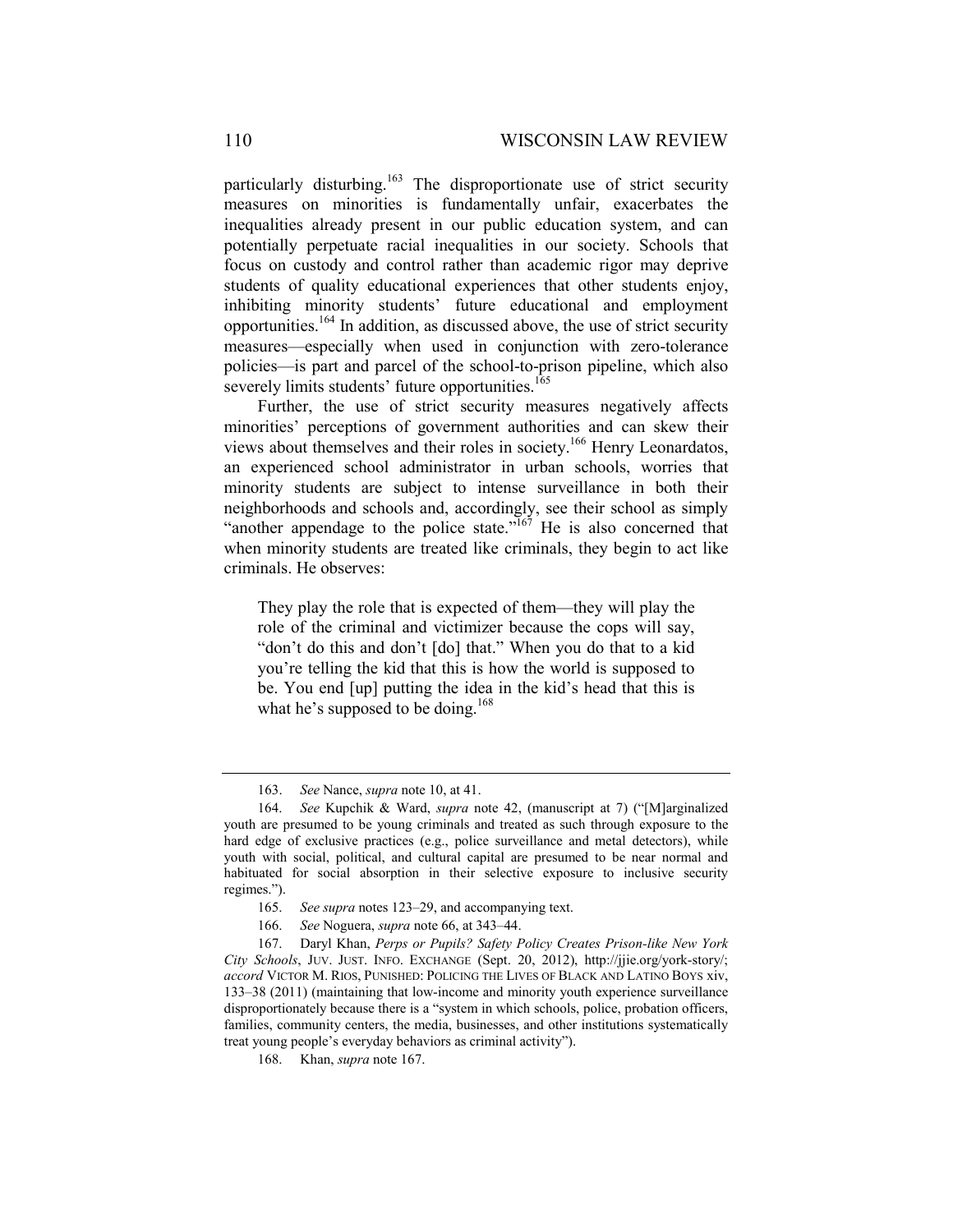particularly disturbing.[163] The disproportionate use of strict security measures on minorities is fundamentally unfair, exacerbates the inequalities already present in our public education system, and can potentially perpetuate racial inequalities in our society. Schools that focus on custody and control rather than academic rigor may deprive students of quality educational experiences that other students enjoy, inhibiting minority students' future educational and employment opportunities.[164] In addition, as discussed above, the use of strict security measures—especially when used in conjunction with zero-tolerance policies—is part and parcel of the school-to-prison pipeline, which also severely limits students' future opportunities.[165]

Further, the use of strict security measures negatively affects minorities' perceptions of government authorities and can skew their views about themselves and their roles in society.[166] Henry Leonardatos, an experienced school administrator in urban schools, worries that minority students are subject to intense surveillance in both their neighborhoods and schools and, accordingly, see their school as simply "another appendage to the police state."[167] He is also concerned that when minority students are treated like criminals, they begin to act like criminals. He observes:

> They play the role that is expected of them—they will play the role of the criminal and victimizer because the cops will say, "don't do this and don't [do] that." When you do that to a kid you're telling the kid that this is how the world is supposed to be. You end [up] putting the idea in the kid's head that this is what he's supposed to be doing.[168]

---

163. *See* Nance, *supra* note 10, at 41.

164. *See* Kupchik & Ward, *supra* note 42, (manuscript at 7) ("[M]arginalized youth are presumed to be young criminals and treated as such through exposure to the hard edge of exclusive practices (e.g., police surveillance and metal detectors), while youth with social, political, and cultural capital are presumed to be near normal and habituated for social absorption in their selective exposure to inclusive security regimes.").

165. *See supra* notes 123–29, and accompanying text.

166. *See* Noguera, *supra* note 66, at 343–44.

167. Daryl Khan, *Perps or Pupils? Safety Policy Creates Prison-like New York City Schools*, JUV. JUST. INFO. EXCHANGE (Sept. 20, 2012), http://jjie.org/york-story/; *accord* VICTOR M. RIOS, PUNISHED: POLICING THE LIVES OF BLACK AND LATINO BOYS xiv, 133–38 (2011) (maintaining that low-income and minority youth experience surveillance disproportionately because there is a "system in which schools, police, probation officers, families, community centers, the media, businesses, and other institutions systematically treat young people's everyday behaviors as criminal activity").

168. Khan, *supra* note 167.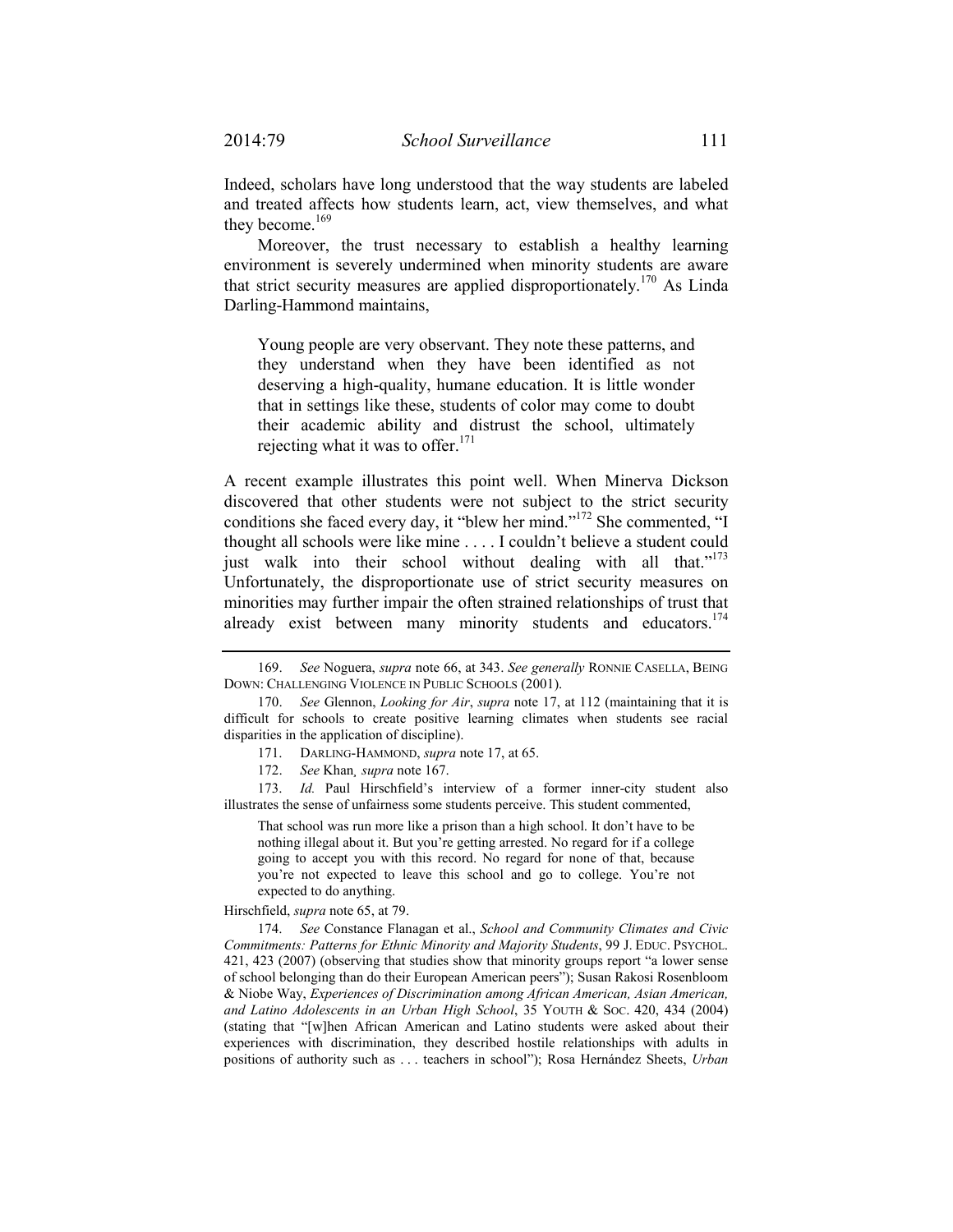Indeed, scholars have long understood that the way students are labeled and treated affects how students learn, act, view themselves, and what they become.[169]

Moreover, the trust necessary to establish a healthy learning environment is severely undermined when minority students are aware that strict security measures are applied disproportionately.[170] As Linda Darling-Hammond maintains,

> Young people are very observant. They note these patterns, and they understand when they have been identified as not deserving a high-quality, humane education. It is little wonder that in settings like these, students of color may come to doubt their academic ability and distrust the school, ultimately rejecting what it was to offer.[171]

A recent example illustrates this point well. When Minerva Dickson discovered that other students were not subject to the strict security conditions she faced every day, it "blew her mind."[172] She commented, "I thought all schools were like mine . . . . I couldn't believe a student could just walk into their school without dealing with all that."[173] Unfortunately, the disproportionate use of strict security measures on minorities may further impair the often strained relationships of trust that already exist between many minority students and educators.[174]

---

169. *See* Noguera, *supra* note 66, at 343. *See generally* RONNIE CASELLA, BEING DOWN: CHALLENGING VIOLENCE IN PUBLIC SCHOOLS (2001).

170. *See* Glennon, *Looking for Air*, *supra* note 17, at 112 (maintaining that it is difficult for schools to create positive learning climates when students see racial disparities in the application of discipline).

171. DARLING-HAMMOND, *supra* note 17, at 65.

172. *See* Khan*, supra* note 167.

173. *Id.* Paul Hirschfield's interview of a former inner-city student also illustrates the sense of unfairness some students perceive. This student commented,

> That school was run more like a prison than a high school. It don't have to be nothing illegal about it. But you're getting arrested. No regard for if a college going to accept you with this record. No regard for none of that, because you're not expected to leave this school and go to college. You're not expected to do anything.

Hirschfield, *supra* note 65, at 79.

174. *See* Constance Flanagan et al., *School and Community Climates and Civic Commitments: Patterns for Ethnic Minority and Majority Students*, 99 J. EDUC. PSYCHOL. 421, 423 (2007) (observing that studies show that minority groups report "a lower sense of school belonging than do their European American peers"); Susan Rakosi Rosenbloom & Niobe Way, *Experiences of Discrimination among African American, Asian American, and Latino Adolescents in an Urban High School*, 35 YOUTH & SOC. 420, 434 (2004) (stating that "[w]hen African American and Latino students were asked about their experiences with discrimination, they described hostile relationships with adults in positions of authority such as . . . teachers in school"); Rosa Hernández Sheets, *Urban*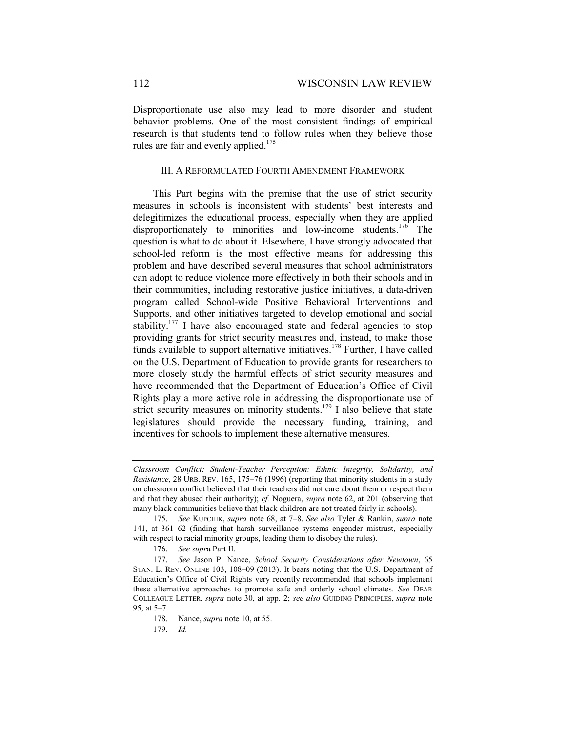Disproportionate use also may lead to more disorder and student behavior problems. One of the most consistent findings of empirical research is that students tend to follow rules when they believe those rules are fair and evenly applied.[175]

## III. A Reformulated Fourth Amendment Framework

This Part begins with the premise that the use of strict security measures in schools is inconsistent with students' best interests and delegitimizes the educational process, especially when they are applied disproportionately to minorities and low-income students.[176] The question is what to do about it. Elsewhere, I have strongly advocated that school-led reform is the most effective means for addressing this problem and have described several measures that school administrators can adopt to reduce violence more effectively in both their schools and in their communities, including restorative justice initiatives, a data-driven program called School-wide Positive Behavioral Interventions and Supports, and other initiatives targeted to develop emotional and social stability.[177] I have also encouraged state and federal agencies to stop providing grants for strict security measures and, instead, to make those funds available to support alternative initiatives.[178] Further, I have called on the U.S. Department of Education to provide grants for researchers to more closely study the harmful effects of strict security measures and have recommended that the Department of Education's Office of Civil Rights play a more active role in addressing the disproportionate use of strict security measures on minority students.[179] I also believe that state legislatures should provide the necessary funding, training, and incentives for schools to implement these alternative measures.

---

*Classroom Conflict: Student-Teacher Perception: Ethnic Integrity, Solidarity, and Resistance*, 28 URB. REV. 165, 175–76 (1996) (reporting that minority students in a study on classroom conflict believed that their teachers did not care about them or respect them and that they abused their authority); *cf.* Noguera, *supra* note 62, at 201 (observing that many black communities believe that black children are not treated fairly in schools).

175. *See* KUPCHIK, *supra* note 68, at 7–8. *See also* Tyler & Rankin, *supra* note 141, at 361–62 (finding that harsh surveillance systems engender mistrust, especially with respect to racial minority groups, leading them to disobey the rules).

176. *See supra* Part II.

177. *See* Jason P. Nance, *School Security Considerations after Newtown*, 65 STAN. L. REV. ONLINE 103, 108–09 (2013). It bears noting that the U.S. Department of Education's Office of Civil Rights very recently recommended that schools implement these alternative approaches to promote safe and orderly school climates. *See* DEAR COLLEAGUE LETTER, *supra* note 30, at app. 2; *see also* GUIDING PRINCIPLES, *supra* note 95, at 5–7.

178. Nance, *supra* note 10, at 55.

179. *Id.*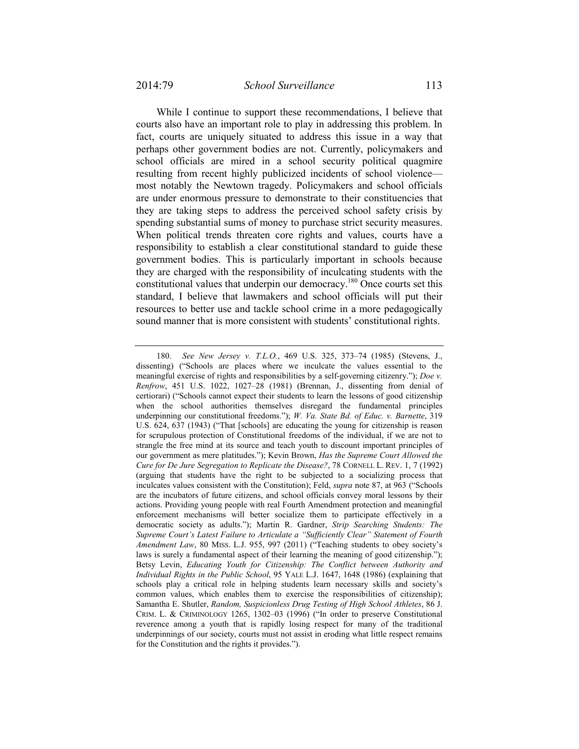While I continue to support these recommendations, I believe that courts also have an important role to play in addressing this problem. In fact, courts are uniquely situated to address this issue in a way that perhaps other government bodies are not. Currently, policymakers and school officials are mired in a school security political quagmire resulting from recent highly publicized incidents of school violence—most notably the Newtown tragedy. Policymakers and school officials are under enormous pressure to demonstrate to their constituencies that they are taking steps to address the perceived school safety crisis by spending substantial sums of money to purchase strict security measures. When political trends threaten core rights and values, courts have a responsibility to establish a clear constitutional standard to guide these government bodies. This is particularly important in schools because they are charged with the responsibility of inculcating students with the constitutional values that underpin our democracy.[180] Once courts set this standard, I believe that lawmakers and school officials will put their resources to better use and tackle school crime in a more pedagogically sound manner that is more consistent with students' constitutional rights.

---

180. *See New Jersey v. T.L.O.*, 469 U.S. 325, 373–74 (1985) (Stevens, J., dissenting) ("Schools are places where we inculcate the values essential to the meaningful exercise of rights and responsibilities by a self-governing citizenry."); *Doe v. Renfrow*, 451 U.S. 1022, 1027–28 (1981) (Brennan, J., dissenting from denial of certiorari) ("Schools cannot expect their students to learn the lessons of good citizenship when the school authorities themselves disregard the fundamental principles underpinning our constitutional freedoms."); *W. Va. State Bd. of Educ. v. Barnette*, 319 U.S. 624, 637 (1943) ("That [schools] are educating the young for citizenship is reason for scrupulous protection of Constitutional freedoms of the individual, if we are not to strangle the free mind at its source and teach youth to discount important principles of our government as mere platitudes."); Kevin Brown, *Has the Supreme Court Allowed the Cure for De Jure Segregation to Replicate the Disease?*, 78 CORNELL L. REV. 1, 7 (1992) (arguing that students have the right to be subjected to a socializing process that inculcates values consistent with the Constitution); Feld, *supra* note 87, at 963 ("Schools are the incubators of future citizens, and school officials convey moral lessons by their actions. Providing young people with real Fourth Amendment protection and meaningful enforcement mechanisms will better socialize them to participate effectively in a democratic society as adults."); Martin R. Gardner, *Strip Searching Students: The Supreme Court's Latest Failure to Articulate a "Sufficiently Clear" Statement of Fourth Amendment Law*, 80 MISS. L.J. 955, 997 (2011) ("Teaching students to obey society's laws is surely a fundamental aspect of their learning the meaning of good citizenship."); Betsy Levin, *Educating Youth for Citizenship: The Conflict between Authority and Individual Rights in the Public School*, 95 YALE L.J. 1647, 1648 (1986) (explaining that schools play a critical role in helping students learn necessary skills and society's common values, which enables them to exercise the responsibilities of citizenship); Samantha E. Shutler, *Random, Suspicionless Drug Testing of High School Athletes*, 86 J. CRIM. L. & CRIMINOLOGY 1265, 1302–03 (1996) ("In order to preserve Constitutional reverence among a youth that is rapidly losing respect for many of the traditional underpinnings of our society, courts must not assist in eroding what little respect remains for the Constitution and the rights it provides.").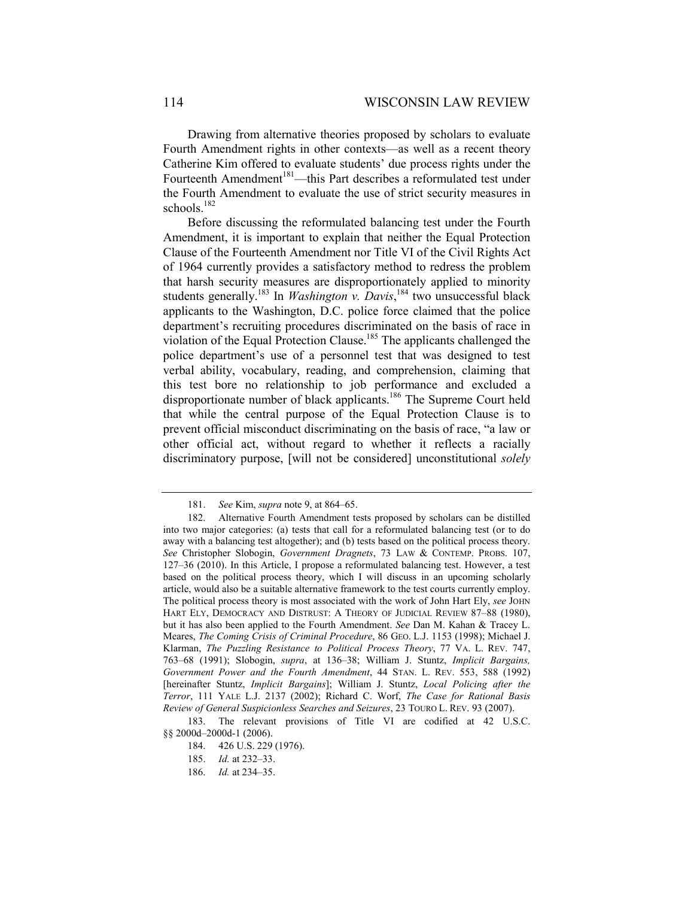Drawing from alternative theories proposed by scholars to evaluate Fourth Amendment rights in other contexts—as well as a recent theory Catherine Kim offered to evaluate students' due process rights under the Fourteenth Amendment[181]—this Part describes a reformulated test under the Fourth Amendment to evaluate the use of strict security measures in schools.[182]

Before discussing the reformulated balancing test under the Fourth Amendment, it is important to explain that neither the Equal Protection Clause of the Fourteenth Amendment nor Title VI of the Civil Rights Act of 1964 currently provides a satisfactory method to redress the problem that harsh security measures are disproportionately applied to minority students generally.[183] In *Washington v. Davis*,[184] two unsuccessful black applicants to the Washington, D.C. police force claimed that the police department's recruiting procedures discriminated on the basis of race in violation of the Equal Protection Clause.[185] The applicants challenged the police department's use of a personnel test that was designed to test verbal ability, vocabulary, reading, and comprehension, claiming that this test bore no relationship to job performance and excluded a disproportionate number of black applicants.[186] The Supreme Court held that while the central purpose of the Equal Protection Clause is to prevent official misconduct discriminating on the basis of race, "a law or other official act, without regard to whether it reflects a racially discriminatory purpose, [will not be considered] unconstitutional *solely*

---

181. *See* Kim, *supra* note 9, at 864–65.

182. Alternative Fourth Amendment tests proposed by scholars can be distilled into two major categories: (a) tests that call for a reformulated balancing test (or to do away with a balancing test altogether); and (b) tests based on the political process theory. *See* Christopher Slobogin, *Government Dragnets*, 73 LAW & CONTEMP. PROBS. 107, 127–36 (2010). In this Article, I propose a reformulated balancing test. However, a test based on the political process theory, which I will discuss in an upcoming scholarly article, would also be a suitable alternative framework to the test courts currently employ. The political process theory is most associated with the work of John Hart Ely, *see* JOHN HART ELY, DEMOCRACY AND DISTRUST: A THEORY OF JUDICIAL REVIEW 87–88 (1980), but it has also been applied to the Fourth Amendment. *See* Dan M. Kahan & Tracey L. Meares, *The Coming Crisis of Criminal Procedure*, 86 GEO. L.J. 1153 (1998); Michael J. Klarman, *The Puzzling Resistance to Political Process Theory*, 77 VA. L. REV. 747, 763–68 (1991); Slobogin, *supra*, at 136–38; William J. Stuntz, *Implicit Bargains, Government Power and the Fourth Amendment*, 44 STAN. L. REV. 553, 588 (1992) [hereinafter Stuntz, *Implicit Bargains*]; William J. Stuntz, *Local Policing after the Terror*, 111 YALE L.J. 2137 (2002); Richard C. Worf, *The Case for Rational Basis Review of General Suspicionless Searches and Seizures*, 23 TOURO L. REV. 93 (2007).

183. The relevant provisions of Title VI are codified at 42 U.S.C. §§ 2000d–2000d-1 (2006).

184. 426 U.S. 229 (1976).

185. *Id.* at 232–33.

186. *Id.* at 234–35.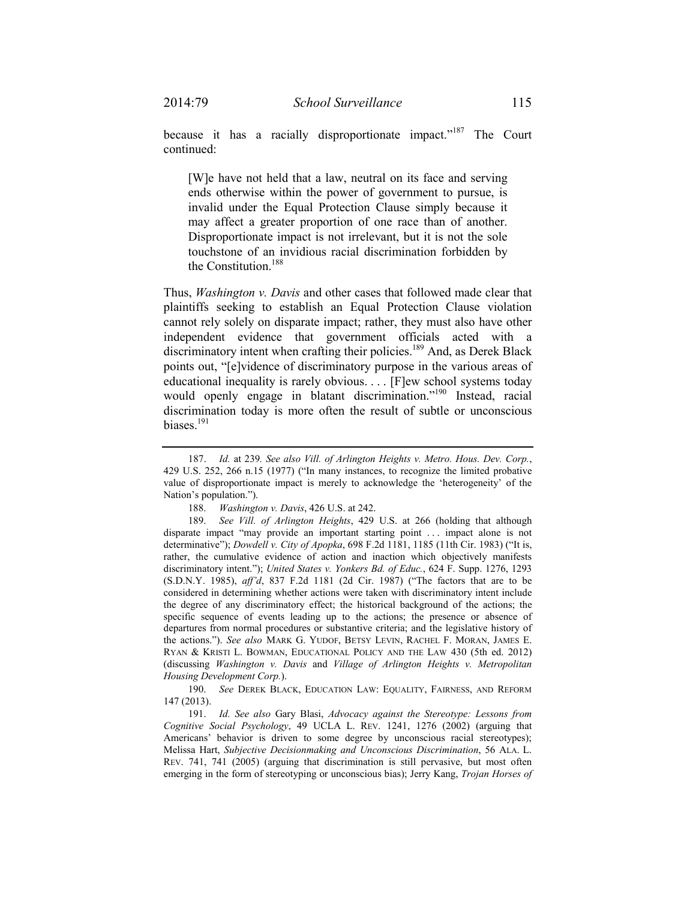because it has a racially disproportionate impact."[187] The Court continued:

> [W]e have not held that a law, neutral on its face and serving ends otherwise within the power of government to pursue, is invalid under the Equal Protection Clause simply because it may affect a greater proportion of one race than of another. Disproportionate impact is not irrelevant, but it is not the sole touchstone of an invidious racial discrimination forbidden by the Constitution.[188]

Thus, *Washington v. Davis* and other cases that followed made clear that plaintiffs seeking to establish an Equal Protection Clause violation cannot rely solely on disparate impact; rather, they must also have other independent evidence that government officials acted with a discriminatory intent when crafting their policies.[189] And, as Derek Black points out, "[e]vidence of discriminatory purpose in the various areas of educational inequality is rarely obvious. . . . [F]ew school systems today would openly engage in blatant discrimination."[190] Instead, racial discrimination today is more often the result of subtle or unconscious biases.[191]

---

187. *Id.* at 239. *See also Vill. of Arlington Heights v. Metro. Hous. Dev. Corp.*, 429 U.S. 252, 266 n.15 (1977) ("In many instances, to recognize the limited probative value of disproportionate impact is merely to acknowledge the 'heterogeneity' of the Nation's population.").

188. *Washington v. Davis*, 426 U.S. at 242.

189. *See Vill. of Arlington Heights*, 429 U.S. at 266 (holding that although disparate impact "may provide an important starting point . . . impact alone is not determinative"); *Dowdell v. City of Apopka*, 698 F.2d 1181, 1185 (11th Cir. 1983) ("It is, rather, the cumulative evidence of action and inaction which objectively manifests discriminatory intent."); *United States v. Yonkers Bd. of Educ.*, 624 F. Supp. 1276, 1293 (S.D.N.Y. 1985), *aff'd*, 837 F.2d 1181 (2d Cir. 1987) ("The factors that are to be considered in determining whether actions were taken with discriminatory intent include the degree of any discriminatory effect; the historical background of the actions; the specific sequence of events leading up to the actions; the presence or absence of departures from normal procedures or substantive criteria; and the legislative history of the actions."). *See also* MARK G. YUDOF, BETSY LEVIN, RACHEL F. MORAN, JAMES E. RYAN & KRISTI L. BOWMAN, EDUCATIONAL POLICY AND THE LAW 430 (5th ed. 2012) (discussing *Washington v. Davis* and *Village of Arlington Heights v. Metropolitan Housing Development Corp.*).

190. *See* DEREK BLACK, EDUCATION LAW: EQUALITY, FAIRNESS, AND REFORM 147 (2013).

191. *Id. See also* Gary Blasi, *Advocacy against the Stereotype: Lessons from Cognitive Social Psychology*, 49 UCLA L. REV. 1241, 1276 (2002) (arguing that Americans' behavior is driven to some degree by unconscious racial stereotypes); Melissa Hart, *Subjective Decisionmaking and Unconscious Discrimination*, 56 ALA. L. REV. 741, 741 (2005) (arguing that discrimination is still pervasive, but most often emerging in the form of stereotyping or unconscious bias); Jerry Kang, *Trojan Horses of*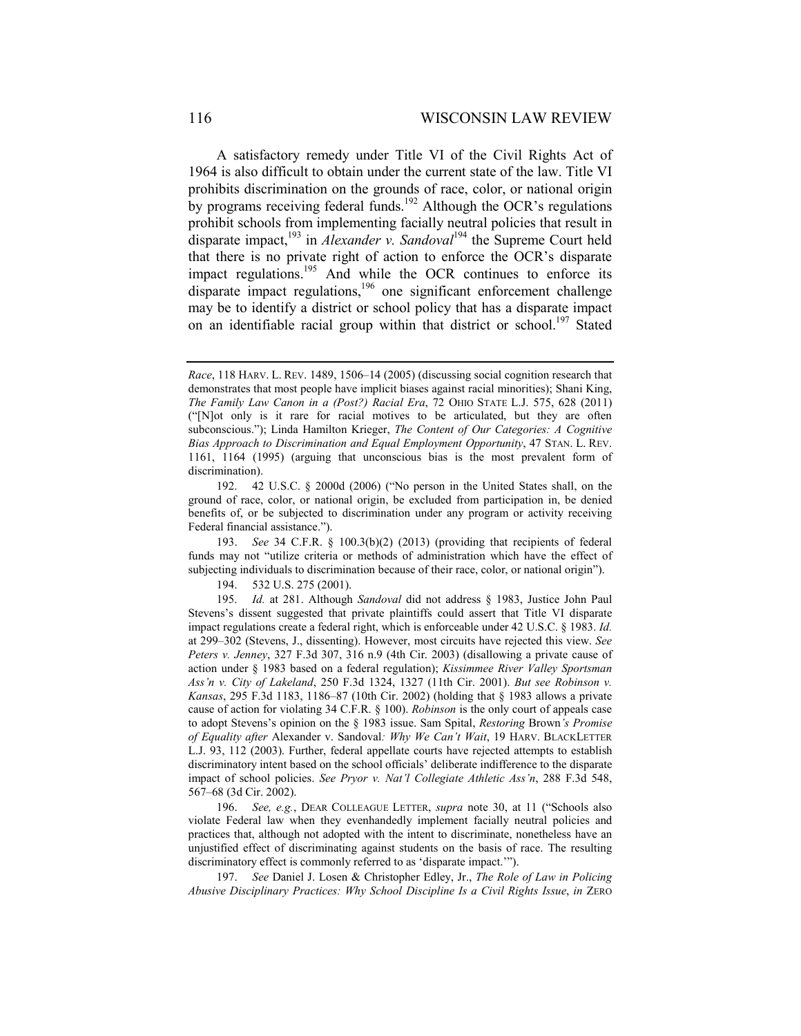A satisfactory remedy under Title VI of the Civil Rights Act of 1964 is also difficult to obtain under the current state of the law. Title VI prohibits discrimination on the grounds of race, color, or national origin by programs receiving federal funds.[192] Although the OCR's regulations prohibit schools from implementing facially neutral policies that result in disparate impact,[193] in *Alexander v. Sandoval*[194] the Supreme Court held that there is no private right of action to enforce the OCR's disparate impact regulations.[195] And while the OCR continues to enforce its disparate impact regulations,[196] one significant enforcement challenge may be to identify a district or school policy that has a disparate impact on an identifiable racial group within that district or school.[197] Stated

---

*Race*, 118 HARV. L. REV. 1489, 1506–14 (2005) (discussing social cognition research that demonstrates that most people have implicit biases against racial minorities); Shani King, *The Family Law Canon in a (Post?) Racial Era*, 72 OHIO STATE L.J. 575, 628 (2011) ("[N]ot only is it rare for racial motives to be articulated, but they are often subconscious."); Linda Hamilton Krieger, *The Content of Our Categories: A Cognitive Bias Approach to Discrimination and Equal Employment Opportunity*, 47 STAN. L. REV. 1161, 1164 (1995) (arguing that unconscious bias is the most prevalent form of discrimination).

192. 42 U.S.C. § 2000d (2006) ("No person in the United States shall, on the ground of race, color, or national origin, be excluded from participation in, be denied benefits of, or be subjected to discrimination under any program or activity receiving Federal financial assistance.").

193. *See* 34 C.F.R. § 100.3(b)(2) (2013) (providing that recipients of federal funds may not "utilize criteria or methods of administration which have the effect of subjecting individuals to discrimination because of their race, color, or national origin").

194. 532 U.S. 275 (2001).

195. *Id.* at 281. Although *Sandoval* did not address § 1983, Justice John Paul Stevens's dissent suggested that private plaintiffs could assert that Title VI disparate impact regulations create a federal right, which is enforceable under 42 U.S.C. § 1983. *Id.* at 299–302 (Stevens, J., dissenting). However, most circuits have rejected this view. *See Peters v. Jenney*, 327 F.3d 307, 316 n.9 (4th Cir. 2003) (disallowing a private cause of action under § 1983 based on a federal regulation); *Kissimmee River Valley Sportsman Ass'n v. City of Lakeland*, 250 F.3d 1324, 1327 (11th Cir. 2001). *But see Robinson v. Kansas*, 295 F.3d 1183, 1186–87 (10th Cir. 2002) (holding that § 1983 allows a private cause of action for violating 34 C.F.R. § 100). *Robinson* is the only court of appeals case to adopt Stevens's opinion on the § 1983 issue. Sam Spital, *Restoring* Brown*'s Promise of Equality after* Alexander v. Sandoval*: Why We Can't Wait*, 19 HARV. BLACKLETTER L.J. 93, 112 (2003). Further, federal appellate courts have rejected attempts to establish discriminatory intent based on the school officials' deliberate indifference to the disparate impact of school policies. *See Pryor v. Nat'l Collegiate Athletic Ass'n*, 288 F.3d 548, 567–68 (3d Cir. 2002).

196. *See, e.g.*, DEAR COLLEAGUE LETTER, *supra* note 30, at 11 ("Schools also violate Federal law when they evenhandedly implement facially neutral policies and practices that, although not adopted with the intent to discriminate, nonetheless have an unjustified effect of discriminating against students on the basis of race. The resulting discriminatory effect is commonly referred to as 'disparate impact.'").

197. *See* Daniel J. Losen & Christopher Edley, Jr., *The Role of Law in Policing Abusive Disciplinary Practices: Why School Discipline Is a Civil Rights Issue*, *in* ZERO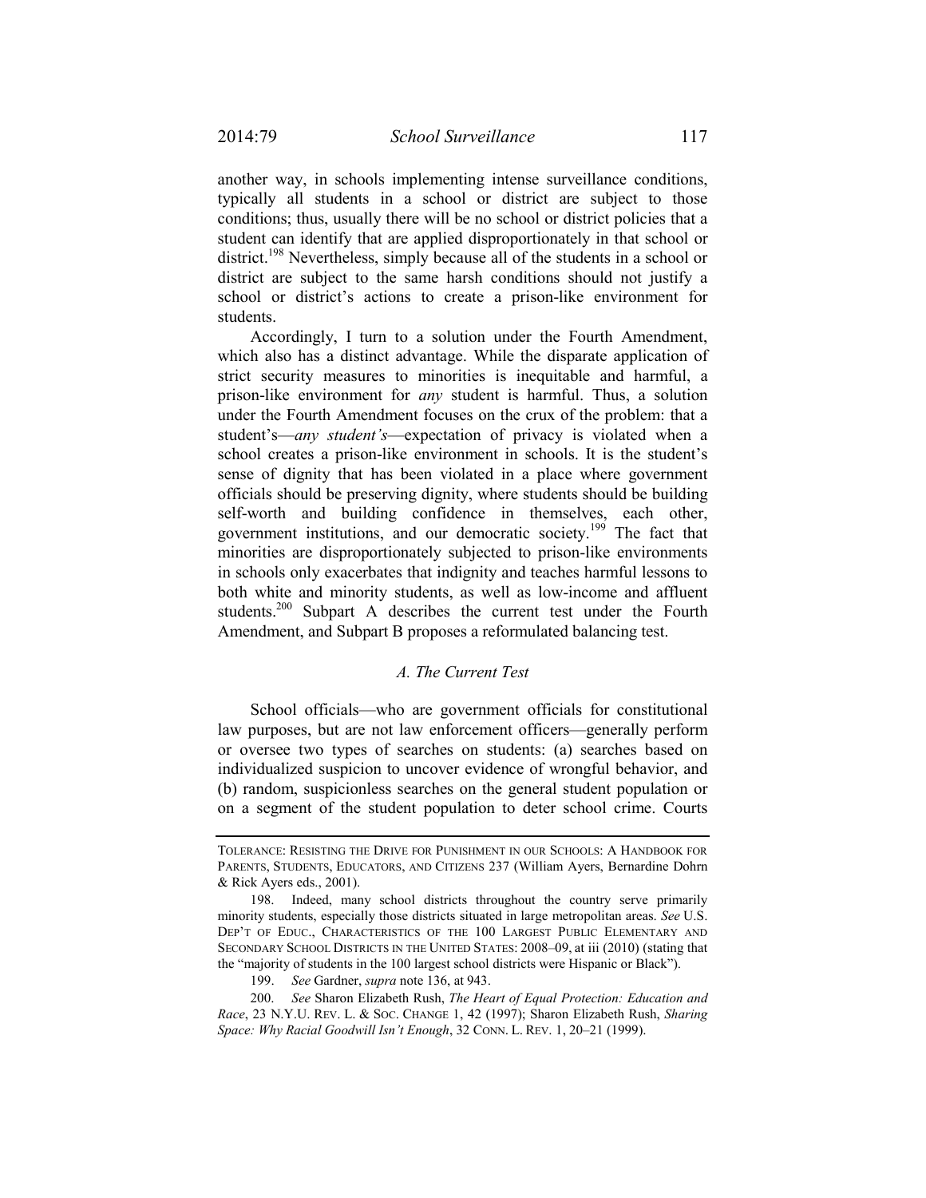another way, in schools implementing intense surveillance conditions, typically all students in a school or district are subject to those conditions; thus, usually there will be no school or district policies that a student can identify that are applied disproportionately in that school or district.[198] Nevertheless, simply because all of the students in a school or district are subject to the same harsh conditions should not justify a school or district's actions to create a prison-like environment for students.

Accordingly, I turn to a solution under the Fourth Amendment, which also has a distinct advantage. While the disparate application of strict security measures to minorities is inequitable and harmful, a prison-like environment for *any* student is harmful. Thus, a solution under the Fourth Amendment focuses on the crux of the problem: that a student's—*any student's*—expectation of privacy is violated when a school creates a prison-like environment in schools. It is the student's sense of dignity that has been violated in a place where government officials should be preserving dignity, where students should be building self-worth and building confidence in themselves, each other, government institutions, and our democratic society.[199] The fact that minorities are disproportionately subjected to prison-like environments in schools only exacerbates that indignity and teaches harmful lessons to both white and minority students, as well as low-income and affluent students.[200] Subpart A describes the current test under the Fourth Amendment, and Subpart B proposes a reformulated balancing test.

### *A. The Current Test*

School officials—who are government officials for constitutional law purposes, but are not law enforcement officers—generally perform or oversee two types of searches on students: (a) searches based on individualized suspicion to uncover evidence of wrongful behavior, and (b) random, suspicionless searches on the general student population or on a segment of the student population to deter school crime. Courts

---

TOLERANCE: RESISTING THE DRIVE FOR PUNISHMENT IN OUR SCHOOLS: A HANDBOOK FOR PARENTS, STUDENTS, EDUCATORS, AND CITIZENS 237 (William Ayers, Bernardine Dohrn & Rick Ayers eds., 2001).

198. Indeed, many school districts throughout the country serve primarily minority students, especially those districts situated in large metropolitan areas. *See* U.S. DEP'T OF EDUC., CHARACTERISTICS OF THE 100 LARGEST PUBLIC ELEMENTARY AND SECONDARY SCHOOL DISTRICTS IN THE UNITED STATES: 2008–09, at iii (2010) (stating that the "majority of students in the 100 largest school districts were Hispanic or Black").

199. *See* Gardner, *supra* note 136, at 943.

200. *See* Sharon Elizabeth Rush, *The Heart of Equal Protection: Education and Race*, 23 N.Y.U. REV. L. & SOC. CHANGE 1, 42 (1997); Sharon Elizabeth Rush, *Sharing Space: Why Racial Goodwill Isn't Enough*, 32 CONN. L. REV. 1, 20–21 (1999).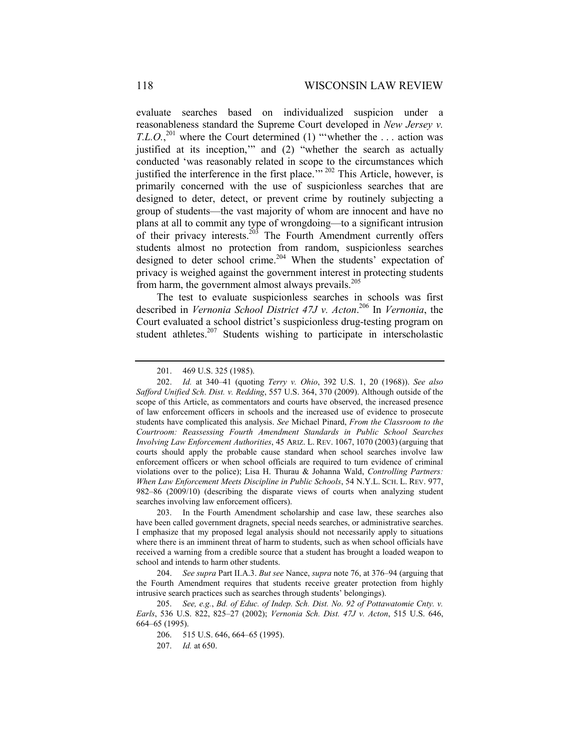evaluate searches based on individualized suspicion under a reasonableness standard the Supreme Court developed in *New Jersey v. T.L.O.*,[201] where the Court determined (1) "'whether the . . . action was justified at its inception,'" and (2) "whether the search as actually conducted 'was reasonably related in scope to the circumstances which justified the interference in the first place.'"[202] This Article, however, is primarily concerned with the use of suspicionless searches that are designed to deter, detect, or prevent crime by routinely subjecting a group of students—the vast majority of whom are innocent and have no plans at all to commit any type of wrongdoing—to a significant intrusion of their privacy interests.[203] The Fourth Amendment currently offers students almost no protection from random, suspicionless searches designed to deter school crime.[204] When the students' expectation of privacy is weighed against the government interest in protecting students from harm, the government almost always prevails.[205]

The test to evaluate suspicionless searches in schools was first described in *Vernonia School District 47J v. Acton*.[206] In *Vernonia*, the Court evaluated a school district's suspicionless drug-testing program on student athletes.[207] Students wishing to participate in interscholastic

---

201. 469 U.S. 325 (1985).

202. *Id.* at 340–41 (quoting *Terry v. Ohio*, 392 U.S. 1, 20 (1968)). *See also Safford Unified Sch. Dist. v. Redding*, 557 U.S. 364, 370 (2009). Although outside of the scope of this Article, as commentators and courts have observed, the increased presence of law enforcement officers in schools and the increased use of evidence to prosecute students have complicated this analysis. *See* Michael Pinard, *From the Classroom to the Courtroom: Reassessing Fourth Amendment Standards in Public School Searches Involving Law Enforcement Authorities*, 45 ARIZ. L. REV. 1067, 1070 (2003) (arguing that courts should apply the probable cause standard when school searches involve law enforcement officers or when school officials are required to turn evidence of criminal violations over to the police); Lisa H. Thurau & Johanna Wald, *Controlling Partners: When Law Enforcement Meets Discipline in Public Schools*, 54 N.Y.L. SCH. L. REV. 977, 982–86 (2009/10) (describing the disparate views of courts when analyzing student searches involving law enforcement officers).

203. In the Fourth Amendment scholarship and case law, these searches also have been called government dragnets, special needs searches, or administrative searches. I emphasize that my proposed legal analysis should not necessarily apply to situations where there is an imminent threat of harm to students, such as when school officials have received a warning from a credible source that a student has brought a loaded weapon to school and intends to harm other students.

204. *See supra* Part II.A.3. *But see* Nance, *supra* note 76, at 376–94 (arguing that the Fourth Amendment requires that students receive greater protection from highly intrusive search practices such as searches through students' belongings).

205. *See, e.g.*, *Bd. of Educ. of Indep. Sch. Dist. No. 92 of Pottawatomie Cnty. v. Earls*, 536 U.S. 822, 825–27 (2002); *Vernonia Sch. Dist. 47J v. Acton*, 515 U.S. 646, 664–65 (1995).

206. 515 U.S. 646, 664–65 (1995).

207. *Id.* at 650.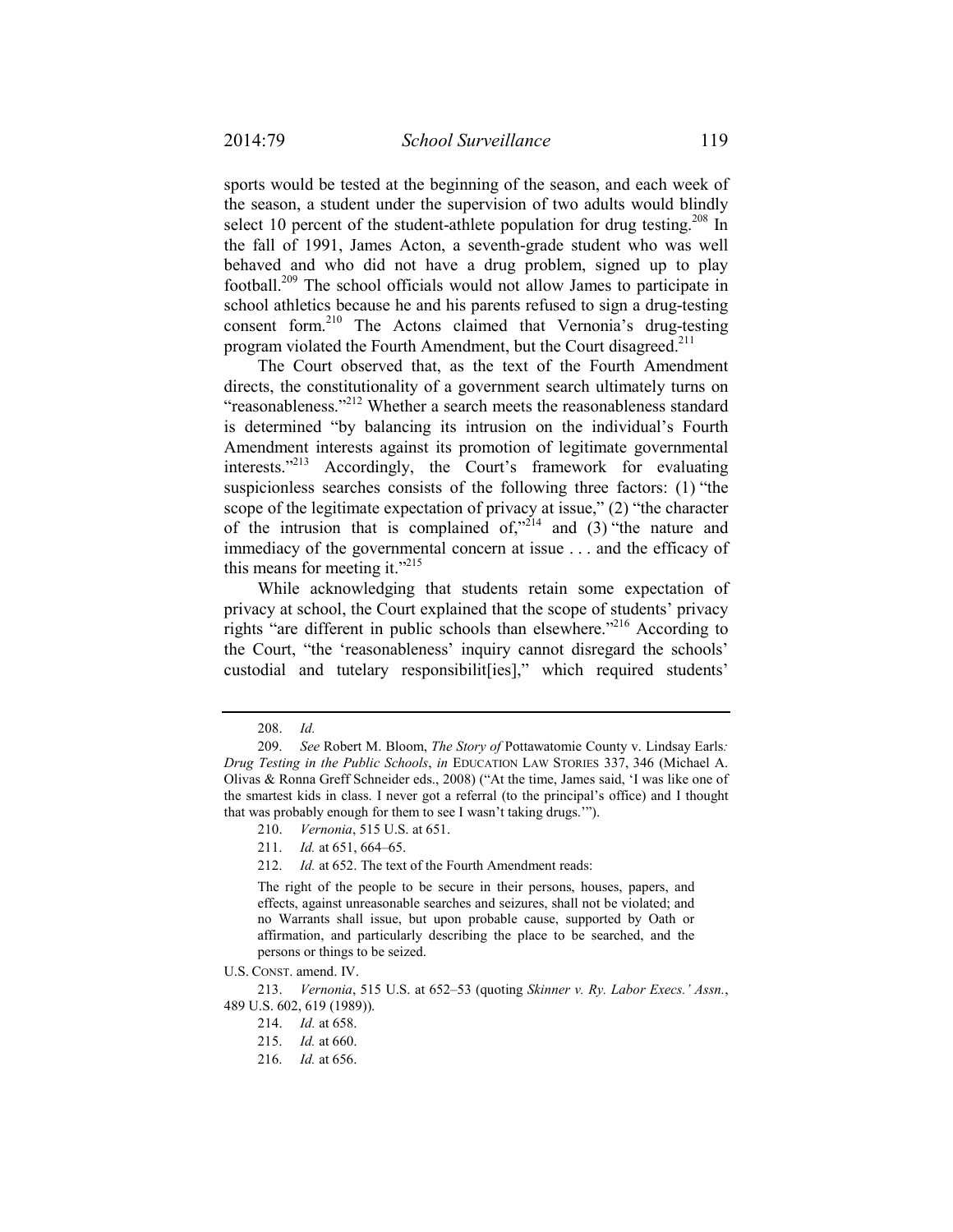sports would be tested at the beginning of the season, and each week of the season, a student under the supervision of two adults would blindly select 10 percent of the student-athlete population for drug testing.[208] In the fall of 1991, James Acton, a seventh-grade student who was well behaved and who did not have a drug problem, signed up to play football.[209] The school officials would not allow James to participate in school athletics because he and his parents refused to sign a drug-testing consent form.[210] The Actons claimed that Vernonia's drug-testing program violated the Fourth Amendment, but the Court disagreed.[211]

The Court observed that, as the text of the Fourth Amendment directs, the constitutionality of a government search ultimately turns on "reasonableness."[212] Whether a search meets the reasonableness standard is determined "by balancing its intrusion on the individual's Fourth Amendment interests against its promotion of legitimate governmental interests."[213] Accordingly, the Court's framework for evaluating suspicionless searches consists of the following three factors: (1) "the scope of the legitimate expectation of privacy at issue," (2) "the character of the intrusion that is complained of,"[214] and (3) "the nature and immediacy of the governmental concern at issue . . . and the efficacy of this means for meeting it."[215]

While acknowledging that students retain some expectation of privacy at school, the Court explained that the scope of students' privacy rights "are different in public schools than elsewhere."[216] According to the Court, "the 'reasonableness' inquiry cannot disregard the schools' custodial and tutelary responsibilit[ies]," which required students'

---

208. *Id.*

209. *See* Robert M. Bloom, *The Story of* Pottawatomie County v. Lindsay Earls*: Drug Testing in the Public Schools*, *in* EDUCATION LAW STORIES 337, 346 (Michael A. Olivas & Ronna Greff Schneider eds., 2008) ("At the time, James said, 'I was like one of the smartest kids in class. I never got a referral (to the principal's office) and I thought that was probably enough for them to see I wasn't taking drugs.'").

210. *Vernonia*, 515 U.S. at 651.

211. *Id.* at 651, 664–65.

212. *Id.* at 652. The text of the Fourth Amendment reads:

> The right of the people to be secure in their persons, houses, papers, and effects, against unreasonable searches and seizures, shall not be violated; and no Warrants shall issue, but upon probable cause, supported by Oath or affirmation, and particularly describing the place to be searched, and the persons or things to be seized.

U.S. CONST. amend. IV.

213. *Vernonia*, 515 U.S. at 652–53 (quoting *Skinner v. Ry. Labor Execs.' Assn.*, 489 U.S. 602, 619 (1989)).

214. *Id.* at 658.

215. *Id.* at 660.

216. *Id.* at 656.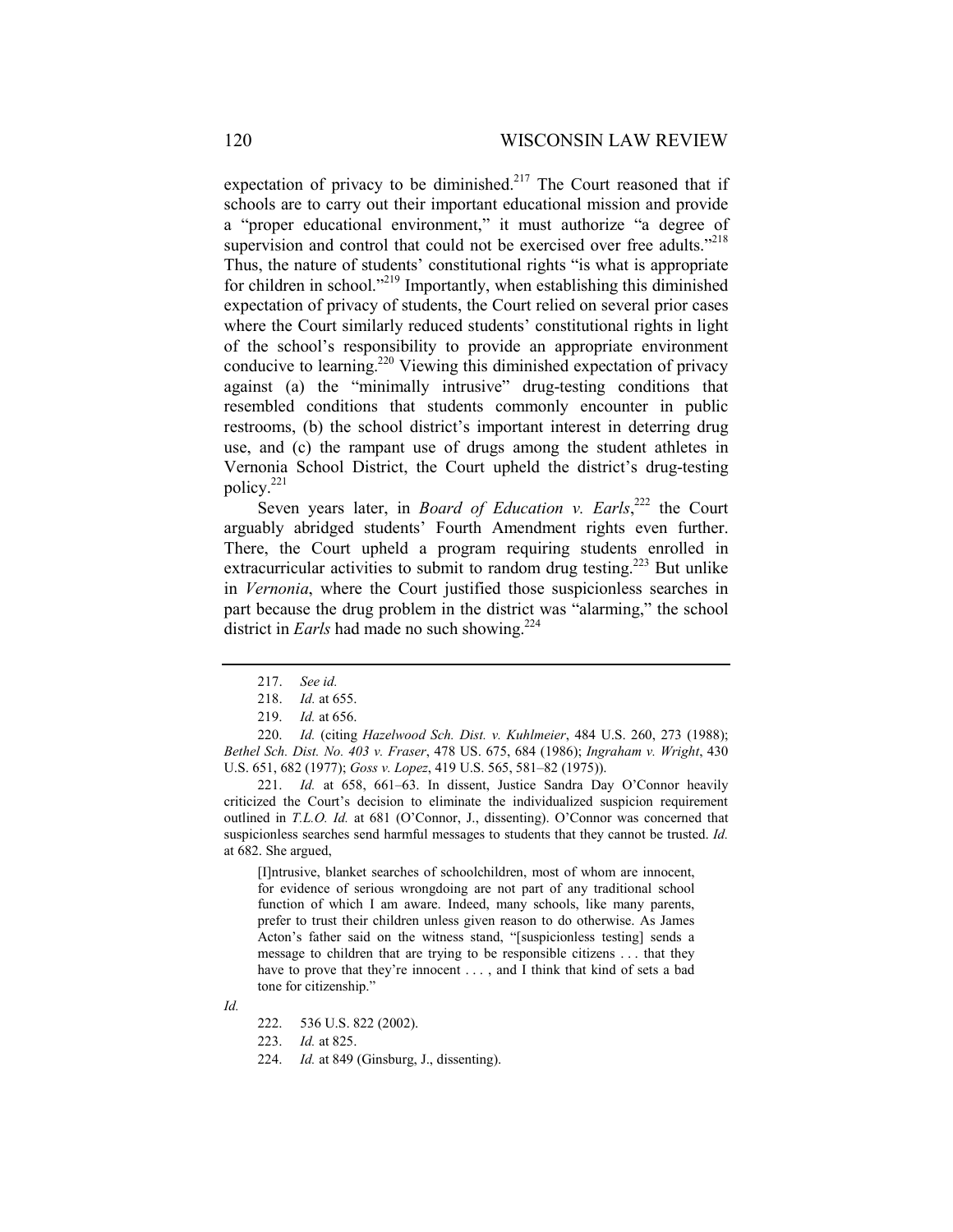expectation of privacy to be diminished.[217] The Court reasoned that if schools are to carry out their important educational mission and provide a "proper educational environment," it must authorize "a degree of supervision and control that could not be exercised over free adults."[218] Thus, the nature of students' constitutional rights "is what is appropriate for children in school."[219] Importantly, when establishing this diminished expectation of privacy of students, the Court relied on several prior cases where the Court similarly reduced students' constitutional rights in light of the school's responsibility to provide an appropriate environment conducive to learning.[220] Viewing this diminished expectation of privacy against (a) the "minimally intrusive" drug-testing conditions that resembled conditions that students commonly encounter in public restrooms, (b) the school district's important interest in deterring drug use, and (c) the rampant use of drugs among the student athletes in Vernonia School District, the Court upheld the district's drug-testing policy.[221]

Seven years later, in *Board of Education v. Earls*,[222] the Court arguably abridged students' Fourth Amendment rights even further. There, the Court upheld a program requiring students enrolled in extracurricular activities to submit to random drug testing.[223] But unlike in *Vernonia*, where the Court justified those suspicionless searches in part because the drug problem in the district was "alarming," the school district in *Earls* had made no such showing.[224]

---

217. *See id.*

218. *Id.* at 655.

219. *Id.* at 656.

220. *Id.* (citing *Hazelwood Sch. Dist. v. Kuhlmeier*, 484 U.S. 260, 273 (1988); *Bethel Sch. Dist. No. 403 v. Fraser*, 478 US. 675, 684 (1986); *Ingraham v. Wright*, 430 U.S. 651, 682 (1977); *Goss v. Lopez*, 419 U.S. 565, 581–82 (1975)).

221. *Id.* at 658, 661–63. In dissent, Justice Sandra Day O'Connor heavily criticized the Court's decision to eliminate the individualized suspicion requirement outlined in *T.L.O. Id.* at 681 (O'Connor, J., dissenting). O'Connor was concerned that suspicionless searches send harmful messages to students that they cannot be trusted. *Id.* at 682. She argued,

> [I]ntrusive, blanket searches of schoolchildren, most of whom are innocent, for evidence of serious wrongdoing are not part of any traditional school function of which I am aware. Indeed, many schools, like many parents, prefer to trust their children unless given reason to do otherwise. As James Acton's father said on the witness stand, "[suspicionless testing] sends a message to children that are trying to be responsible citizens . . . that they have to prove that they're innocent . . . , and I think that kind of sets a bad tone for citizenship."

*Id.*

222. 536 U.S. 822 (2002).

223. *Id.* at 825.

224. *Id.* at 849 (Ginsburg, J., dissenting).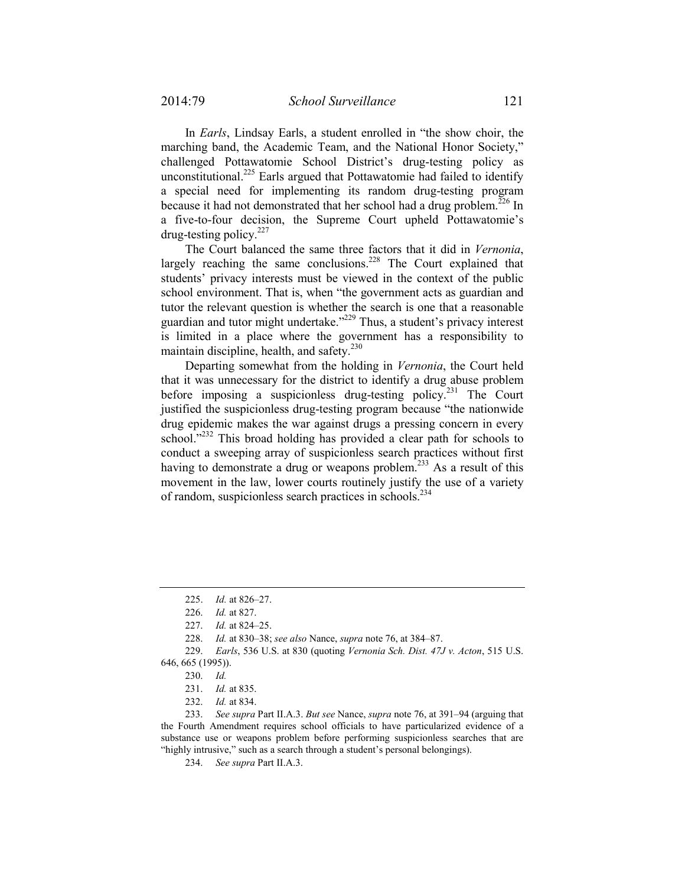In *Earls*, Lindsay Earls, a student enrolled in "the show choir, the marching band, the Academic Team, and the National Honor Society," challenged Pottawatomie School District's drug-testing policy as unconstitutional.[225] Earls argued that Pottawatomie had failed to identify a special need for implementing its random drug-testing program because it had not demonstrated that her school had a drug problem.[226] In a five-to-four decision, the Supreme Court upheld Pottawatomie's drug-testing policy.[227]

The Court balanced the same three factors that it did in *Vernonia*, largely reaching the same conclusions.[228] The Court explained that students' privacy interests must be viewed in the context of the public school environment. That is, when "the government acts as guardian and tutor the relevant question is whether the search is one that a reasonable guardian and tutor might undertake."[229] Thus, a student's privacy interest is limited in a place where the government has a responsibility to maintain discipline, health, and safety.[230]

Departing somewhat from the holding in *Vernonia*, the Court held that it was unnecessary for the district to identify a drug abuse problem before imposing a suspicionless drug-testing policy.[231] The Court justified the suspicionless drug-testing program because "the nationwide drug epidemic makes the war against drugs a pressing concern in every school."[232] This broad holding has provided a clear path for schools to conduct a sweeping array of suspicionless search practices without first having to demonstrate a drug or weapons problem.[233] As a result of this movement in the law, lower courts routinely justify the use of a variety of random, suspicionless search practices in schools.[234]

---

225. *Id.* at 826–27.

226. *Id.* at 827.

227. *Id.* at 824–25.

228. *Id.* at 830–38; *see also* Nance, *supra* note 76, at 384–87.

229. *Earls*, 536 U.S. at 830 (quoting *Vernonia Sch. Dist. 47J v. Acton*, 515 U.S. 646, 665 (1995)).

230. *Id.*

231. *Id.* at 835.

232. *Id.* at 834.

233. *See supra* Part II.A.3. *But see* Nance, *supra* note 76, at 391–94 (arguing that the Fourth Amendment requires school officials to have particularized evidence of a substance use or weapons problem before performing suspicionless searches that are "highly intrusive," such as a search through a student's personal belongings).

234. *See supra* Part II.A.3.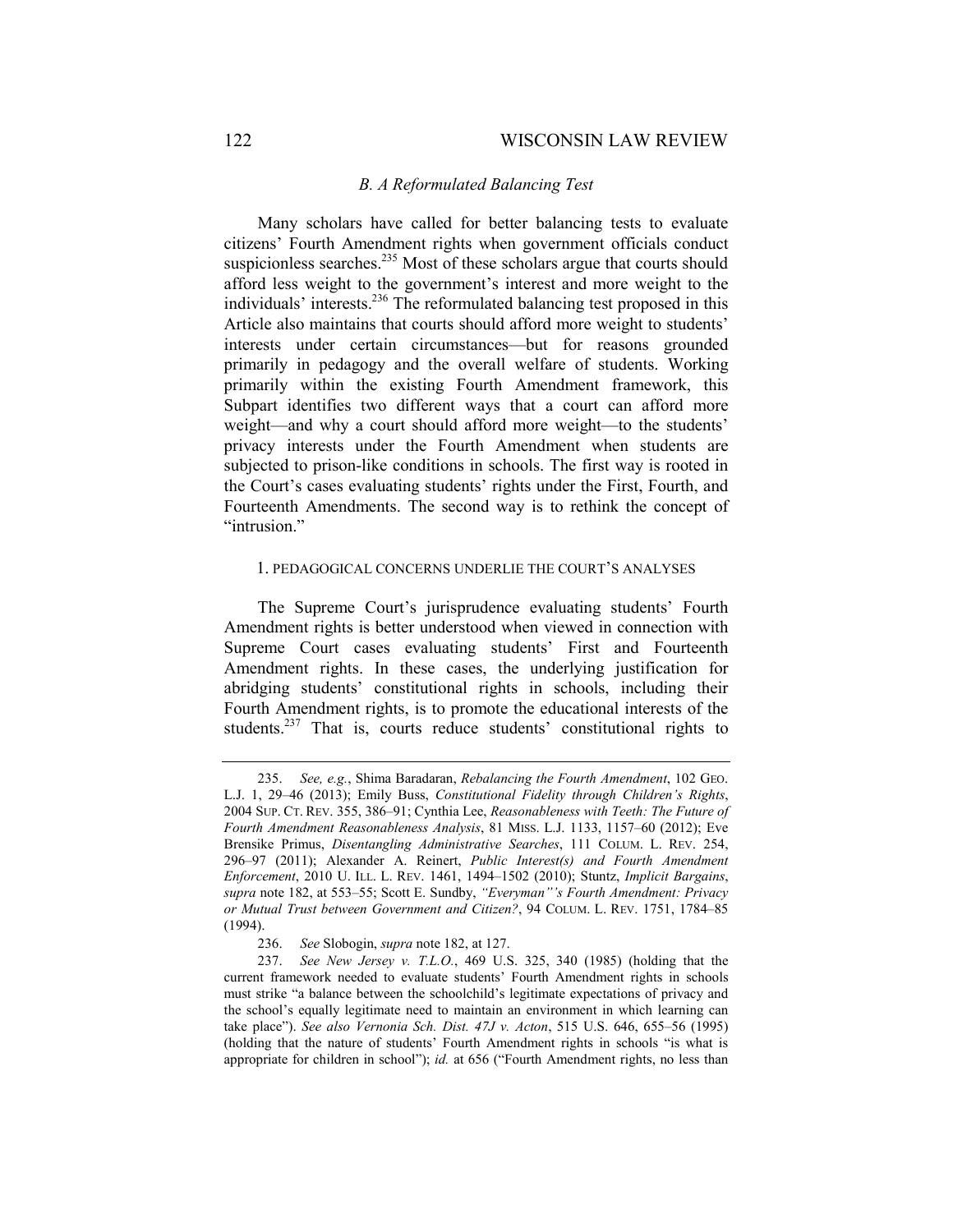### *B. A Reformulated Balancing Test*

Many scholars have called for better balancing tests to evaluate citizens' Fourth Amendment rights when government officials conduct suspicionless searches.[235] Most of these scholars argue that courts should afford less weight to the government's interest and more weight to the individuals' interests.[236] The reformulated balancing test proposed in this Article also maintains that courts should afford more weight to students' interests under certain circumstances—but for reasons grounded primarily in pedagogy and the overall welfare of students. Working primarily within the existing Fourth Amendment framework, this Subpart identifies two different ways that a court can afford more weight—and why a court should afford more weight—to the students' privacy interests under the Fourth Amendment when students are subjected to prison-like conditions in schools. The first way is rooted in the Court's cases evaluating students' rights under the First, Fourth, and Fourteenth Amendments. The second way is to rethink the concept of "intrusion."

#### 1. PEDAGOGICAL CONCERNS UNDERLIE THE COURT'S ANALYSES

The Supreme Court's jurisprudence evaluating students' Fourth Amendment rights is better understood when viewed in connection with Supreme Court cases evaluating students' First and Fourteenth Amendment rights. In these cases, the underlying justification for abridging students' constitutional rights in schools, including their Fourth Amendment rights, is to promote the educational interests of the students.[237] That is, courts reduce students' constitutional rights to

---

235. *See, e.g.*, Shima Baradaran, *Rebalancing the Fourth Amendment*, 102 GEO. L.J. 1, 29–46 (2013); Emily Buss, *Constitutional Fidelity through Children's Rights*, 2004 SUP. CT. REV. 355, 386–91; Cynthia Lee, *Reasonableness with Teeth: The Future of Fourth Amendment Reasonableness Analysis*, 81 MISS. L.J. 1133, 1157–60 (2012); Eve Brensike Primus, *Disentangling Administrative Searches*, 111 COLUM. L. REV. 254, 296–97 (2011); Alexander A. Reinert, *Public Interest(s) and Fourth Amendment Enforcement*, 2010 U. ILL. L. REV. 1461, 1494–1502 (2010); Stuntz, *Implicit Bargains*, *supra* note 182, at 553–55; Scott E. Sundby, *"Everyman"'s Fourth Amendment: Privacy or Mutual Trust between Government and Citizen?*, 94 COLUM. L. REV. 1751, 1784–85 (1994).

236. *See* Slobogin, *supra* note 182, at 127.

237. *See New Jersey v. T.L.O.*, 469 U.S. 325, 340 (1985) (holding that the current framework needed to evaluate students' Fourth Amendment rights in schools must strike "a balance between the schoolchild's legitimate expectations of privacy and the school's equally legitimate need to maintain an environment in which learning can take place"). *See also Vernonia Sch. Dist. 47J v. Acton*, 515 U.S. 646, 655–56 (1995) (holding that the nature of students' Fourth Amendment rights in schools "is what is appropriate for children in school"); *id.* at 656 ("Fourth Amendment rights, no less than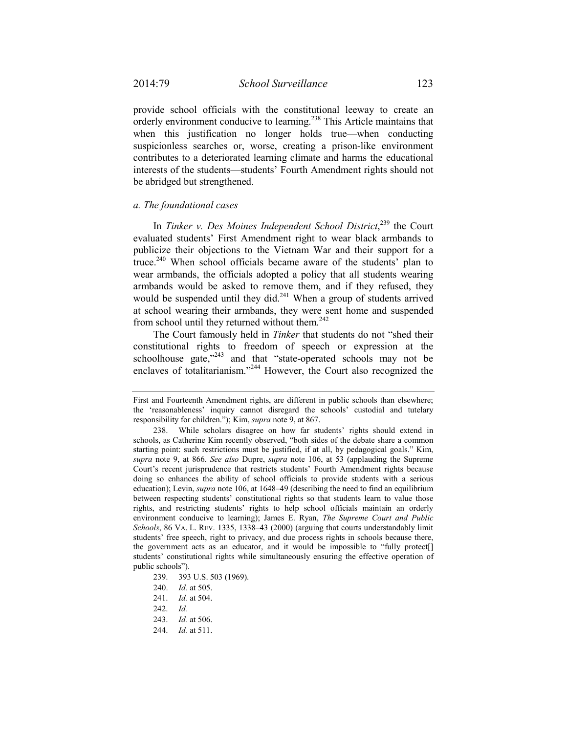provide school officials with the constitutional leeway to create an orderly environment conducive to learning.[238] This Article maintains that when this justification no longer holds true—when conducting suspicionless searches or, worse, creating a prison-like environment contributes to a deteriorated learning climate and harms the educational interests of the students—students' Fourth Amendment rights should not be abridged but strengthened.

### *a. The foundational cases*

In *Tinker v. Des Moines Independent School District*,[239] the Court evaluated students' First Amendment right to wear black armbands to publicize their objections to the Vietnam War and their support for a truce.[240] When school officials became aware of the students' plan to wear armbands, the officials adopted a policy that all students wearing armbands would be asked to remove them, and if they refused, they would be suspended until they did.[241] When a group of students arrived at school wearing their armbands, they were sent home and suspended from school until they returned without them.[242]

The Court famously held in *Tinker* that students do not "shed their constitutional rights to freedom of speech or expression at the schoolhouse gate,"[243] and that "state-operated schools may not be enclaves of totalitarianism."[244] However, the Court also recognized the

---

First and Fourteenth Amendment rights, are different in public schools than elsewhere; the 'reasonableness' inquiry cannot disregard the schools' custodial and tutelary responsibility for children."); Kim, *supra* note 9, at 867.

238. While scholars disagree on how far students' rights should extend in schools, as Catherine Kim recently observed, "both sides of the debate share a common starting point: such restrictions must be justified, if at all, by pedagogical goals." Kim, *supra* note 9, at 866. *See also* Dupre, *supra* note 106, at 53 (applauding the Supreme Court's recent jurisprudence that restricts students' Fourth Amendment rights because doing so enhances the ability of school officials to provide students with a serious education); Levin, *supra* note 106, at 1648–49 (describing the need to find an equilibrium between respecting students' constitutional rights so that students learn to value those rights, and restricting students' rights to help school officials maintain an orderly environment conducive to learning); James E. Ryan, *The Supreme Court and Public Schools*, 86 VA. L. REV. 1335, 1338–43 (2000) (arguing that courts understandably limit students' free speech, right to privacy, and due process rights in schools because there, the government acts as an educator, and it would be impossible to "fully protect[] students' constitutional rights while simultaneously ensuring the effective operation of public schools").

239. 393 U.S. 503 (1969).

240. *Id.* at 505.

241. *Id.* at 504.

242. *Id.*

243. *Id.* at 506.

244. *Id.* at 511.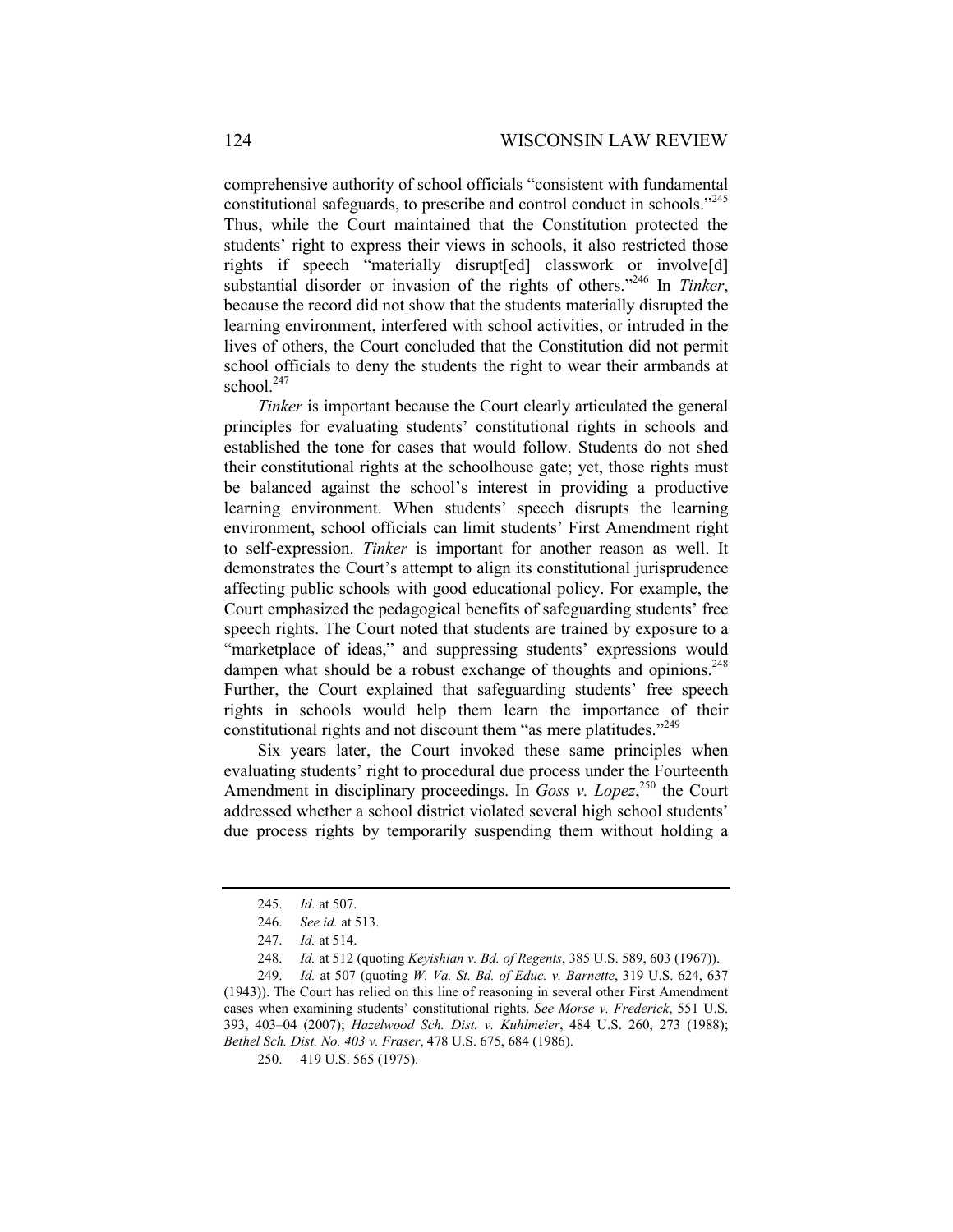comprehensive authority of school officials "consistent with fundamental constitutional safeguards, to prescribe and control conduct in schools."[245] Thus, while the Court maintained that the Constitution protected the students' right to express their views in schools, it also restricted those rights if speech "materially disrupt[ed] classwork or involve[d] substantial disorder or invasion of the rights of others."[246] In *Tinker*, because the record did not show that the students materially disrupted the learning environment, interfered with school activities, or intruded in the lives of others, the Court concluded that the Constitution did not permit school officials to deny the students the right to wear their armbands at school.[247]

*Tinker* is important because the Court clearly articulated the general principles for evaluating students' constitutional rights in schools and established the tone for cases that would follow. Students do not shed their constitutional rights at the schoolhouse gate; yet, those rights must be balanced against the school's interest in providing a productive learning environment. When students' speech disrupts the learning environment, school officials can limit students' First Amendment right to self-expression. *Tinker* is important for another reason as well. It demonstrates the Court's attempt to align its constitutional jurisprudence affecting public schools with good educational policy. For example, the Court emphasized the pedagogical benefits of safeguarding students' free speech rights. The Court noted that students are trained by exposure to a "marketplace of ideas," and suppressing students' expressions would dampen what should be a robust exchange of thoughts and opinions.[248] Further, the Court explained that safeguarding students' free speech rights in schools would help them learn the importance of their constitutional rights and not discount them "as mere platitudes."[249]

Six years later, the Court invoked these same principles when evaluating students' right to procedural due process under the Fourteenth Amendment in disciplinary proceedings. In *Goss v. Lopez*,[250] the Court addressed whether a school district violated several high school students' due process rights by temporarily suspending them without holding a

---

245. *Id.* at 507.

246. *See id.* at 513.

247. *Id.* at 514.

248. *Id.* at 512 (quoting *Keyishian v. Bd. of Regents*, 385 U.S. 589, 603 (1967)).

249. *Id.* at 507 (quoting *W. Va. St. Bd. of Educ. v. Barnette*, 319 U.S. 624, 637 (1943)). The Court has relied on this line of reasoning in several other First Amendment cases when examining students' constitutional rights. *See Morse v. Frederick*, 551 U.S. 393, 403–04 (2007); *Hazelwood Sch. Dist. v. Kuhlmeier*, 484 U.S. 260, 273 (1988); *Bethel Sch. Dist. No. 403 v. Fraser*, 478 U.S. 675, 684 (1986).

250. 419 U.S. 565 (1975).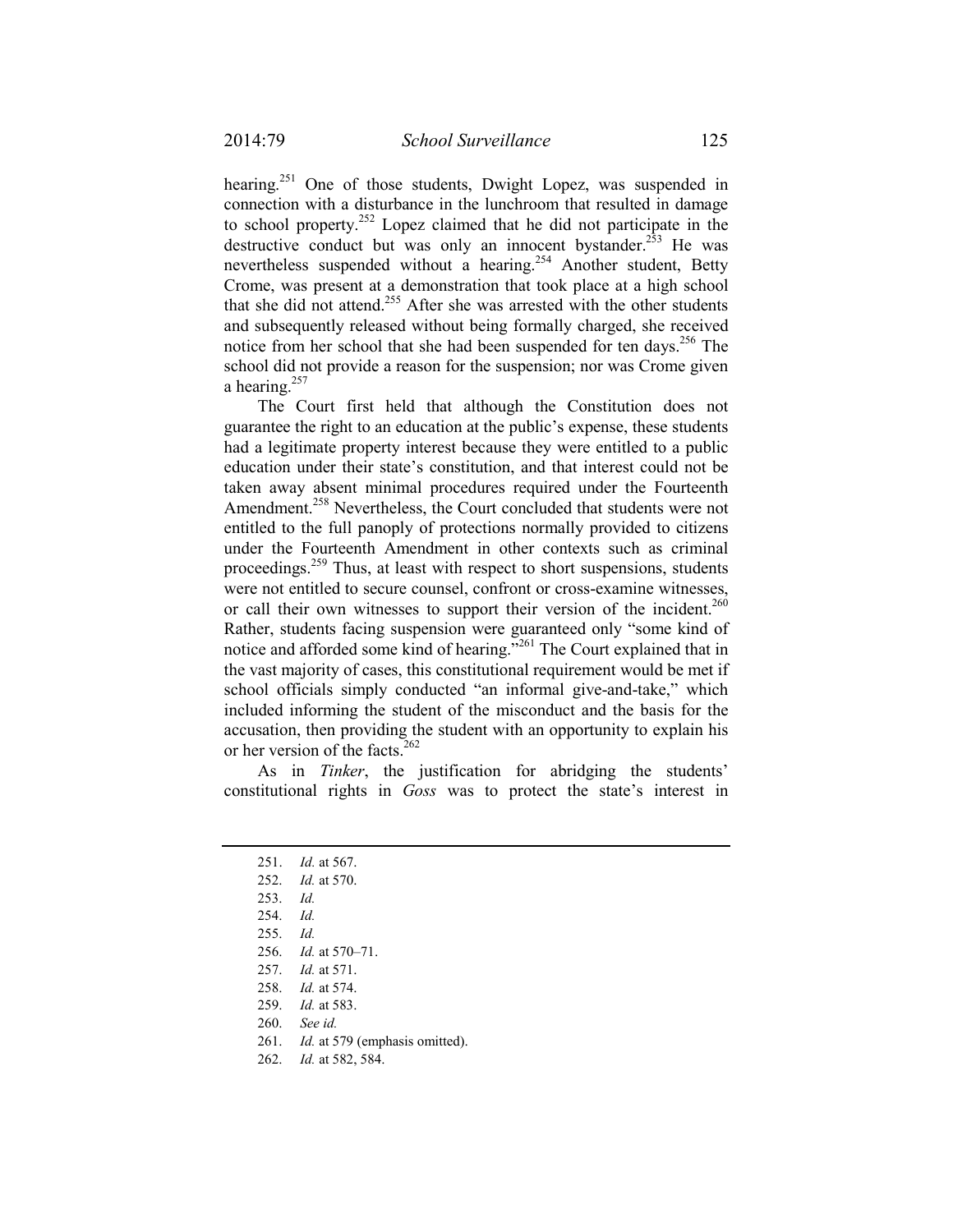hearing.[251] One of those students, Dwight Lopez, was suspended in connection with a disturbance in the lunchroom that resulted in damage to school property.[252] Lopez claimed that he did not participate in the destructive conduct but was only an innocent bystander.[253] He was nevertheless suspended without a hearing.[254] Another student, Betty Crome, was present at a demonstration that took place at a high school that she did not attend.[255] After she was arrested with the other students and subsequently released without being formally charged, she received notice from her school that she had been suspended for ten days.[256] The school did not provide a reason for the suspension; nor was Crome given a hearing.[257]

The Court first held that although the Constitution does not guarantee the right to an education at the public's expense, these students had a legitimate property interest because they were entitled to a public education under their state's constitution, and that interest could not be taken away absent minimal procedures required under the Fourteenth Amendment.[258] Nevertheless, the Court concluded that students were not entitled to the full panoply of protections normally provided to citizens under the Fourteenth Amendment in other contexts such as criminal proceedings.[259] Thus, at least with respect to short suspensions, students were not entitled to secure counsel, confront or cross-examine witnesses, or call their own witnesses to support their version of the incident.[260] Rather, students facing suspension were guaranteed only "some kind of notice and afforded some kind of hearing."[261] The Court explained that in the vast majority of cases, this constitutional requirement would be met if school officials simply conducted "an informal give-and-take," which included informing the student of the misconduct and the basis for the accusation, then providing the student with an opportunity to explain his or her version of the facts.[262]

As in *Tinker*, the justification for abridging the students' constitutional rights in *Goss* was to protect the state's interest in

---

251. *Id.* at 567.
252. *Id.* at 570.
253. *Id.*
254. *Id.*
255. *Id.*
256. *Id.* at 570–71.
257. *Id.* at 571.
258. *Id.* at 574.
259. *Id.* at 583.
260. *See id.*
261. *Id.* at 579 (emphasis omitted).
262. *Id.* at 582, 584.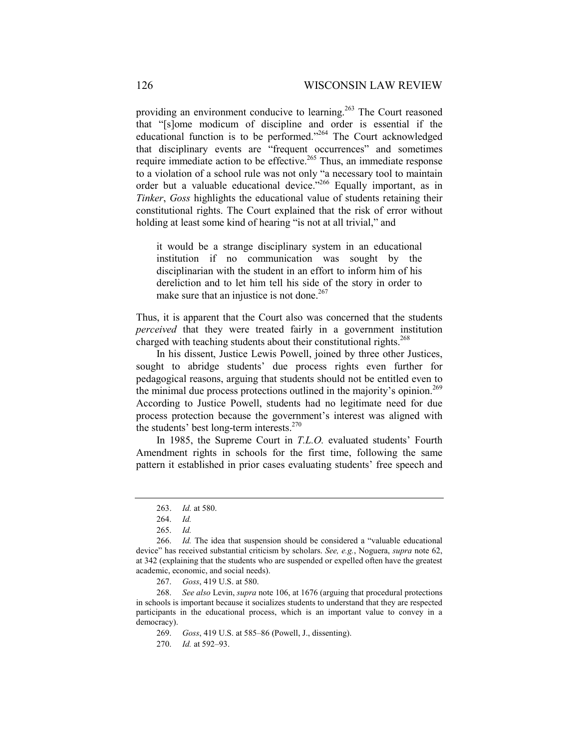providing an environment conducive to learning.[263] The Court reasoned that "[s]ome modicum of discipline and order is essential if the educational function is to be performed."[264] The Court acknowledged that disciplinary events are "frequent occurrences" and sometimes require immediate action to be effective.[265] Thus, an immediate response to a violation of a school rule was not only "a necessary tool to maintain order but a valuable educational device."[266] Equally important, as in *Tinker*, *Goss* highlights the educational value of students retaining their constitutional rights. The Court explained that the risk of error without holding at least some kind of hearing "is not at all trivial," and

> it would be a strange disciplinary system in an educational institution if no communication was sought by the disciplinarian with the student in an effort to inform him of his dereliction and to let him tell his side of the story in order to make sure that an injustice is not done.[267]

Thus, it is apparent that the Court also was concerned that the students *perceived* that they were treated fairly in a government institution charged with teaching students about their constitutional rights.[268]

In his dissent, Justice Lewis Powell, joined by three other Justices, sought to abridge students' due process rights even further for pedagogical reasons, arguing that students should not be entitled even to the minimal due process protections outlined in the majority's opinion.[269] According to Justice Powell, students had no legitimate need for due process protection because the government's interest was aligned with the students' best long-term interests.[270]

In 1985, the Supreme Court in *T.L.O.* evaluated students' Fourth Amendment rights in schools for the first time, following the same pattern it established in prior cases evaluating students' free speech and

---

263. *Id.* at 580.

264. *Id.*

265. *Id.*

266. *Id.* The idea that suspension should be considered a "valuable educational device" has received substantial criticism by scholars. *See, e.g.*, Noguera, *supra* note 62, at 342 (explaining that the students who are suspended or expelled often have the greatest academic, economic, and social needs).

267. *Goss*, 419 U.S. at 580.

268. *See also* Levin, *supra* note 106, at 1676 (arguing that procedural protections in schools is important because it socializes students to understand that they are respected participants in the educational process, which is an important value to convey in a democracy).

269. *Goss*, 419 U.S. at 585–86 (Powell, J., dissenting).

270. *Id.* at 592–93.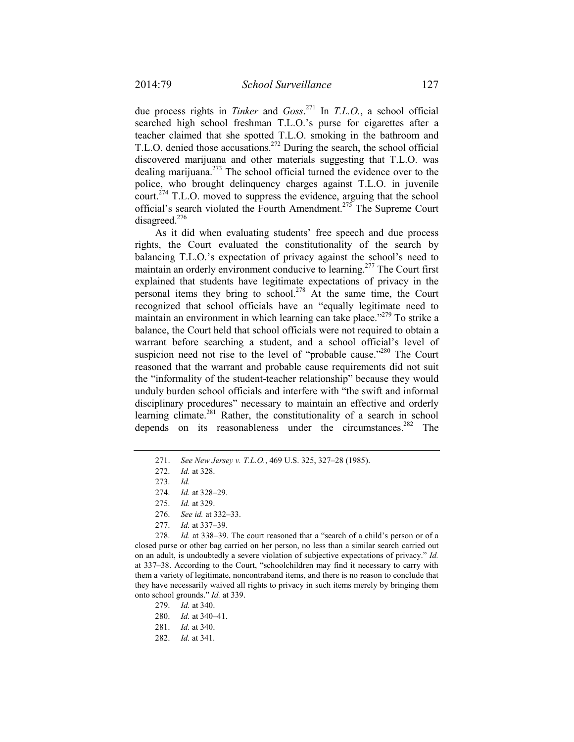due process rights in *Tinker* and *Goss*.[271] In *T.L.O.*, a school official searched high school freshman T.L.O.'s purse for cigarettes after a teacher claimed that she spotted T.L.O. smoking in the bathroom and T.L.O. denied those accusations.[272] During the search, the school official discovered marijuana and other materials suggesting that T.L.O. was dealing marijuana.[273] The school official turned the evidence over to the police, who brought delinquency charges against T.L.O. in juvenile court.[274] T.L.O. moved to suppress the evidence, arguing that the school official's search violated the Fourth Amendment.[275] The Supreme Court disagreed.[276]

As it did when evaluating students' free speech and due process rights, the Court evaluated the constitutionality of the search by balancing T.L.O.'s expectation of privacy against the school's need to maintain an orderly environment conducive to learning.[277] The Court first explained that students have legitimate expectations of privacy in the personal items they bring to school.[278] At the same time, the Court recognized that school officials have an "equally legitimate need to maintain an environment in which learning can take place."[279] To strike a balance, the Court held that school officials were not required to obtain a warrant before searching a student, and a school official's level of suspicion need not rise to the level of "probable cause."[280] The Court reasoned that the warrant and probable cause requirements did not suit the "informality of the student-teacher relationship" because they would unduly burden school officials and interfere with "the swift and informal disciplinary procedures" necessary to maintain an effective and orderly learning climate.[281] Rather, the constitutionality of a search in school depends on its reasonableness under the circumstances.[282] The

---

271. *See New Jersey v. T.L.O.*, 469 U.S. 325, 327–28 (1985).

272. *Id.* at 328.

273. *Id.*

274. *Id.* at 328–29.

275. *Id.* at 329.

276. *See id.* at 332–33.

277. *Id.* at 337–39.

278. *Id.* at 338–39. The court reasoned that a "search of a child's person or of a closed purse or other bag carried on her person, no less than a similar search carried out on an adult, is undoubtedly a severe violation of subjective expectations of privacy." *Id.* at 337–38. According to the Court, "schoolchildren may find it necessary to carry with them a variety of legitimate, noncontraband items, and there is no reason to conclude that they have necessarily waived all rights to privacy in such items merely by bringing them onto school grounds." *Id.* at 339.

279. *Id.* at 340.

280. *Id.* at 340–41.

281. *Id.* at 340.

282. *Id.* at 341.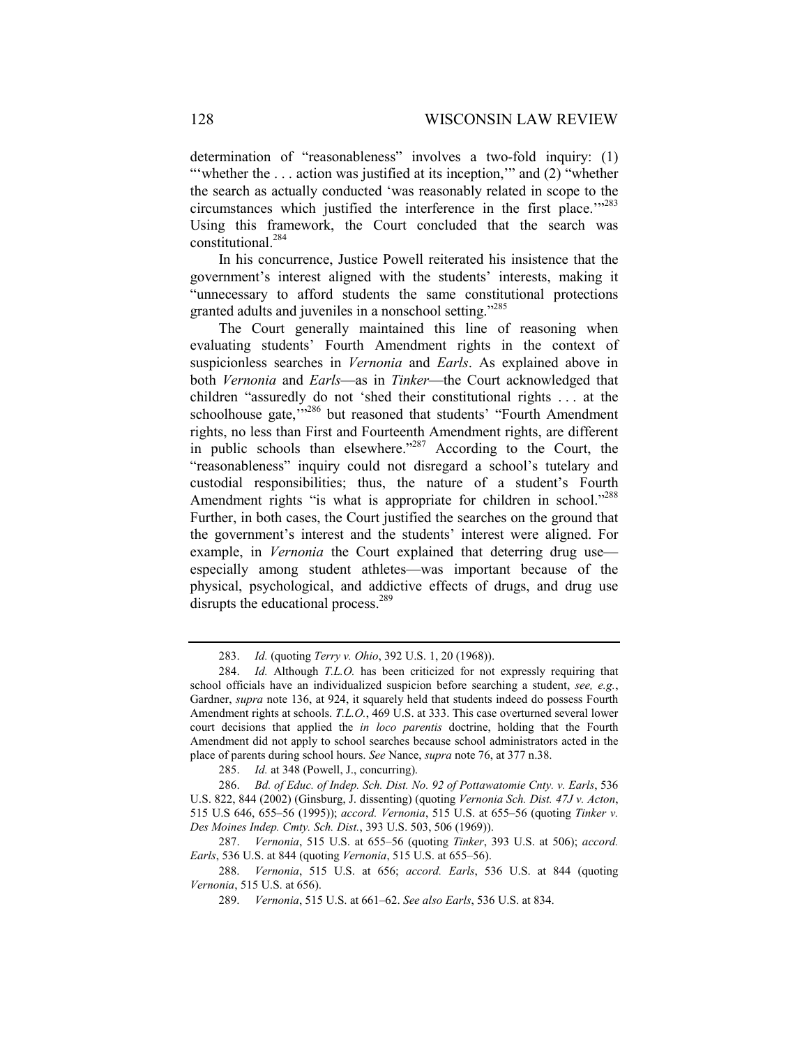determination of "reasonableness" involves a two-fold inquiry: (1) "'whether the . . . action was justified at its inception,'" and (2) "whether the search as actually conducted 'was reasonably related in scope to the circumstances which justified the interference in the first place.'"[283] Using this framework, the Court concluded that the search was constitutional.[284]

In his concurrence, Justice Powell reiterated his insistence that the government's interest aligned with the students' interests, making it "unnecessary to afford students the same constitutional protections granted adults and juveniles in a nonschool setting."[285]

The Court generally maintained this line of reasoning when evaluating students' Fourth Amendment rights in the context of suspicionless searches in *Vernonia* and *Earls*. As explained above in both *Vernonia* and *Earls*—as in *Tinker*—the Court acknowledged that children "assuredly do not 'shed their constitutional rights . . . at the schoolhouse gate,'"[286] but reasoned that students' "Fourth Amendment rights, no less than First and Fourteenth Amendment rights, are different in public schools than elsewhere."[287] According to the Court, the "reasonableness" inquiry could not disregard a school's tutelary and custodial responsibilities; thus, the nature of a student's Fourth Amendment rights "is what is appropriate for children in school."[288] Further, in both cases, the Court justified the searches on the ground that the government's interest and the students' interest were aligned. For example, in *Vernonia* the Court explained that deterring drug use—especially among student athletes—was important because of the physical, psychological, and addictive effects of drugs, and drug use disrupts the educational process.[289]

---

283. *Id.* (quoting *Terry v. Ohio*, 392 U.S. 1, 20 (1968)).

284. *Id.* Although *T.L.O.* has been criticized for not expressly requiring that school officials have an individualized suspicion before searching a student, *see, e.g.*, Gardner, *supra* note 136, at 924, it squarely held that students indeed do possess Fourth Amendment rights at schools. *T.L.O.*, 469 U.S. at 333. This case overturned several lower court decisions that applied the *in loco parentis* doctrine, holding that the Fourth Amendment did not apply to school searches because school administrators acted in the place of parents during school hours. *See* Nance, *supra* note 76, at 377 n.38.

285. *Id.* at 348 (Powell, J., concurring).

286. *Bd. of Educ. of Indep. Sch. Dist. No. 92 of Pottawatomie Cnty. v. Earls*, 536 U.S. 822, 844 (2002) (Ginsburg, J. dissenting) (quoting *Vernonia Sch. Dist. 47J v. Acton*, 515 U.S 646, 655–56 (1995)); *accord. Vernonia*, 515 U.S. at 655–56 (quoting *Tinker v. Des Moines Indep. Cmty. Sch. Dist.*, 393 U.S. 503, 506 (1969)).

287. *Vernonia*, 515 U.S. at 655–56 (quoting *Tinker*, 393 U.S. at 506); *accord. Earls*, 536 U.S. at 844 (quoting *Vernonia*, 515 U.S. at 655–56).

288. *Vernonia*, 515 U.S. at 656; *accord. Earls*, 536 U.S. at 844 (quoting *Vernonia*, 515 U.S. at 656).

289. *Vernonia*, 515 U.S. at 661–62. *See also Earls*, 536 U.S. at 834.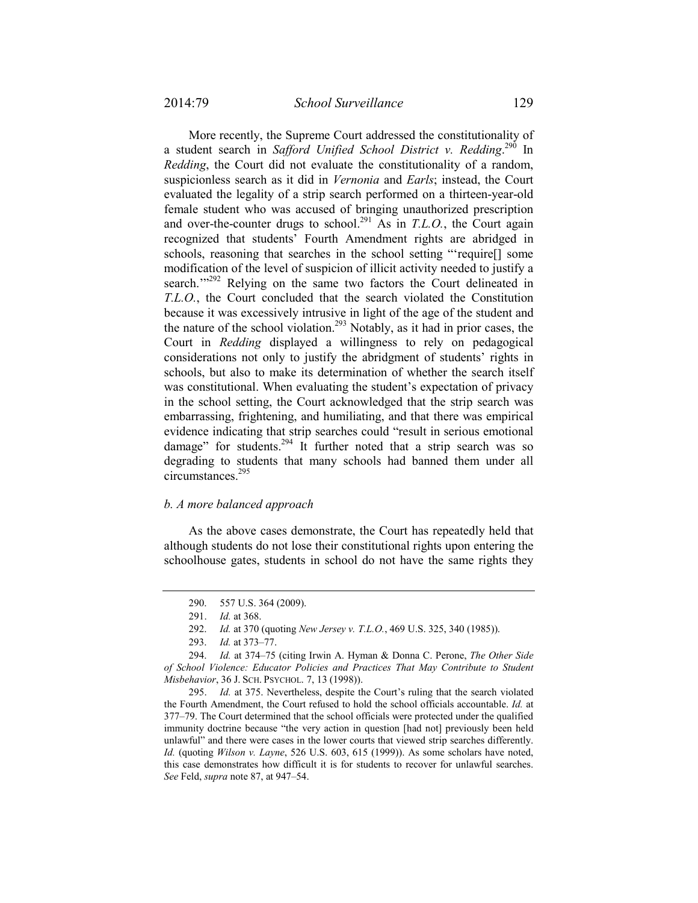More recently, the Supreme Court addressed the constitutionality of a student search in *Safford Unified School District v. Redding*.[290] In *Redding*, the Court did not evaluate the constitutionality of a random, suspicionless search as it did in *Vernonia* and *Earls*; instead, the Court evaluated the legality of a strip search performed on a thirteen-year-old female student who was accused of bringing unauthorized prescription and over-the-counter drugs to school.[291] As in *T.L.O.*, the Court again recognized that students' Fourth Amendment rights are abridged in schools, reasoning that searches in the school setting "'require[] some modification of the level of suspicion of illicit activity needed to justify a search.'"[292] Relying on the same two factors the Court delineated in *T.L.O.*, the Court concluded that the search violated the Constitution because it was excessively intrusive in light of the age of the student and the nature of the school violation.[293] Notably, as it had in prior cases, the Court in *Redding* displayed a willingness to rely on pedagogical considerations not only to justify the abridgment of students' rights in schools, but also to make its determination of whether the search itself was constitutional. When evaluating the student's expectation of privacy in the school setting, the Court acknowledged that the strip search was embarrassing, frightening, and humiliating, and that there was empirical evidence indicating that strip searches could "result in serious emotional damage" for students.[294] It further noted that a strip search was so degrading to students that many schools had banned them under all circumstances.[295]

#### *b. A more balanced approach*

As the above cases demonstrate, the Court has repeatedly held that although students do not lose their constitutional rights upon entering the schoolhouse gates, students in school do not have the same rights they

---

290. 557 U.S. 364 (2009).

291. *Id.* at 368.

292. *Id.* at 370 (quoting *New Jersey v. T.L.O.*, 469 U.S. 325, 340 (1985)).

293. *Id.* at 373–77.

294. *Id.* at 374–75 (citing Irwin A. Hyman & Donna C. Perone, *The Other Side of School Violence: Educator Policies and Practices That May Contribute to Student Misbehavior*, 36 J. SCH. PSYCHOL. 7, 13 (1998)).

295. *Id.* at 375. Nevertheless, despite the Court's ruling that the search violated the Fourth Amendment, the Court refused to hold the school officials accountable. *Id.* at 377–79. The Court determined that the school officials were protected under the qualified immunity doctrine because "the very action in question [had not] previously been held unlawful" and there were cases in the lower courts that viewed strip searches differently. *Id.* (quoting *Wilson v. Layne*, 526 U.S. 603, 615 (1999)). As some scholars have noted, this case demonstrates how difficult it is for students to recover for unlawful searches. *See* Feld, *supra* note 87, at 947–54.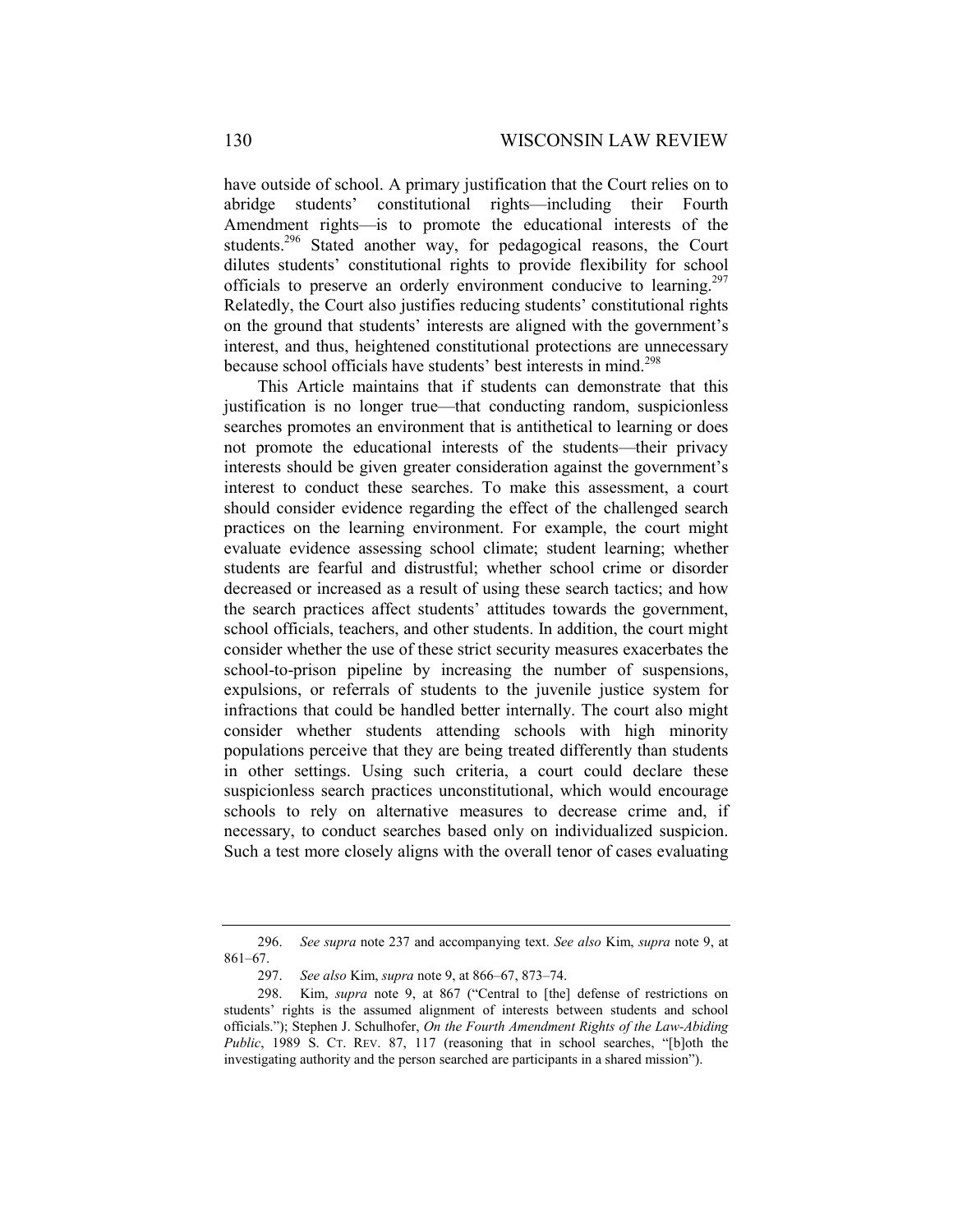have outside of school. A primary justification that the Court relies on to abridge students' constitutional rights—including their Fourth Amendment rights—is to promote the educational interests of the students.[296] Stated another way, for pedagogical reasons, the Court dilutes students' constitutional rights to provide flexibility for school officials to preserve an orderly environment conducive to learning.[297] Relatedly, the Court also justifies reducing students' constitutional rights on the ground that students' interests are aligned with the government's interest, and thus, heightened constitutional protections are unnecessary because school officials have students' best interests in mind.[298]

This Article maintains that if students can demonstrate that this justification is no longer true—that conducting random, suspicionless searches promotes an environment that is antithetical to learning or does not promote the educational interests of the students—their privacy interests should be given greater consideration against the government's interest to conduct these searches. To make this assessment, a court should consider evidence regarding the effect of the challenged search practices on the learning environment. For example, the court might evaluate evidence assessing school climate; student learning; whether students are fearful and distrustful; whether school crime or disorder decreased or increased as a result of using these search tactics; and how the search practices affect students' attitudes towards the government, school officials, teachers, and other students. In addition, the court might consider whether the use of these strict security measures exacerbates the school-to-prison pipeline by increasing the number of suspensions, expulsions, or referrals of students to the juvenile justice system for infractions that could be handled better internally. The court also might consider whether students attending schools with high minority populations perceive that they are being treated differently than students in other settings. Using such criteria, a court could declare these suspicionless search practices unconstitutional, which would encourage schools to rely on alternative measures to decrease crime and, if necessary, to conduct searches based only on individualized suspicion. Such a test more closely aligns with the overall tenor of cases evaluating

---

296. *See supra* note 237 and accompanying text. *See also* Kim, *supra* note 9, at 861–67.

297. *See also* Kim, *supra* note 9, at 866–67, 873–74.

298. Kim, *supra* note 9, at 867 ("Central to [the] defense of restrictions on students' rights is the assumed alignment of interests between students and school officials."); Stephen J. Schulhofer, *On the Fourth Amendment Rights of the Law-Abiding Public*, 1989 S. CT. REV. 87, 117 (reasoning that in school searches, "[b]oth the investigating authority and the person searched are participants in a shared mission").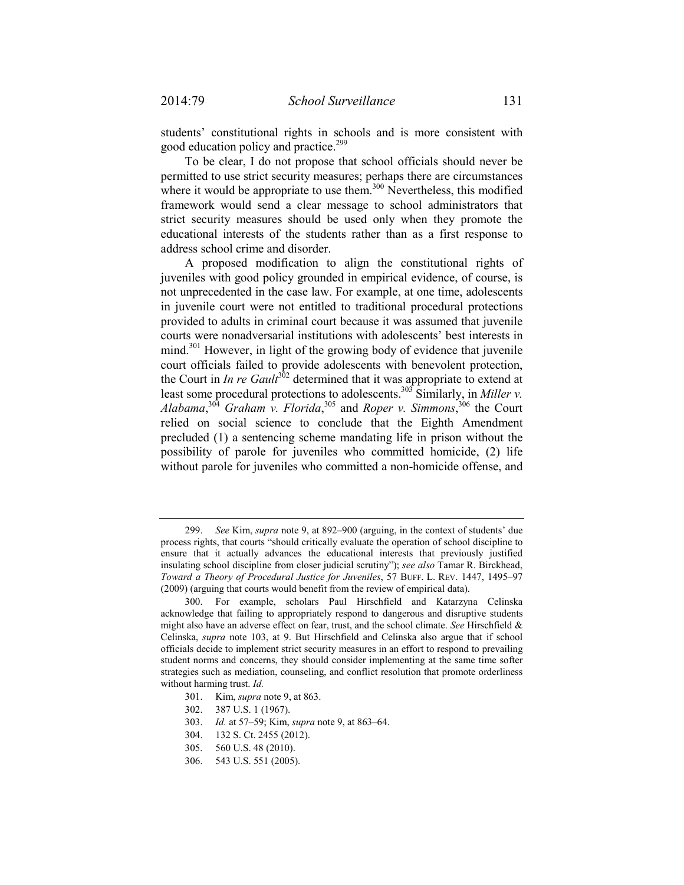students' constitutional rights in schools and is more consistent with good education policy and practice.[299]

To be clear, I do not propose that school officials should never be permitted to use strict security measures; perhaps there are circumstances where it would be appropriate to use them.[300] Nevertheless, this modified framework would send a clear message to school administrators that strict security measures should be used only when they promote the educational interests of the students rather than as a first response to address school crime and disorder.

A proposed modification to align the constitutional rights of juveniles with good policy grounded in empirical evidence, of course, is not unprecedented in the case law. For example, at one time, adolescents in juvenile court were not entitled to traditional procedural protections provided to adults in criminal court because it was assumed that juvenile courts were nonadversarial institutions with adolescents' best interests in mind.[301] However, in light of the growing body of evidence that juvenile court officials failed to provide adolescents with benevolent protection, the Court in *In re Gault*[302] determined that it was appropriate to extend at least some procedural protections to adolescents.[303] Similarly, in *Miller v. Alabama*,[304] *Graham v. Florida*,[305] and *Roper v. Simmons*,[306] the Court relied on social science to conclude that the Eighth Amendment precluded (1) a sentencing scheme mandating life in prison without the possibility of parole for juveniles who committed homicide, (2) life without parole for juveniles who committed a non-homicide offense, and

---

299. *See* Kim, *supra* note 9, at 892–900 (arguing, in the context of students' due process rights, that courts "should critically evaluate the operation of school discipline to ensure that it actually advances the educational interests that previously justified insulating school discipline from closer judicial scrutiny"); *see also* Tamar R. Birckhead, *Toward a Theory of Procedural Justice for Juveniles*, 57 BUFF. L. REV. 1447, 1495–97 (2009) (arguing that courts would benefit from the review of empirical data).

300. For example, scholars Paul Hirschfield and Katarzyna Celinska acknowledge that failing to appropriately respond to dangerous and disruptive students might also have an adverse effect on fear, trust, and the school climate. *See* Hirschfield & Celinska, *supra* note 103, at 9. But Hirschfield and Celinska also argue that if school officials decide to implement strict security measures in an effort to respond to prevailing student norms and concerns, they should consider implementing at the same time softer strategies such as mediation, counseling, and conflict resolution that promote orderliness without harming trust. *Id.*

301. Kim, *supra* note 9, at 863.

302. 387 U.S. 1 (1967).

303. *Id.* at 57–59; Kim, *supra* note 9, at 863–64.

304. 132 S. Ct. 2455 (2012).

305. 560 U.S. 48 (2010).

306. 543 U.S. 551 (2005).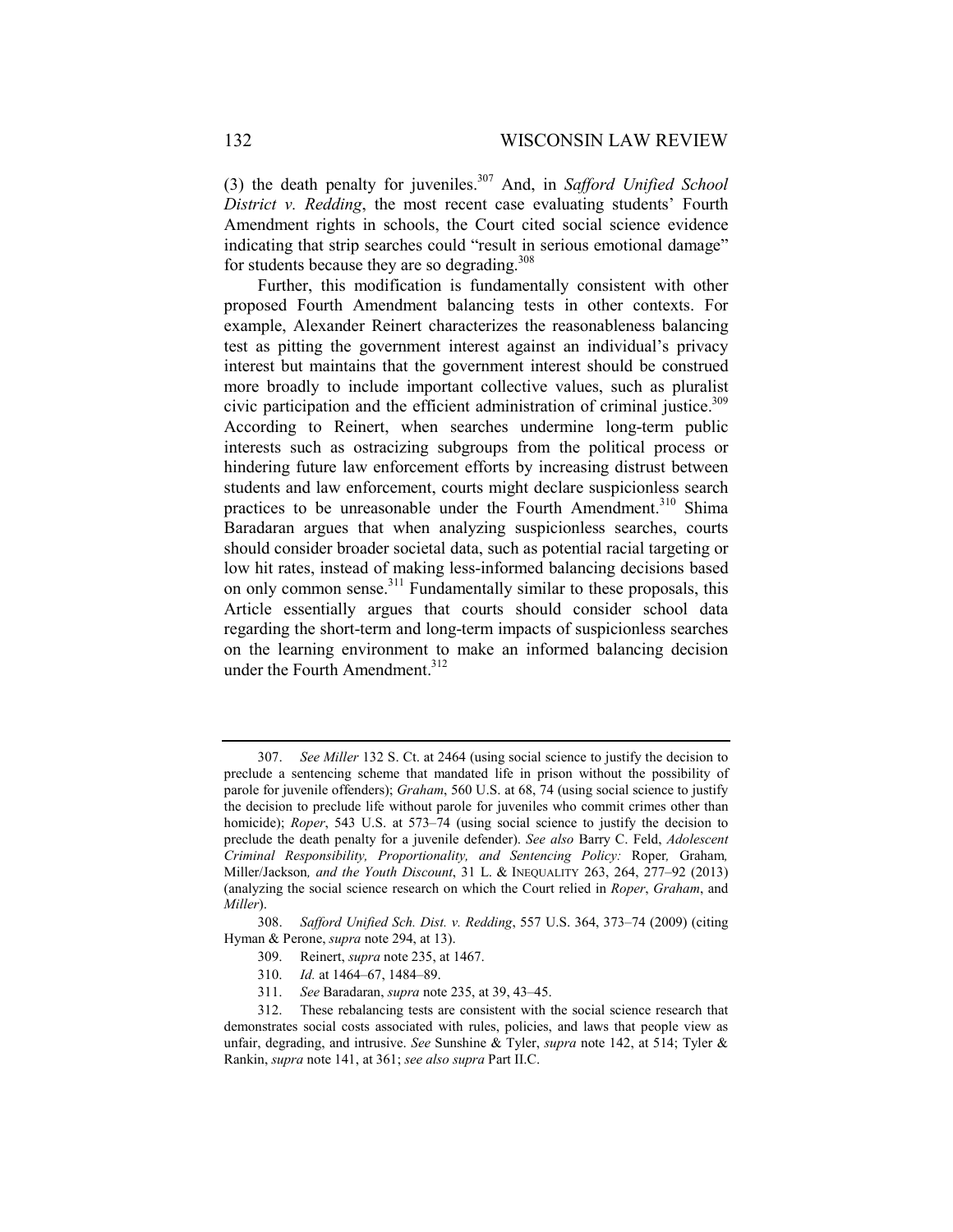(3) the death penalty for juveniles.[307] And, in *Safford Unified School District v. Redding*, the most recent case evaluating students' Fourth Amendment rights in schools, the Court cited social science evidence indicating that strip searches could "result in serious emotional damage" for students because they are so degrading.[308]

Further, this modification is fundamentally consistent with other proposed Fourth Amendment balancing tests in other contexts. For example, Alexander Reinert characterizes the reasonableness balancing test as pitting the government interest against an individual's privacy interest but maintains that the government interest should be construed more broadly to include important collective values, such as pluralist civic participation and the efficient administration of criminal justice.[309] According to Reinert, when searches undermine long-term public interests such as ostracizing subgroups from the political process or hindering future law enforcement efforts by increasing distrust between students and law enforcement, courts might declare suspicionless search practices to be unreasonable under the Fourth Amendment.[310] Shima Baradaran argues that when analyzing suspicionless searches, courts should consider broader societal data, such as potential racial targeting or low hit rates, instead of making less-informed balancing decisions based on only common sense.[311] Fundamentally similar to these proposals, this Article essentially argues that courts should consider school data regarding the short-term and long-term impacts of suspicionless searches on the learning environment to make an informed balancing decision under the Fourth Amendment.[312]

---

307. *See Miller* 132 S. Ct. at 2464 (using social science to justify the decision to preclude a sentencing scheme that mandated life in prison without the possibility of parole for juvenile offenders); *Graham*, 560 U.S. at 68, 74 (using social science to justify the decision to preclude life without parole for juveniles who commit crimes other than homicide); *Roper*, 543 U.S. at 573–74 (using social science to justify the decision to preclude the death penalty for a juvenile defender). *See also* Barry C. Feld, *Adolescent Criminal Responsibility, Proportionality, and Sentencing Policy:* Roper*,* Graham*,* Miller/Jackson*, and the Youth Discount*, 31 L. & INEQUALITY 263, 264, 277–92 (2013) (analyzing the social science research on which the Court relied in *Roper*, *Graham*, and *Miller*).

308. *Safford Unified Sch. Dist. v. Redding*, 557 U.S. 364, 373–74 (2009) (citing Hyman & Perone, *supra* note 294, at 13).

309. Reinert, *supra* note 235, at 1467.

310. *Id.* at 1464–67, 1484–89.

311. *See* Baradaran, *supra* note 235, at 39, 43–45.

312. These rebalancing tests are consistent with the social science research that demonstrates social costs associated with rules, policies, and laws that people view as unfair, degrading, and intrusive. *See* Sunshine & Tyler, *supra* note 142, at 514; Tyler & Rankin, *supra* note 141, at 361; *see also supra* Part II.C.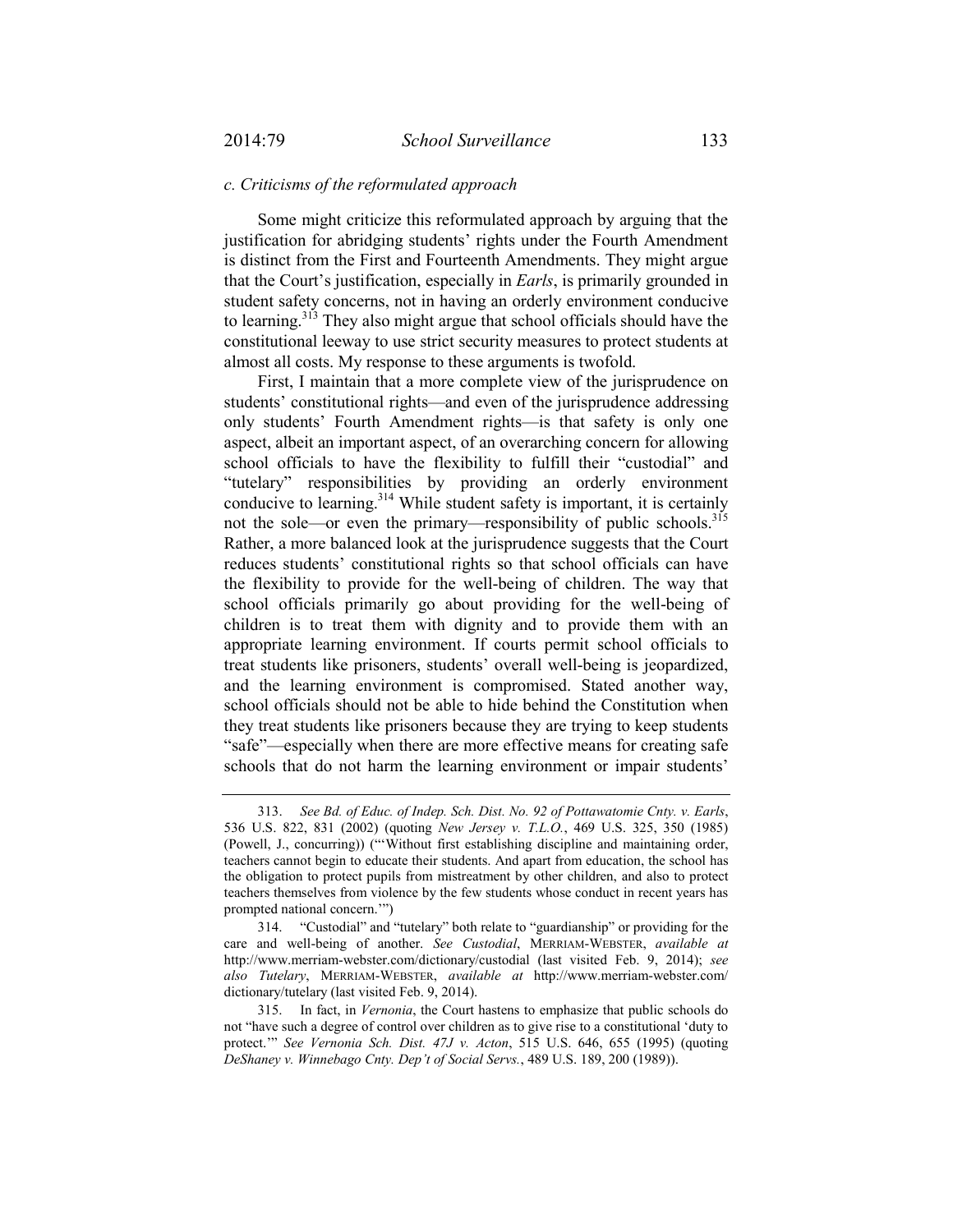### *c. Criticisms of the reformulated approach*

Some might criticize this reformulated approach by arguing that the justification for abridging students' rights under the Fourth Amendment is distinct from the First and Fourteenth Amendments. They might argue that the Court's justification, especially in *Earls*, is primarily grounded in student safety concerns, not in having an orderly environment conducive to learning.[313] They also might argue that school officials should have the constitutional leeway to use strict security measures to protect students at almost all costs. My response to these arguments is twofold.

First, I maintain that a more complete view of the jurisprudence on students' constitutional rights—and even of the jurisprudence addressing only students' Fourth Amendment rights—is that safety is only one aspect, albeit an important aspect, of an overarching concern for allowing school officials to have the flexibility to fulfill their "custodial" and "tutelary" responsibilities by providing an orderly environment conducive to learning.[314] While student safety is important, it is certainly not the sole—or even the primary—responsibility of public schools.[315] Rather, a more balanced look at the jurisprudence suggests that the Court reduces students' constitutional rights so that school officials can have the flexibility to provide for the well-being of children. The way that school officials primarily go about providing for the well-being of children is to treat them with dignity and to provide them with an appropriate learning environment. If courts permit school officials to treat students like prisoners, students' overall well-being is jeopardized, and the learning environment is compromised. Stated another way, school officials should not be able to hide behind the Constitution when they treat students like prisoners because they are trying to keep students "safe"—especially when there are more effective means for creating safe schools that do not harm the learning environment or impair students'

---

313. *See Bd. of Educ. of Indep. Sch. Dist. No. 92 of Pottawatomie Cnty. v. Earls*, 536 U.S. 822, 831 (2002) (quoting *New Jersey v. T.L.O.*, 469 U.S. 325, 350 (1985) (Powell, J., concurring)) ("'Without first establishing discipline and maintaining order, teachers cannot begin to educate their students. And apart from education, the school has the obligation to protect pupils from mistreatment by other children, and also to protect teachers themselves from violence by the few students whose conduct in recent years has prompted national concern.'")

314. "Custodial" and "tutelary" both relate to "guardianship" or providing for the care and well-being of another. *See Custodial*, MERRIAM-WEBSTER, *available at* http://www.merriam-webster.com/dictionary/custodial (last visited Feb. 9, 2014); *see also Tutelary*, MERRIAM-WEBSTER, *available at* http://www.merriam-webster.com/dictionary/tutelary (last visited Feb. 9, 2014).

315. In fact, in *Vernonia*, the Court hastens to emphasize that public schools do not "have such a degree of control over children as to give rise to a constitutional 'duty to protect.'" *See Vernonia Sch. Dist. 47J v. Acton*, 515 U.S. 646, 655 (1995) (quoting *DeShaney v. Winnebago Cnty. Dep't of Social Servs.*, 489 U.S. 189, 200 (1989)).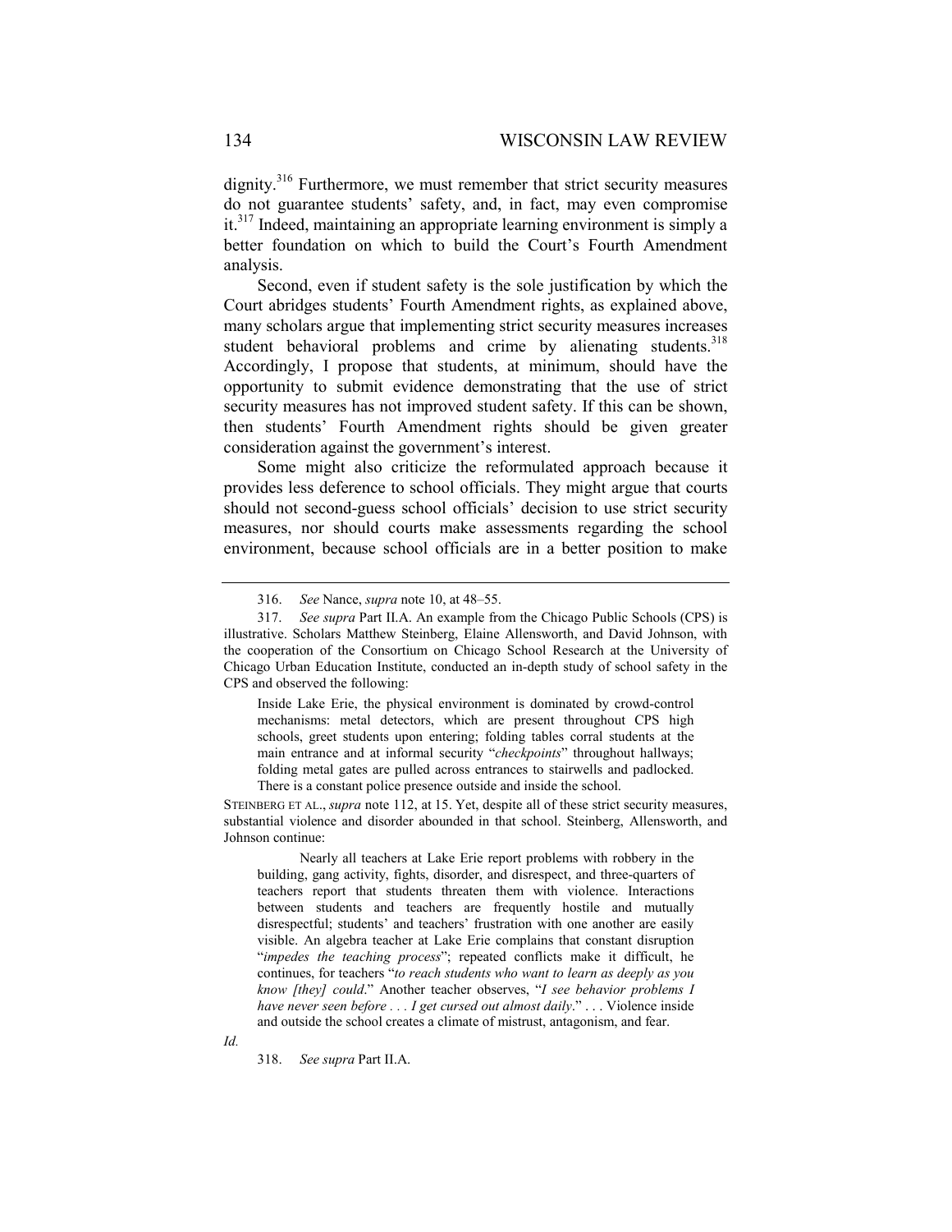dignity.[316] Furthermore, we must remember that strict security measures do not guarantee students' safety, and, in fact, may even compromise it.[317] Indeed, maintaining an appropriate learning environment is simply a better foundation on which to build the Court's Fourth Amendment analysis.

Second, even if student safety is the sole justification by which the Court abridges students' Fourth Amendment rights, as explained above, many scholars argue that implementing strict security measures increases student behavioral problems and crime by alienating students.[318] Accordingly, I propose that students, at minimum, should have the opportunity to submit evidence demonstrating that the use of strict security measures has not improved student safety. If this can be shown, then students' Fourth Amendment rights should be given greater consideration against the government's interest.

Some might also criticize the reformulated approach because it provides less deference to school officials. They might argue that courts should not second-guess school officials' decision to use strict security measures, nor should courts make assessments regarding the school environment, because school officials are in a better position to make

---

316. *See* Nance, *supra* note 10, at 48–55.

317. *See supra* Part II.A. An example from the Chicago Public Schools (CPS) is illustrative. Scholars Matthew Steinberg, Elaine Allensworth, and David Johnson, with the cooperation of the Consortium on Chicago School Research at the University of Chicago Urban Education Institute, conducted an in-depth study of school safety in the CPS and observed the following:

> Inside Lake Erie, the physical environment is dominated by crowd-control mechanisms: metal detectors, which are present throughout CPS high schools, greet students upon entering; folding tables corral students at the main entrance and at informal security "*checkpoints*" throughout hallways; folding metal gates are pulled across entrances to stairwells and padlocked. There is a constant police presence outside and inside the school.

STEINBERG ET AL., *supra* note 112, at 15. Yet, despite all of these strict security measures, substantial violence and disorder abounded in that school. Steinberg, Allensworth, and Johnson continue:

> Nearly all teachers at Lake Erie report problems with robbery in the building, gang activity, fights, disorder, and disrespect, and three-quarters of teachers report that students threaten them with violence. Interactions between students and teachers are frequently hostile and mutually disrespectful; students' and teachers' frustration with one another are easily visible. An algebra teacher at Lake Erie complains that constant disruption "*impedes the teaching process*"; repeated conflicts make it difficult, he continues, for teachers "*to reach students who want to learn as deeply as you know [they] could*." Another teacher observes, "*I see behavior problems I have never seen before . . . I get cursed out almost daily*." . . . Violence inside and outside the school creates a climate of mistrust, antagonism, and fear.

*Id.*

318. *See supra* Part II.A.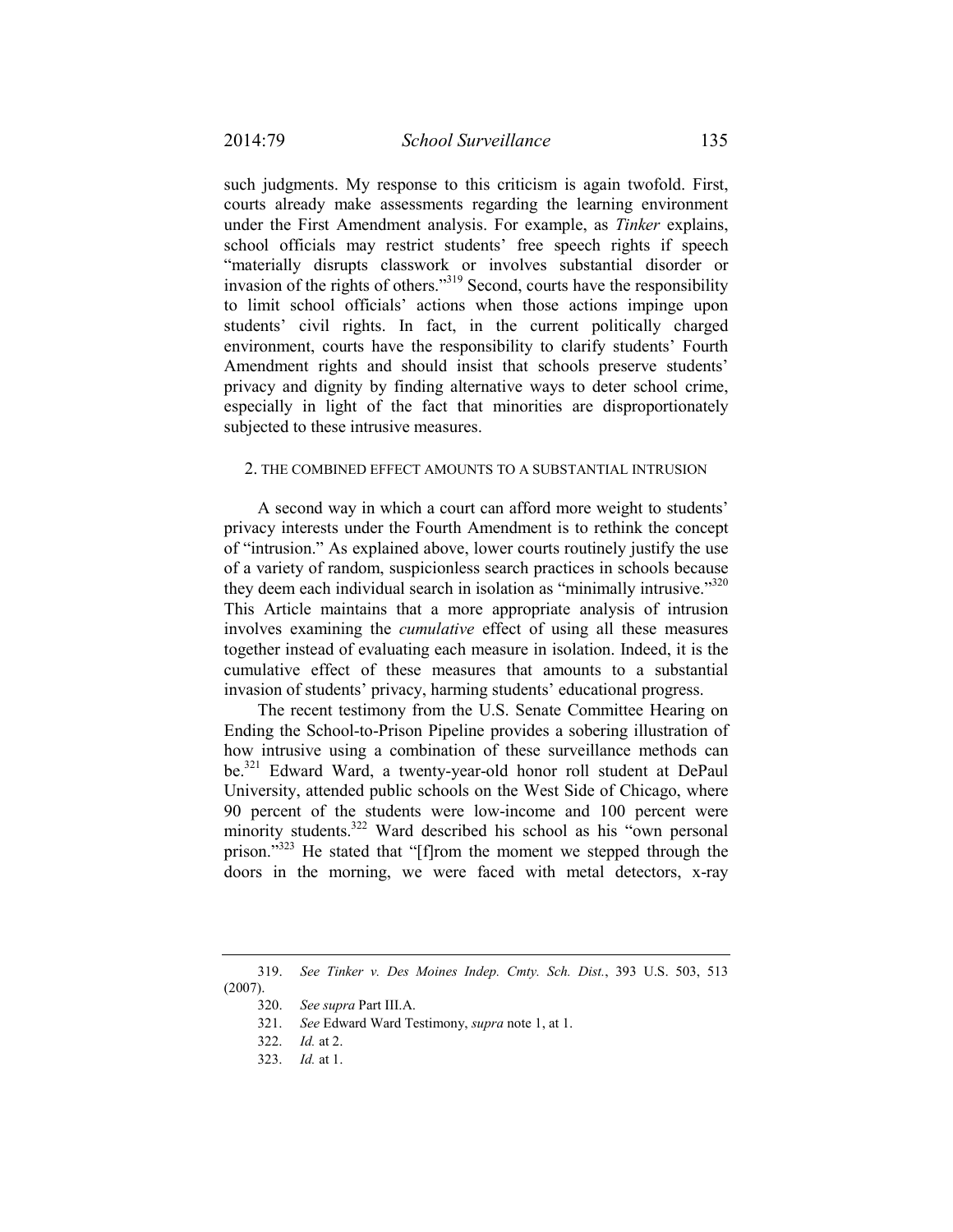such judgments. My response to this criticism is again twofold. First, courts already make assessments regarding the learning environment under the First Amendment analysis. For example, as *Tinker* explains, school officials may restrict students' free speech rights if speech "materially disrupts classwork or involves substantial disorder or invasion of the rights of others."[319] Second, courts have the responsibility to limit school officials' actions when those actions impinge upon students' civil rights. In fact, in the current politically charged environment, courts have the responsibility to clarify students' Fourth Amendment rights and should insist that schools preserve students' privacy and dignity by finding alternative ways to deter school crime, especially in light of the fact that minorities are disproportionately subjected to these intrusive measures.

### 2. THE COMBINED EFFECT AMOUNTS TO A SUBSTANTIAL INTRUSION

A second way in which a court can afford more weight to students' privacy interests under the Fourth Amendment is to rethink the concept of "intrusion." As explained above, lower courts routinely justify the use of a variety of random, suspicionless search practices in schools because they deem each individual search in isolation as "minimally intrusive."[320] This Article maintains that a more appropriate analysis of intrusion involves examining the *cumulative* effect of using all these measures together instead of evaluating each measure in isolation. Indeed, it is the cumulative effect of these measures that amounts to a substantial invasion of students' privacy, harming students' educational progress.

The recent testimony from the U.S. Senate Committee Hearing on Ending the School-to-Prison Pipeline provides a sobering illustration of how intrusive using a combination of these surveillance methods can be.[321] Edward Ward, a twenty-year-old honor roll student at DePaul University, attended public schools on the West Side of Chicago, where 90 percent of the students were low-income and 100 percent were minority students.[322] Ward described his school as his "own personal prison."[323] He stated that "[f]rom the moment we stepped through the doors in the morning, we were faced with metal detectors, x-ray

---

319. *See Tinker v. Des Moines Indep. Cmty. Sch. Dist.*, 393 U.S. 503, 513 (2007).

320. *See supra* Part III.A.

321. *See* Edward Ward Testimony, *supra* note 1, at 1.

322. *Id.* at 2.

323. *Id.* at 1.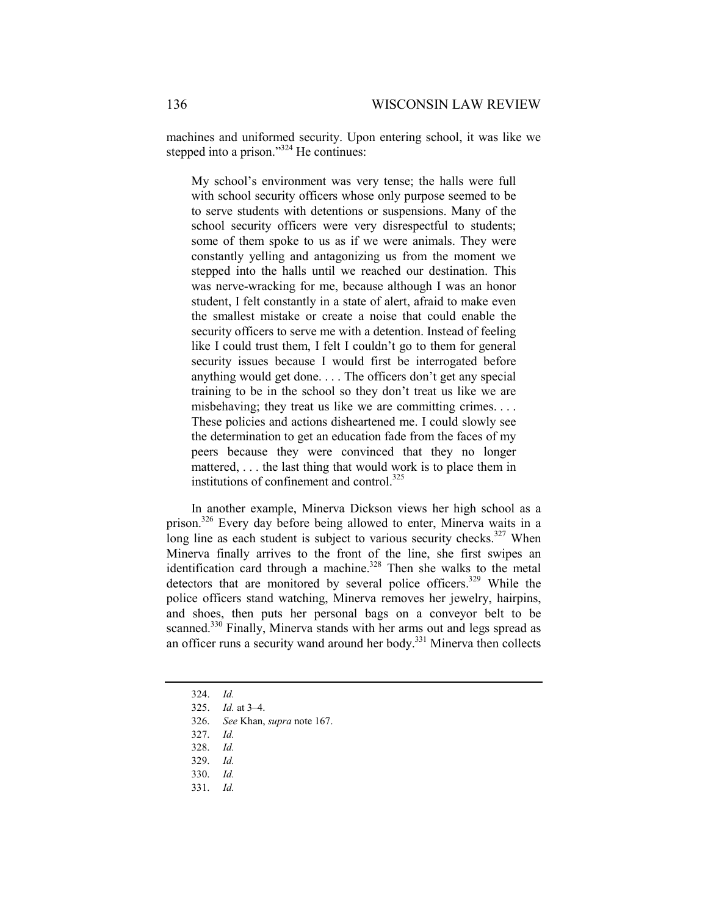machines and uniformed security. Upon entering school, it was like we stepped into a prison."[324] He continues:

> My school's environment was very tense; the halls were full with school security officers whose only purpose seemed to be to serve students with detentions or suspensions. Many of the school security officers were very disrespectful to students; some of them spoke to us as if we were animals. They were constantly yelling and antagonizing us from the moment we stepped into the halls until we reached our destination. This was nerve-wracking for me, because although I was an honor student, I felt constantly in a state of alert, afraid to make even the smallest mistake or create a noise that could enable the security officers to serve me with a detention. Instead of feeling like I could trust them, I felt I couldn't go to them for general security issues because I would first be interrogated before anything would get done. . . . The officers don't get any special training to be in the school so they don't treat us like we are misbehaving; they treat us like we are committing crimes. . . . These policies and actions disheartened me. I could slowly see the determination to get an education fade from the faces of my peers because they were convinced that they no longer mattered, . . . the last thing that would work is to place them in institutions of confinement and control.[325]

In another example, Minerva Dickson views her high school as a prison.[326] Every day before being allowed to enter, Minerva waits in a long line as each student is subject to various security checks.[327] When Minerva finally arrives to the front of the line, she first swipes an identification card through a machine.[328] Then she walks to the metal detectors that are monitored by several police officers.[329] While the police officers stand watching, Minerva removes her jewelry, hairpins, and shoes, then puts her personal bags on a conveyor belt to be scanned.[330] Finally, Minerva stands with her arms out and legs spread as an officer runs a security wand around her body.[331] Minerva then collects

---

324. *Id.*

325. *Id.* at 3–4.

326. *See* Khan, *supra* note 167.

327. *Id.*

328. *Id.*

329. *Id.*

330. *Id.*

331. *Id.*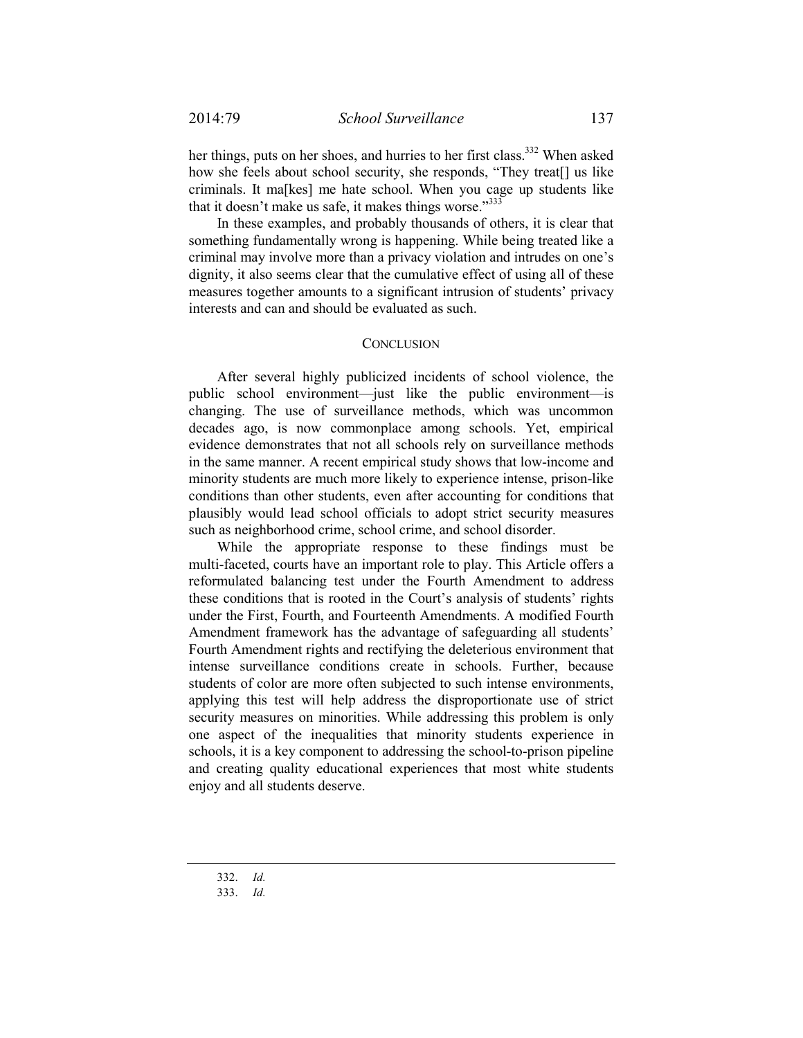her things, puts on her shoes, and hurries to her first class.[332] When asked how she feels about school security, she responds, "They treat[] us like criminals. It ma[kes] me hate school. When you cage up students like that it doesn't make us safe, it makes things worse."[333]

In these examples, and probably thousands of others, it is clear that something fundamentally wrong is happening. While being treated like a criminal may involve more than a privacy violation and intrudes on one's dignity, it also seems clear that the cumulative effect of using all of these measures together amounts to a significant intrusion of students' privacy interests and can and should be evaluated as such.

## CONCLUSION

After several highly publicized incidents of school violence, the public school environment—just like the public environment—is changing. The use of surveillance methods, which was uncommon decades ago, is now commonplace among schools. Yet, empirical evidence demonstrates that not all schools rely on surveillance methods in the same manner. A recent empirical study shows that low-income and minority students are much more likely to experience intense, prison-like conditions than other students, even after accounting for conditions that plausibly would lead school officials to adopt strict security measures such as neighborhood crime, school crime, and school disorder.

While the appropriate response to these findings must be multi-faceted, courts have an important role to play. This Article offers a reformulated balancing test under the Fourth Amendment to address these conditions that is rooted in the Court's analysis of students' rights under the First, Fourth, and Fourteenth Amendments. A modified Fourth Amendment framework has the advantage of safeguarding all students' Fourth Amendment rights and rectifying the deleterious environment that intense surveillance conditions create in schools. Further, because students of color are more often subjected to such intense environments, applying this test will help address the disproportionate use of strict security measures on minorities. While addressing this problem is only one aspect of the inequalities that minority students experience in schools, it is a key component to addressing the school-to-prison pipeline and creating quality educational experiences that most white students enjoy and all students deserve.

---

332. *Id.*

333. *Id.*